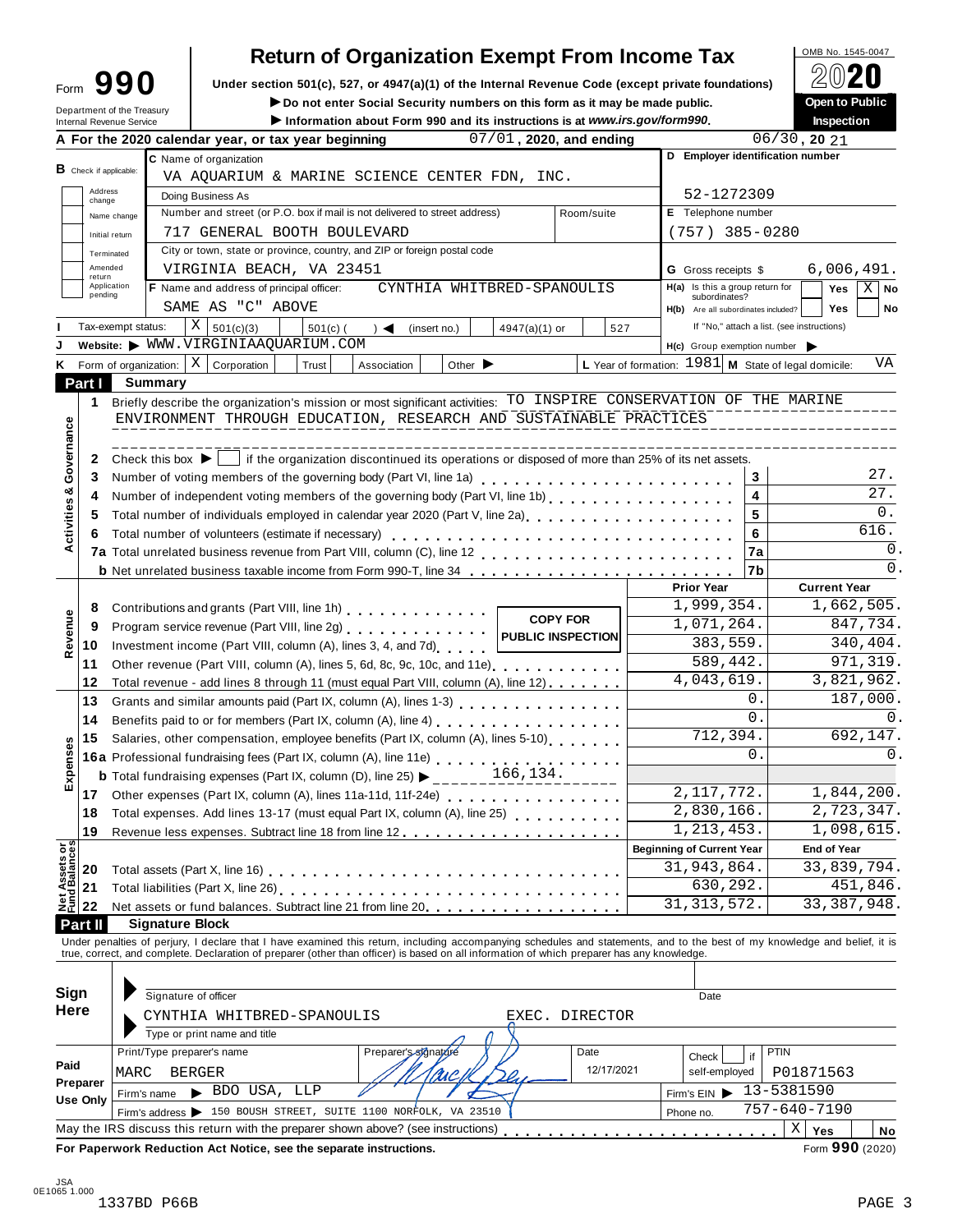Form **990**

Department of the Treasury
Internal Revenue Service

# Return of Organization Exempt From Income Tax

**Under section 501(c), 527, or 4947(a)(1) of the Internal Revenue Code (except private foundations)**

▶ Do not enter Social Security numbers on this form as it may be made public.

▶ Information about Form 990 and its instructions is at *www.irs.gov/form990*.

OMB No. 1545-0047

**2020**

**Open to Public Inspection**

**A** For the 2020 calendar year, or tax year beginning 07/01, 2020, and ending 06/30, 20 21

**B** Check if applicable: Address change | Name change | Initial return | Terminated | Amended return | Application pending

**C** Name of organization: VA AQUARIUM & MARINE SCIENCE CENTER FDN, INC.

Doing Business As

Number and street (or P.O. box if mail is not delivered to street address): 717 GENERAL BOOTH BOULEVARD | Room/suite

City or town, state or province, country, and ZIP or foreign postal code: VIRGINIA BEACH, VA 23451

**D** Employer identification number: 52-1272309

**E** Telephone number: (757) 385-0280

**G** Gross receipts $ 6,006,491.

**F** Name and address of principal officer: CYNTHIA WHITBRED-SPANOULIS, SAME AS "C" ABOVE

**H(a)** Is this a group return for subordinates? Yes [ ] No [X]

**H(b)** Are all subordinates included? Yes [ ] No [ ]
If "No," attach a list. (see instructions)

**I** Tax-exempt status: [X] 501(c)(3) [ ] 501(c) ( ) ◀ (insert no.) [ ] 4947(a)(1) or [ ] 527

**J** Website: ▶ WWW.VIRGINIAAQUARIUM.COM

**H(c)** Group exemption number ▶

**K** Form of organization: [X] Corporation [ ] Trust [ ] Association [ ] Other ▶

**L** Year of formation: 1981 **M** State of legal domicile: VA

## Part I Summary

**Activities & Governance**

1 Briefly describe the organization's mission or most significant activities: TO INSPIRE CONSERVATION OF THE MARINE ENVIRONMENT THROUGH EDUCATION, RESEARCH AND SUSTAINABLE PRACTICES

2 Check this box ▶ [ ] if the organization discontinued its operations or disposed of more than 25% of its net assets.

| | | | |
|---|---|---|---|
| 3 | Number of voting members of the governing body (Part VI, line 1a) | 3 | 27. |
| 4 | Number of independent voting members of the governing body (Part VI, line 1b) | 4 | 27. |
| 5 | Total number of individuals employed in calendar year 2020 (Part V, line 2a) | 5 | 0. |
| 6 | Total number of volunteers (estimate if necessary) | 6 | 616. |
| 7a | Total unrelated business revenue from Part VIII, column (C), line 12 | 7a | 0. |
| b | Net unrelated business taxable income from Form 990-T, line 34 | 7b | 0. |

**Revenue**

| | | Prior Year | Current Year |
|---|---|---|---|
| 8 | Contributions and grants (Part VIII, line 1h) | 1,999,354. | 1,662,505. |
| 9 | Program service revenue (Part VIII, line 2g) | 1,071,264. | 847,734. |
| 10 | Investment income (Part VIII, column (A), lines 3, 4, and 7d) | 383,559. | 340,404. |
| 11 | Other revenue (Part VIII, column (A), lines 5, 6d, 8c, 9c, 10c, and 11e) | 589,442. | 971,319. |
| 12 | Total revenue - add lines 8 through 11 (must equal Part VIII, column (A), line 12) | 4,043,619. | 3,821,962. |

**Expenses**

| | | Prior Year | Current Year |
|---|---|---|---|
| 13 | Grants and similar amounts paid (Part IX, column (A), lines 1-3) | 0. | 187,000. |
| 14 | Benefits paid to or for members (Part IX, column (A), line 4) | 0. | 0. |
| 15 | Salaries, other compensation, employee benefits (Part IX, column (A), lines 5-10) | 712,394. | 692,147. |
| 16a | Professional fundraising fees (Part IX, column (A), line 11e) | 0. | 0. |
| b | Total fundraising expenses (Part IX, column (D), line 25) ▶ 166,134. | | |
| 17 | Other expenses (Part IX, column (A), lines 11a-11d, 11f-24e) | 2,117,772. | 1,844,200. |
| 18 | Total expenses. Add lines 13-17 (must equal Part IX, column (A), line 25) | 2,830,166. | 2,723,347. |
| 19 | Revenue less expenses. Subtract line 18 from line 12 | 1,213,453. | 1,098,615. |

**Net Assets or Fund Balances**

| | | Beginning of Current Year | End of Year |
|---|---|---|---|
| 20 | Total assets (Part X, line 16) | 31,943,864. | 33,839,794. |
| 21 | Total liabilities (Part X, line 26) | 630,292. | 451,846. |
| 22 | Net assets or fund balances. Subtract line 21 from line 20 | 31,313,572. | 33,387,948. |

## Part II Signature Block

Under penalties of perjury, I declare that I have examined this return, including accompanying schedules and statements, and to the best of my knowledge and belief, it is true, correct, and complete. Declaration of preparer (other than officer) is based on all information of which preparer has any knowledge.

**Sign Here**

Signature of officer | Date

CYNTHIA WHITBRED-SPANOULIS EXEC. DIRECTOR
Type or print name and title

**Paid Preparer Use Only**

| Print/Type preparer's name | Preparer's signature | Date | Check [ ] if self-employed | PTIN |
|---|---|---|---|---|
| MARC BERGER | | 12/17/2021 | | P01871563 |

Firm's name ▶ BDO USA, LLP | Firm's EIN ▶ 13-5381590

Firm's address ▶ 150 BOUSH STREET, SUITE 1100 NORFOLK, VA 23510 | Phone no. 757-640-7190

May the IRS discuss this return with the preparer shown above? (see instructions) [X] Yes [ ] No

**For Paperwork Reduction Act Notice, see the separate instructions.** Form **990** (2020)

JSA
0E1065 1.000
1337BD P66B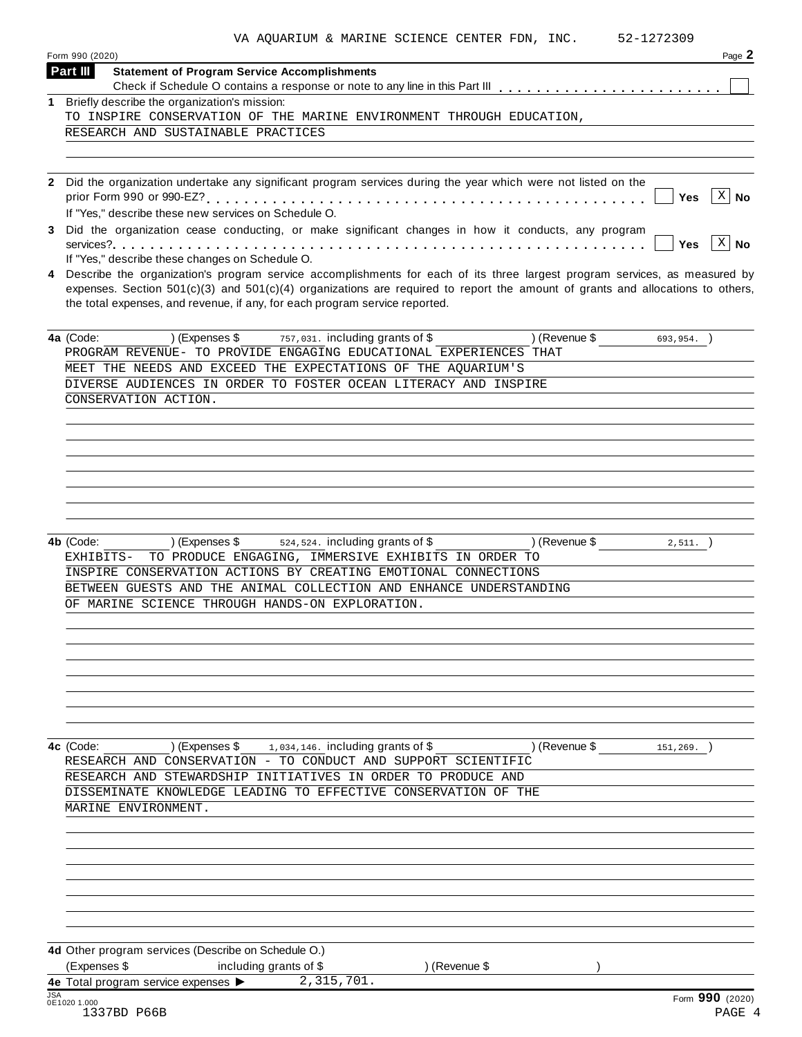VA AQUARIUM & MARINE SCIENCE CENTER FDN, INC. 52-1272309

Form 990 (2020) Page **2**

## Part III Statement of Program Service Accomplishments

Check if Schedule O contains a response or note to any line in this Part III [ ]

**1** Briefly describe the organization's mission:

TO INSPIRE CONSERVATION OF THE MARINE ENVIRONMENT THROUGH EDUCATION, RESEARCH AND SUSTAINABLE PRACTICES

**2** Did the organization undertake any significant program services during the year which were not listed on the prior Form 990 or 990-EZ? [ ] Yes [X] No

If "Yes," describe these new services on Schedule O.

**3** Did the organization cease conducting, or make significant changes in how it conducts, any program services? [ ] Yes [X] No

If "Yes," describe these changes on Schedule O.

**4** Describe the organization's program service accomplishments for each of its three largest program services, as measured by expenses. Section 501(c)(3) and 501(c)(4) organizations are required to report the amount of grants and allocations to others, the total expenses, and revenue, if any, for each program service reported.

**4a** (Code: ) (Expenses $ 757,031. including grants of $ ) (Revenue $ 693,954. )

PROGRAM REVENUE- TO PROVIDE ENGAGING EDUCATIONAL EXPERIENCES THAT MEET THE NEEDS AND EXCEED THE EXPECTATIONS OF THE AQUARIUM'S DIVERSE AUDIENCES IN ORDER TO FOSTER OCEAN LITERACY AND INSPIRE CONSERVATION ACTION.

**4b** (Code: ) (Expenses $ 524,524. including grants of $ ) (Revenue $ 2,511. )

EXHIBITS- TO PRODUCE ENGAGING, IMMERSIVE EXHIBITS IN ORDER TO INSPIRE CONSERVATION ACTIONS BY CREATING EMOTIONAL CONNECTIONS BETWEEN GUESTS AND THE ANIMAL COLLECTION AND ENHANCE UNDERSTANDING OF MARINE SCIENCE THROUGH HANDS-ON EXPLORATION.

**4c** (Code: ) (Expenses $ 1,034,146. including grants of $ ) (Revenue $ 151,269. )

RESEARCH AND CONSERVATION - TO CONDUCT AND SUPPORT SCIENTIFIC RESEARCH AND STEWARDSHIP INITIATIVES IN ORDER TO PRODUCE AND DISSEMINATE KNOWLEDGE LEADING TO EFFECTIVE CONSERVATION OF THE MARINE ENVIRONMENT.

**4d** Other program services (Describe on Schedule O.)

(Expenses $ including grants of $ ) (Revenue $ )

**4e** Total program service expenses ▶ 2,315,701.

Form **990** (2020)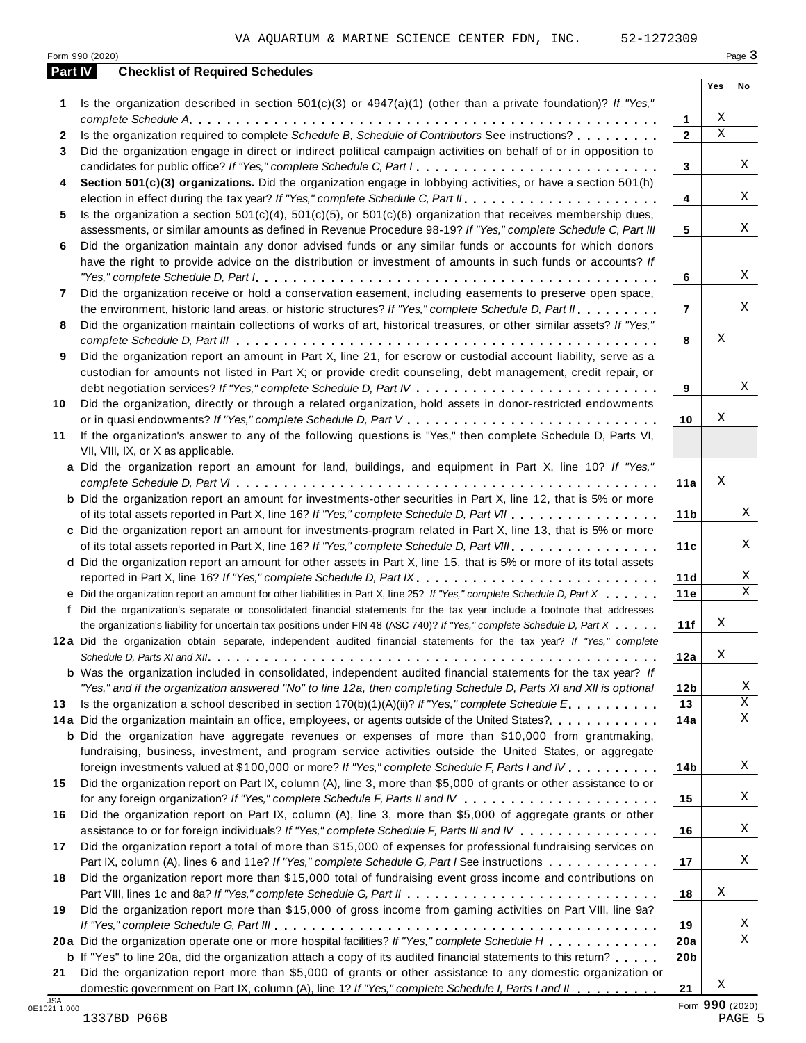VA AQUARIUM & MARINE SCIENCE CENTER FDN, INC. 52-1272309

## Part IV Checklist of Required Schedules

| | | Line | Yes | No |
|---|---|---|---|---|
| 1 | Is the organization described in section 501(c)(3) or 4947(a)(1) (other than a private foundation)? *If "Yes," complete Schedule A* | 1 | X | |
| 2 | Is the organization required to complete *Schedule B, Schedule of Contributors* See instructions? | 2 | X | |
| 3 | Did the organization engage in direct or indirect political campaign activities on behalf of or in opposition to candidates for public office? *If "Yes," complete Schedule C, Part I* | 3 | | X |
| 4 | **Section 501(c)(3) organizations.** Did the organization engage in lobbying activities, or have a section 501(h) election in effect during the tax year? *If "Yes," complete Schedule C, Part II* | 4 | | X |
| 5 | Is the organization a section 501(c)(4), 501(c)(5), or 501(c)(6) organization that receives membership dues, assessments, or similar amounts as defined in Revenue Procedure 98-19? *If "Yes," complete Schedule C, Part III* | 5 | | X |
| 6 | Did the organization maintain any donor advised funds or any similar funds or accounts for which donors have the right to provide advice on the distribution or investment of amounts in such funds or accounts? *If "Yes," complete Schedule D, Part I* | 6 | | X |
| 7 | Did the organization receive or hold a conservation easement, including easements to preserve open space, the environment, historic land areas, or historic structures? *If "Yes," complete Schedule D, Part II* | 7 | | X |
| 8 | Did the organization maintain collections of works of art, historical treasures, or other similar assets? *If "Yes," complete Schedule D, Part III* | 8 | X | |
| 9 | Did the organization report an amount in Part X, line 21, for escrow or custodial account liability, serve as a custodian for amounts not listed in Part X; or provide credit counseling, debt management, credit repair, or debt negotiation services? *If "Yes," complete Schedule D, Part IV* | 9 | | X |
| 10 | Did the organization, directly or through a related organization, hold assets in donor-restricted endowments or in quasi endowments? *If "Yes," complete Schedule D, Part V* | 10 | X | |
| 11 | If the organization's answer to any of the following questions is "Yes," then complete Schedule D, Parts VI, VII, VIII, IX, or X as applicable. | | | |
| a | Did the organization report an amount for land, buildings, and equipment in Part X, line 10? *If "Yes," complete Schedule D, Part VI* | 11a | X | |
| b | Did the organization report an amount for investments-other securities in Part X, line 12, that is 5% or more of its total assets reported in Part X, line 16? *If "Yes," complete Schedule D, Part VII* | 11b | | X |
| c | Did the organization report an amount for investments-program related in Part X, line 13, that is 5% or more of its total assets reported in Part X, line 16? *If "Yes," complete Schedule D, Part VIII* | 11c | | X |
| d | Did the organization report an amount for other assets in Part X, line 15, that is 5% or more of its total assets reported in Part X, line 16? *If "Yes," complete Schedule D, Part IX* | 11d | | X |
| e | Did the organization report an amount for other liabilities in Part X, line 25? *If "Yes," complete Schedule D, Part X* | 11e | | X |
| f | Did the organization's separate or consolidated financial statements for the tax year include a footnote that addresses the organization's liability for uncertain tax positions under FIN 48 (ASC 740)? *If "Yes," complete Schedule D, Part X* | 11f | X | |
| 12a | Did the organization obtain separate, independent audited financial statements for the tax year? *If "Yes," complete Schedule D, Parts XI and XII* | 12a | X | |
| b | Was the organization included in consolidated, independent audited financial statements for the tax year? *If "Yes," and if the organization answered "No" to line 12a, then completing Schedule D, Parts XI and XII is optional* | 12b | | X |
| 13 | Is the organization a school described in section 170(b)(1)(A)(ii)? *If "Yes," complete Schedule E* | 13 | | X |
| 14a | Did the organization maintain an office, employees, or agents outside of the United States? | 14a | | X |
| b | Did the organization have aggregate revenues or expenses of more than $10,000 from grantmaking, fundraising, business, investment, and program service activities outside the United States, or aggregate foreign investments valued at $100,000 or more? *If "Yes," complete Schedule F, Parts I and IV* | 14b | | X |
| 15 | Did the organization report on Part IX, column (A), line 3, more than $5,000 of grants or other assistance to or for any foreign organization? *If "Yes," complete Schedule F, Parts II and IV* | 15 | | X |
| 16 | Did the organization report on Part IX, column (A), line 3, more than $5,000 of aggregate grants or other assistance to or for foreign individuals? *If "Yes," complete Schedule F, Parts III and IV* | 16 | | X |
| 17 | Did the organization report a total of more than $15,000 of expenses for professional fundraising services on Part IX, column (A), lines 6 and 11e? *If "Yes," complete Schedule G, Part I* See instructions | 17 | | X |
| 18 | Did the organization report more than $15,000 total of fundraising event gross income and contributions on Part VIII, lines 1c and 8a? *If "Yes," complete Schedule G, Part II* | 18 | X | |
| 19 | Did the organization report more than $15,000 of gross income from gaming activities on Part VIII, line 9a? *If "Yes," complete Schedule G, Part III* | 19 | | X |
| 20a | Did the organization operate one or more hospital facilities? *If "Yes," complete Schedule H* | 20a | | X |
| b | If "Yes" to line 20a, did the organization attach a copy of its audited financial statements to this return? | 20b | | |
| 21 | Did the organization report more than $5,000 of grants or other assistance to any domestic organization or domestic government on Part IX, column (A), line 1? *If "Yes," complete Schedule I, Parts I and II* | 21 | X | |

Form **990** (2020)

1337BD P66B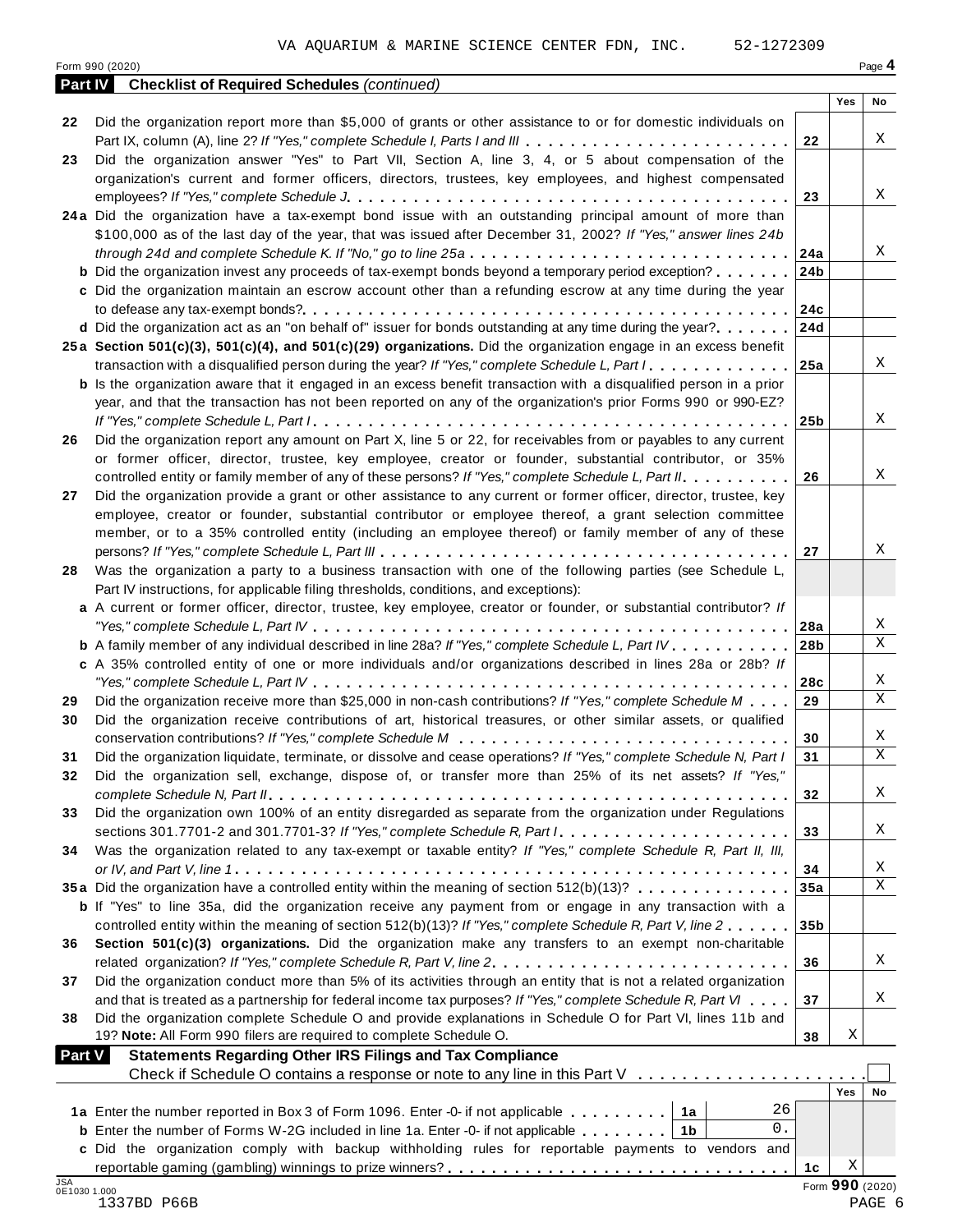VA AQUARIUM & MARINE SCIENCE CENTER FDN, INC. 52-1272309

Form 990 (2020)

## Part IV Checklist of Required Schedules *(continued)*

| | | | Yes | No |
|---|---|---|---|---|
| 22 | Did the organization report more than $5,000 of grants or other assistance to or for domestic individuals on Part IX, column (A), line 2? *If "Yes," complete Schedule I, Parts I and III* | 22 | | X |
| 23 | Did the organization answer "Yes" to Part VII, Section A, line 3, 4, or 5 about compensation of the organization's current and former officers, directors, trustees, key employees, and highest compensated employees? *If "Yes," complete Schedule J* | 23 | | X |
| 24a | Did the organization have a tax-exempt bond issue with an outstanding principal amount of more than $100,000 as of the last day of the year, that was issued after December 31, 2002? *If "Yes," answer lines 24b through 24d and complete Schedule K. If "No," go to line 25a* | 24a | | X |
| b | Did the organization invest any proceeds of tax-exempt bonds beyond a temporary period exception? | 24b | | |
| c | Did the organization maintain an escrow account other than a refunding escrow at any time during the year to defease any tax-exempt bonds? | 24c | | |
| d | Did the organization act as an "on behalf of" issuer for bonds outstanding at any time during the year? | 24d | | |
| 25a | **Section 501(c)(3), 501(c)(4), and 501(c)(29) organizations.** Did the organization engage in an excess benefit transaction with a disqualified person during the year? *If "Yes," complete Schedule L, Part I* | 25a | | X |
| b | Is the organization aware that it engaged in an excess benefit transaction with a disqualified person in a prior year, and that the transaction has not been reported on any of the organization's prior Forms 990 or 990-EZ? *If "Yes," complete Schedule L, Part I* | 25b | | X |
| 26 | Did the organization report any amount on Part X, line 5 or 22, for receivables from or payables to any current or former officer, director, trustee, key employee, creator or founder, substantial contributor, or 35% controlled entity or family member of any of these persons? *If "Yes," complete Schedule L, Part II* | 26 | | X |
| 27 | Did the organization provide a grant or other assistance to any current or former officer, director, trustee, key employee, creator or founder, substantial contributor or employee thereof, a grant selection committee member, or to a 35% controlled entity (including an employee thereof) or family member of any of these persons? *If "Yes," complete Schedule L, Part III* | 27 | | X |
| 28 | Was the organization a party to a business transaction with one of the following parties (see Schedule L, Part IV instructions, for applicable filing thresholds, conditions, and exceptions): | | | |
| a | A current or former officer, director, trustee, key employee, creator or founder, or substantial contributor? *If "Yes," complete Schedule L, Part IV* | 28a | | X |
| b | A family member of any individual described in line 28a? *If "Yes," complete Schedule L, Part IV* | 28b | | X |
| c | A 35% controlled entity of one or more individuals and/or organizations described in lines 28a or 28b? *If "Yes," complete Schedule L, Part IV* | 28c | | X |
| 29 | Did the organization receive more than $25,000 in non-cash contributions? *If "Yes," complete Schedule M* | 29 | | X |
| 30 | Did the organization receive contributions of art, historical treasures, or other similar assets, or qualified conservation contributions? *If "Yes," complete Schedule M* | 30 | | X |
| 31 | Did the organization liquidate, terminate, or dissolve and cease operations? *If "Yes," complete Schedule N, Part I* | 31 | | X |
| 32 | Did the organization sell, exchange, dispose of, or transfer more than 25% of its net assets? *If "Yes," complete Schedule N, Part II* | 32 | | X |
| 33 | Did the organization own 100% of an entity disregarded as separate from the organization under Regulations sections 301.7701-2 and 301.7701-3? *If "Yes," complete Schedule R, Part I* | 33 | | X |
| 34 | Was the organization related to any tax-exempt or taxable entity? *If "Yes," complete Schedule R, Part II, III, or IV, and Part V, line 1* | 34 | | X |
| 35a | Did the organization have a controlled entity within the meaning of section 512(b)(13)? | 35a | | X |
| b | If "Yes" to line 35a, did the organization receive any payment from or engage in any transaction with a controlled entity within the meaning of section 512(b)(13)? *If "Yes," complete Schedule R, Part V, line 2* | 35b | | |
| 36 | **Section 501(c)(3) organizations.** Did the organization make any transfers to an exempt non-charitable related organization? *If "Yes," complete Schedule R, Part V, line 2* | 36 | | X |
| 37 | Did the organization conduct more than 5% of its activities through an entity that is not a related organization and that is treated as a partnership for federal income tax purposes? *If "Yes," complete Schedule R, Part VI* | 37 | | X |
| 38 | Did the organization complete Schedule O and provide explanations in Schedule O for Part VI, lines 11b and 19? **Note:** All Form 990 filers are required to complete Schedule O. | 38 | X | |

## Part V Statements Regarding Other IRS Filings and Tax Compliance

Check if Schedule O contains a response or note to any line in this Part V ☐

| | | | | | Yes | No |
|---|---|---|---|---|---|---|
| 1a | Enter the number reported in Box 3 of Form 1096. Enter -0- if not applicable | 1a | 26 | | | |
| b | Enter the number of Forms W-2G included in line 1a. Enter -0- if not applicable | 1b | 0. | | | |
| c | Did the organization comply with backup withholding rules for reportable payments to vendors and reportable gaming (gambling) winnings to prize winners? | | | 1c | X | |

Form **990** (2020)

1337BD P66B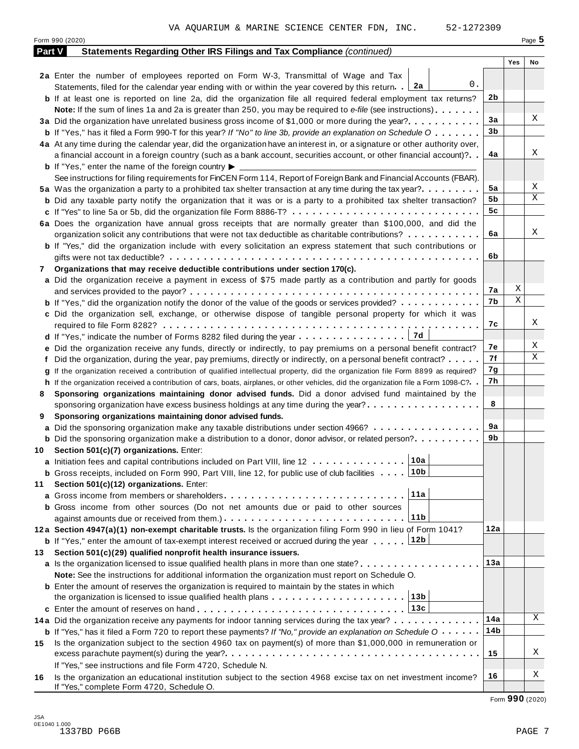VA AQUARIUM & MARINE SCIENCE CENTER FDN, INC. 52-1272309

Form 990 (2020)

## Part V Statements Regarding Other IRS Filings and Tax Compliance *(continued)*

| | | | Yes | No |
|---|---|---|---|---|
| **2a** | Enter the number of employees reported on Form W-3, Transmittal of Wage and Tax Statements, filed for the calendar year ending with or within the year covered by this return. . **2a** 0. | | | |
| **b** | If at least one is reported on line 2a, did the organization file all required federal employment tax returns? | 2b | | |
| | **Note:** If the sum of lines 1a and 2a is greater than 250, you may be required to *e-file* (see instructions) | | | |
| **3a** | Did the organization have unrelated business gross income of $1,000 or more during the year? | 3a | | X |
| **b** | If "Yes," has it filed a Form 990-T for this year? *If "No" to line 3b, provide an explanation on Schedule O* | 3b | | |
| **4a** | At any time during the calendar year, did the organization have an interest in, or a signature or other authority over, a financial account in a foreign country (such as a bank account, securities account, or other financial account)? | 4a | | X |
| **b** | If "Yes," enter the name of the foreign country ▶ | | | |
| | See instructions for filing requirements for FinCEN Form 114, Report of Foreign Bank and Financial Accounts (FBAR). | | | |
| **5a** | Was the organization a party to a prohibited tax shelter transaction at any time during the tax year? | 5a | | X |
| **b** | Did any taxable party notify the organization that it was or is a party to a prohibited tax shelter transaction? | 5b | | X |
| **c** | If "Yes" to line 5a or 5b, did the organization file Form 8886-T? | 5c | | |
| **6a** | Does the organization have annual gross receipts that are normally greater than $100,000, and did the organization solicit any contributions that were not tax deductible as charitable contributions? | 6a | | X |
| **b** | If "Yes," did the organization include with every solicitation an express statement that such contributions or gifts were not tax deductible? | 6b | | |
| **7** | **Organizations that may receive deductible contributions under section 170(c).** | | | |
| **a** | Did the organization receive a payment in excess of $75 made partly as a contribution and partly for goods and services provided to the payor? | 7a | X | |
| **b** | If "Yes," did the organization notify the donor of the value of the goods or services provided? | 7b | X | |
| **c** | Did the organization sell, exchange, or otherwise dispose of tangible personal property for which it was required to file Form 8282? | 7c | | X |
| **d** | If "Yes," indicate the number of Forms 8282 filed during the year **7d** | | | |
| **e** | Did the organization receive any funds, directly or indirectly, to pay premiums on a personal benefit contract? | 7e | | X |
| **f** | Did the organization, during the year, pay premiums, directly or indirectly, on a personal benefit contract? | 7f | | X |
| **g** | If the organization received a contribution of qualified intellectual property, did the organization file Form 8899 as required? | 7g | | |
| **h** | If the organization received a contribution of cars, boats, airplanes, or other vehicles, did the organization file a Form 1098-C? | 7h | | |
| **8** | **Sponsoring organizations maintaining donor advised funds.** Did a donor advised fund maintained by the sponsoring organization have excess business holdings at any time during the year? | 8 | | |
| **9** | **Sponsoring organizations maintaining donor advised funds.** | | | |
| **a** | Did the sponsoring organization make any taxable distributions under section 4966? | 9a | | |
| **b** | Did the sponsoring organization make a distribution to a donor, donor advisor, or related person? | 9b | | |
| **10** | **Section 501(c)(7) organizations.** Enter: | | | |
| **a** | Initiation fees and capital contributions included on Part VIII, line 12 **10a** | | | |
| **b** | Gross receipts, included on Form 990, Part VIII, line 12, for public use of club facilities **10b** | | | |
| **11** | **Section 501(c)(12) organizations.** Enter: | | | |
| **a** | Gross income from members or shareholders **11a** | | | |
| **b** | Gross income from other sources (Do not net amounts due or paid to other sources against amounts due or received from them.) **11b** | | | |
| **12a** | **Section 4947(a)(1) non-exempt charitable trusts.** Is the organization filing Form 990 in lieu of Form 1041? | 12a | | |
| **b** | If "Yes," enter the amount of tax-exempt interest received or accrued during the year **12b** | | | |
| **13** | **Section 501(c)(29) qualified nonprofit health insurance issuers.** | | | |
| **a** | Is the organization licensed to issue qualified health plans in more than one state? | 13a | | |
| | **Note:** See the instructions for additional information the organization must report on Schedule O. | | | |
| **b** | Enter the amount of reserves the organization is required to maintain by the states in which the organization is licensed to issue qualified health plans **13b** | | | |
| **c** | Enter the amount of reserves on hand **13c** | | | |
| **14a** | Did the organization receive any payments for indoor tanning services during the tax year? | 14a | | X |
| **b** | If "Yes," has it filed a Form 720 to report these payments? *If "No," provide an explanation on Schedule O* | 14b | | |
| **15** | Is the organization subject to the section 4960 tax on payment(s) of more than $1,000,000 in remuneration or excess parachute payment(s) during the year? | 15 | | X |
| | If "Yes," see instructions and file Form 4720, Schedule N. | | | |
| **16** | Is the organization an educational institution subject to the section 4968 excise tax on net investment income? If "Yes," complete Form 4720, Schedule O. | 16 | | X |

Form **990** (2020)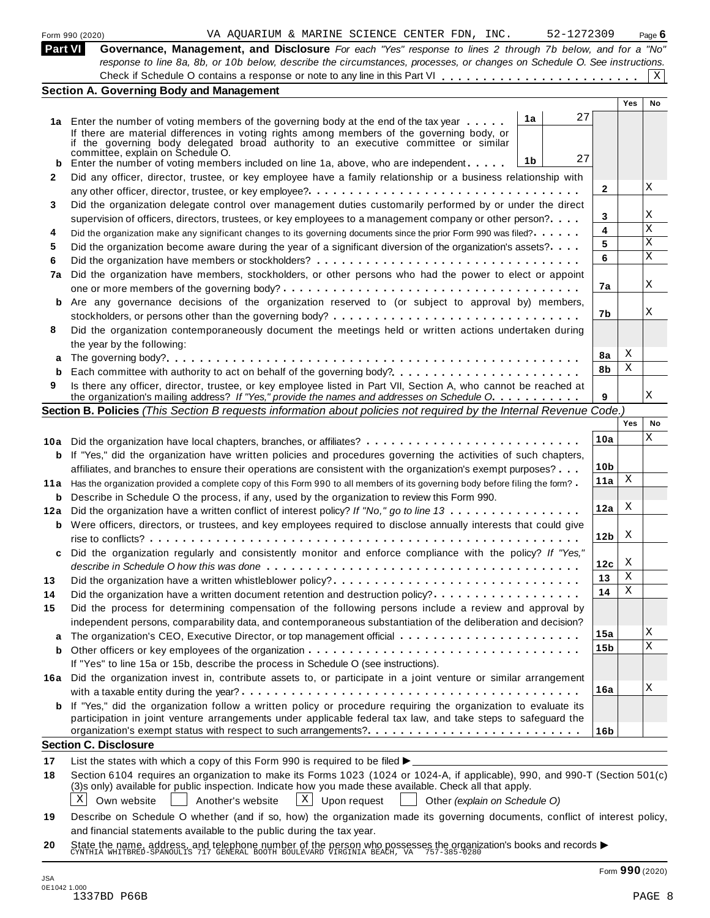Form 990 (2020) VA AQUARIUM & MARINE SCIENCE CENTER FDN, INC. 52-1272309 Page 6

## Part VI Governance, Management, and Disclosure

*For each "Yes" response to lines 2 through 7b below, and for a "No" response to line 8a, 8b, or 10b below, describe the circumstances, processes, or changes on Schedule O. See instructions.*

Check if Schedule O contains a response or note to any line in this Part VI . . . . . . . . . . . . . . . . . . . . . . . . [X]

### Section A. Governing Body and Management

| | | | | Yes | No |
|---|---|---|---|---|---|
| **1a** | Enter the number of voting members of the governing body at the end of the tax year . . . . . If there are material differences in voting rights among members of the governing body, or if the governing body delegated broad authority to an executive committee or similar committee, explain on Schedule O. | 1a: 27 | | | |
| **b** | Enter the number of voting members included on line 1a, above, who are independent . . . . . | 1b: 27 | | | |
| **2** | Did any officer, director, trustee, or key employee have a family relationship or a business relationship with any other officer, director, trustee, or key employee? . . . . . | | 2 | | X |
| **3** | Did the organization delegate control over management duties customarily performed by or under the direct supervision of officers, directors, trustees, or key employees to a management company or other person? . . . . | | 3 | | X |
| **4** | Did the organization make any significant changes to its governing documents since the prior Form 990 was filed? . . . . . | | 4 | | X |
| **5** | Did the organization become aware during the year of a significant diversion of the organization's assets? . . . . | | 5 | | X |
| **6** | Did the organization have members or stockholders? . . . . . | | 6 | | X |
| **7a** | Did the organization have members, stockholders, or other persons who had the power to elect or appoint one or more members of the governing body? . . . . . | | 7a | | X |
| **b** | Are any governance decisions of the organization reserved to (or subject to approval by) members, stockholders, or persons other than the governing body? . . . . . | | 7b | | X |
| **8** | Did the organization contemporaneously document the meetings held or written actions undertaken during the year by the following: | | | | |
| **a** | The governing body? . . . . . | | 8a | X | |
| **b** | Each committee with authority to act on behalf of the governing body? . . . . . | | 8b | X | |
| **9** | Is there any officer, director, trustee, or key employee listed in Part VII, Section A, who cannot be reached at the organization's mailing address? *If "Yes," provide the names and addresses on Schedule O.* . . . . . | | 9 | | X |

### Section B. Policies *(This Section B requests information about policies not required by the Internal Revenue Code.)*

| | | | Yes | No |
|---|---|---|---|---|
| **10a** | Did the organization have local chapters, branches, or affiliates? . . . . . | 10a | | X |
| **b** | If "Yes," did the organization have written policies and procedures governing the activities of such chapters, affiliates, and branches to ensure their operations are consistent with the organization's exempt purposes? . . . | 10b | | |
| **11a** | Has the organization provided a complete copy of this Form 990 to all members of its governing body before filing the form? . | 11a | X | |
| **b** | Describe in Schedule O the process, if any, used by the organization to review this Form 990. | | | |
| **12a** | Did the organization have a written conflict of interest policy? *If "No," go to line 13* . . . . . | 12a | X | |
| **b** | Were officers, directors, or trustees, and key employees required to disclose annually interests that could give rise to conflicts? . . . . . | 12b | X | |
| **c** | Did the organization regularly and consistently monitor and enforce compliance with the policy? *If "Yes," describe in Schedule O how this was done* . . . . . | 12c | X | |
| **13** | Did the organization have a written whistleblower policy? . . . . . | 13 | X | |
| **14** | Did the organization have a written document retention and destruction policy? . . . . . | 14 | X | |
| **15** | Did the process for determining compensation of the following persons include a review and approval by independent persons, comparability data, and contemporaneous substantiation of the deliberation and decision? | | | |
| **a** | The organization's CEO, Executive Director, or top management official . . . . . | 15a | | X |
| **b** | Other officers or key employees of the organization . . . . . | 15b | | X |
| | If "Yes" to line 15a or 15b, describe the process in Schedule O (see instructions). | | | |
| **16a** | Did the organization invest in, contribute assets to, or participate in a joint venture or similar arrangement with a taxable entity during the year? . . . . . | 16a | | X |
| **b** | If "Yes," did the organization follow a written policy or procedure requiring the organization to evaluate its participation in joint venture arrangements under applicable federal tax law, and take steps to safeguard the organization's exempt status with respect to such arrangements? . . . . . | 16b | | |

### Section C. Disclosure

**17** List the states with which a copy of this Form 990 is required to be filed ►

**18** Section 6104 requires an organization to make its Forms 1023 (1024 or 1024-A, if applicable), 990, and 990-T (Section 501(c)(3)s only) available for public inspection. Indicate how you made these available. Check all that apply.

[X] Own website [ ] Another's website [X] Upon request [ ] Other *(explain on Schedule O)*

**19** Describe on Schedule O whether (and if so, how) the organization made its governing documents, conflict of interest policy, and financial statements available to the public during the tax year.

**20** State the name, address, and telephone number of the person who possesses the organization's books and records ►
CYNTHIA WHITBRED-SPANOULIS 717 GENERAL BOOTH BOULEVARD VIRGINIA BEACH, VA 757-385-0280

Form 990 (2020)

JSA
0E1042 1.000
1337BD P66B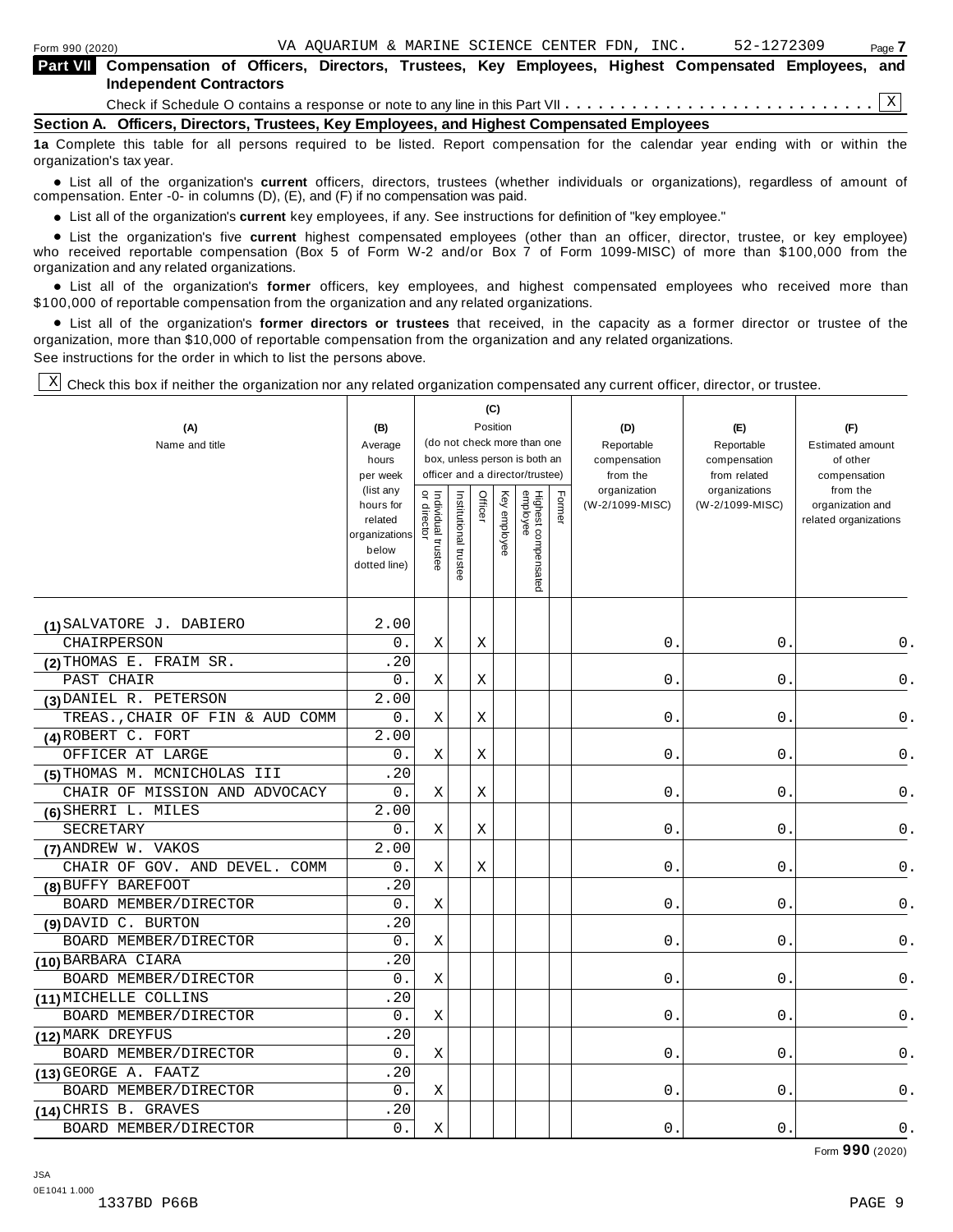Form 990 (2020) VA AQUARIUM & MARINE SCIENCE CENTER FDN, INC. 52-1272309 Page **7**

## Part VII Compensation of Officers, Directors, Trustees, Key Employees, Highest Compensated Employees, and Independent Contractors

Check if Schedule O contains a response or note to any line in this Part VII . . . . . . . . . . . . . . . . . . . . . . . . . . . X

### Section A. Officers, Directors, Trustees, Key Employees, and Highest Compensated Employees

**1a** Complete this table for all persons required to be listed. Report compensation for the calendar year ending with or within the organization's tax year.

- List all of the organization's **current** officers, directors, trustees (whether individuals or organizations), regardless of amount of compensation. Enter -0- in columns (D), (E), and (F) if no compensation was paid.
- List all of the organization's **current** key employees, if any. See instructions for definition of "key employee."
- List the organization's five **current** highest compensated employees (other than an officer, director, trustee, or key employee) who received reportable compensation (Box 5 of Form W-2 and/or Box 7 of Form 1099-MISC) of more than $100,000 from the organization and any related organizations.
- List all of the organization's **former** officers, key employees, and highest compensated employees who received more than $100,000 of reportable compensation from the organization and any related organizations.
- List all of the organization's **former directors or trustees** that received, in the capacity as a former director or trustee of the organization, more than $10,000 of reportable compensation from the organization and any related organizations.

See instructions for the order in which to list the persons above.

X Check this box if neither the organization nor any related organization compensated any current officer, director, or trustee.

| (A) Name and title | (B) Average hours per week (list any hours for related organizations below dotted line) | (C) Position (do not check more than one box, unless person is both an officer and a director/trustee): Individual trustee or director | Institutional trustee | Officer | Key employee | Highest compensated employee | Former | (D) Reportable compensation from the organization (W-2/1099-MISC) | (E) Reportable compensation from related organizations (W-2/1099-MISC) | (F) Estimated amount of other compensation from the organization and related organizations |
|---|---|---|---|---|---|---|---|---|---|---|
| (1) SALVATORE J. DABIERO<br>CHAIRPERSON | 2.00<br>0. | X | | X | | | | 0. | 0. | 0. |
| (2) THOMAS E. FRAIM SR.<br>PAST CHAIR | .20<br>0. | X | | X | | | | 0. | 0. | 0. |
| (3) DANIEL R. PETERSON<br>TREAS.,CHAIR OF FIN & AUD COMM | 2.00<br>0. | X | | X | | | | 0. | 0. | 0. |
| (4) ROBERT C. FORT<br>OFFICER AT LARGE | 2.00<br>0. | X | | X | | | | 0. | 0. | 0. |
| (5) THOMAS M. MCNICHOLAS III<br>CHAIR OF MISSION AND ADVOCACY | .20<br>0. | X | | X | | | | 0. | 0. | 0. |
| (6) SHERRI L. MILES<br>SECRETARY | 2.00<br>0. | X | | X | | | | 0. | 0. | 0. |
| (7) ANDREW W. VAKOS<br>CHAIR OF GOV. AND DEVEL. COMM | 2.00<br>0. | X | | X | | | | 0. | 0. | 0. |
| (8) BUFFY BAREFOOT<br>BOARD MEMBER/DIRECTOR | .20<br>0. | X | | | | | | 0. | 0. | 0. |
| (9) DAVID C. BURTON<br>BOARD MEMBER/DIRECTOR | .20<br>0. | X | | | | | | 0. | 0. | 0. |
| (10) BARBARA CIARA<br>BOARD MEMBER/DIRECTOR | .20<br>0. | X | | | | | | 0. | 0. | 0. |
| (11) MICHELLE COLLINS<br>BOARD MEMBER/DIRECTOR | .20<br>0. | X | | | | | | 0. | 0. | 0. |
| (12) MARK DREYFUS<br>BOARD MEMBER/DIRECTOR | .20<br>0. | X | | | | | | 0. | 0. | 0. |
| (13) GEORGE A. FAATZ<br>BOARD MEMBER/DIRECTOR | .20<br>0. | X | | | | | | 0. | 0. | 0. |
| (14) CHRIS B. GRAVES<br>BOARD MEMBER/DIRECTOR | .20<br>0. | X | | | | | | 0. | 0. | 0. |

Form **990** (2020)

JSA
0E1041 1.000
1337BD P66B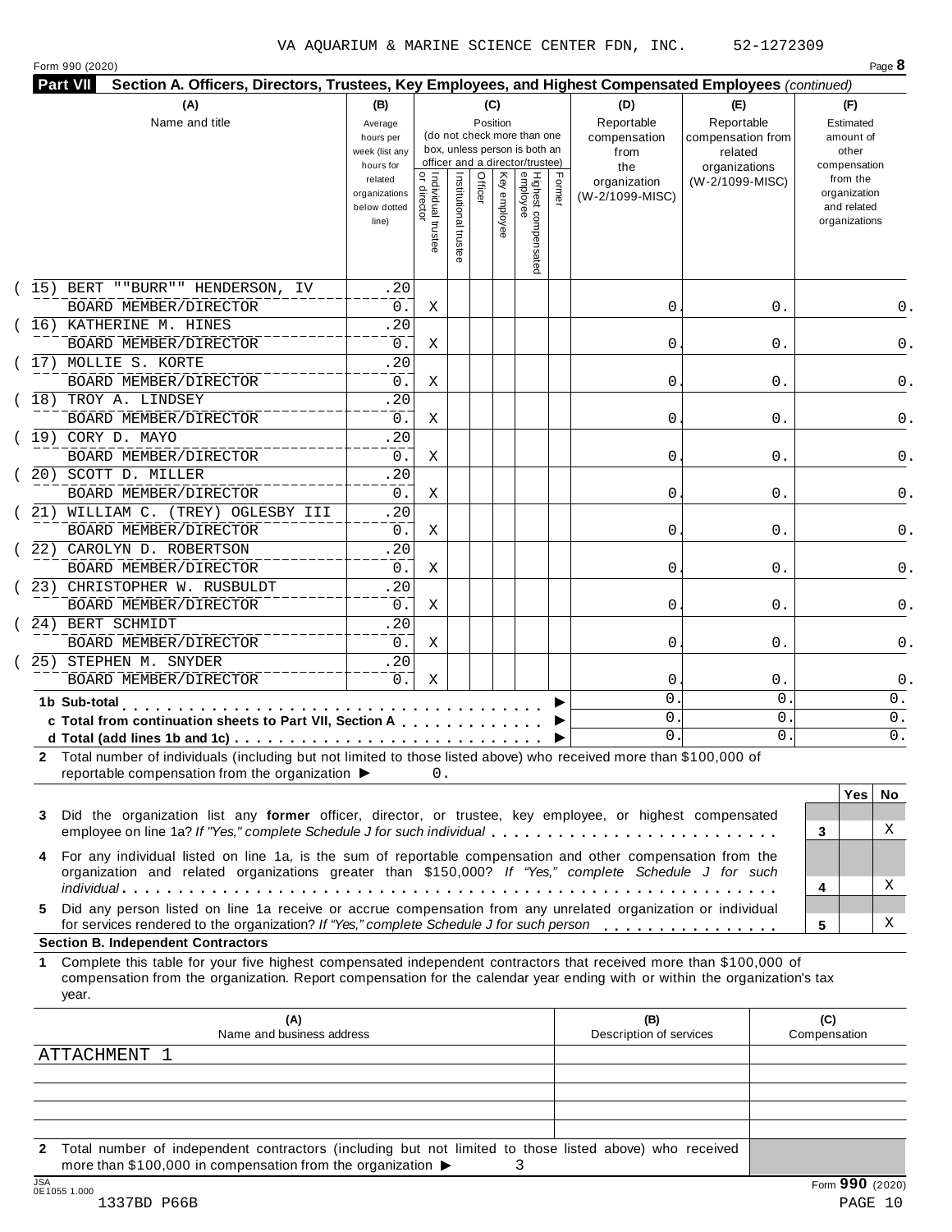VA AQUARIUM & MARINE SCIENCE CENTER FDN, INC. 52-1272309

Form 990 (2020)

**Part VII Section A. Officers, Directors, Trustees, Key Employees, and Highest Compensated Employees** *(continued)*

| (A) Name and title | (B) Average hours per week (list any hours for related organizations below dotted line) | (C) Position: Individual trustee or director | Institutional trustee | Officer | Key employee | Highest compensated employee | Former | (D) Reportable compensation from the organization (W-2/1099-MISC) | (E) Reportable compensation from related organizations (W-2/1099-MISC) | (F) Estimated amount of other compensation from the organization and related organizations |
|---|---|---|---|---|---|---|---|---|---|---|
| (15) BERT ""BURR"" HENDERSON, IV<br>BOARD MEMBER/DIRECTOR | .20<br>0. | X | | | | | | 0. | 0. | 0. |
| (16) KATHERINE M. HINES<br>BOARD MEMBER/DIRECTOR | .20<br>0. | X | | | | | | 0. | 0. | 0. |
| (17) MOLLIE S. KORTE<br>BOARD MEMBER/DIRECTOR | .20<br>0. | X | | | | | | 0. | 0. | 0. |
| (18) TROY A. LINDSEY<br>BOARD MEMBER/DIRECTOR | .20<br>0. | X | | | | | | 0. | 0. | 0. |
| (19) CORY D. MAYO<br>BOARD MEMBER/DIRECTOR | .20<br>0. | X | | | | | | 0. | 0. | 0. |
| (20) SCOTT D. MILLER<br>BOARD MEMBER/DIRECTOR | .20<br>0. | X | | | | | | 0. | 0. | 0. |
| (21) WILLIAM C. (TREY) OGLESBY III<br>BOARD MEMBER/DIRECTOR | .20<br>0. | X | | | | | | 0. | 0. | 0. |
| (22) CAROLYN D. ROBERTSON<br>BOARD MEMBER/DIRECTOR | .20<br>0. | X | | | | | | 0. | 0. | 0. |
| (23) CHRISTOPHER W. RUSBULDT<br>BOARD MEMBER/DIRECTOR | .20<br>0. | X | | | | | | 0. | 0. | 0. |
| (24) BERT SCHMIDT<br>BOARD MEMBER/DIRECTOR | .20<br>0. | X | | | | | | 0. | 0. | 0. |
| (25) STEPHEN M. SNYDER<br>BOARD MEMBER/DIRECTOR | .20<br>0. | X | | | | | | 0. | 0. | 0. |
| **1b Sub-total** | | | | | | | | 0. | 0. | 0. |
| **c Total from continuation sheets to Part VII, Section A** | | | | | | | | 0. | 0. | 0. |
| **d Total (add lines 1b and 1c)** | | | | | | | | 0. | 0. | 0. |

**2** Total number of individuals (including but not limited to those listed above) who received more than $100,000 of reportable compensation from the organization ▶ 0.

| | | Yes | No |
|---|---|---|---|
| **3** Did the organization list any **former** officer, director, or trustee, key employee, or highest compensated employee on line 1a? *If "Yes," complete Schedule J for such individual* | 3 | | X |
| **4** For any individual listed on line 1a, is the sum of reportable compensation and other compensation from the organization and related organizations greater than $150,000? *If "Yes," complete Schedule J for such individual* | 4 | | X |
| **5** Did any person listed on line 1a receive or accrue compensation from any unrelated organization or individual for services rendered to the organization? *If "Yes," complete Schedule J for such person* | 5 | | X |

**Section B. Independent Contractors**

**1** Complete this table for your five highest compensated independent contractors that received more than $100,000 of compensation from the organization. Report compensation for the calendar year ending with or within the organization's tax year.

| (A) Name and business address | (B) Description of services | (C) Compensation |
|---|---|---|
| ATTACHMENT 1 | | |
| | | |
| | | |
| | | |
| | | |

**2** Total number of independent contractors (including but not limited to those listed above) who received more than $100,000 in compensation from the organization ▶ 3

JSA 0E1055 1.000

1337BD P66B

Form **990** (2020)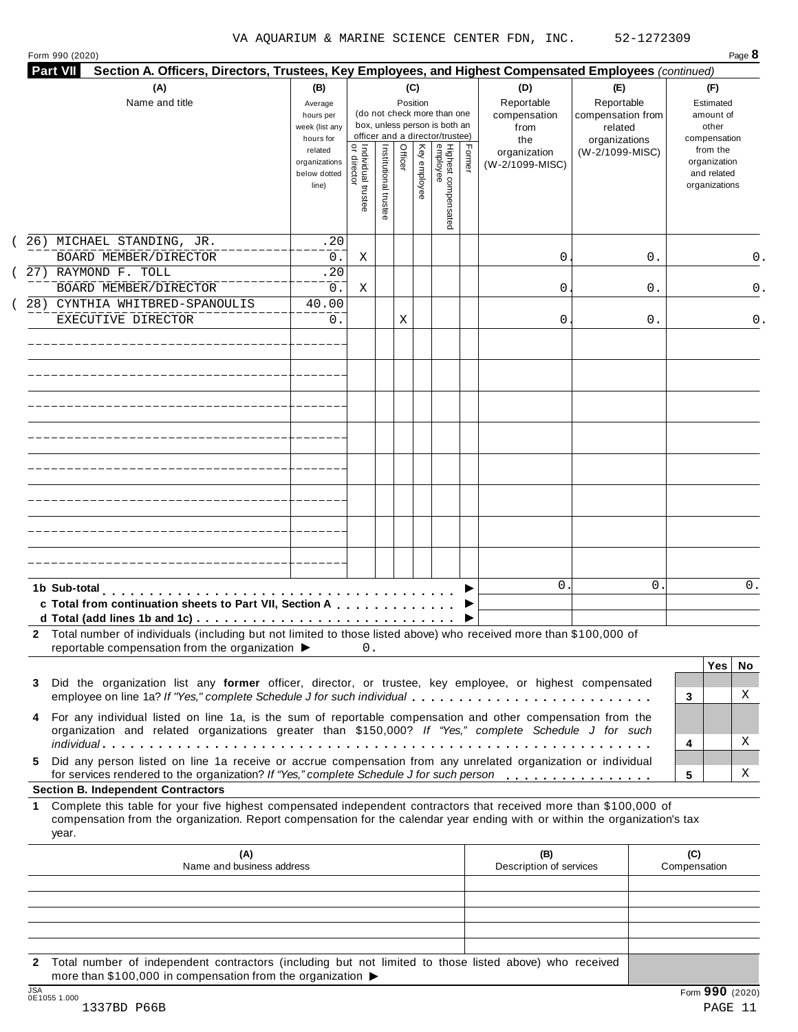VA AQUARIUM & MARINE SCIENCE CENTER FDN, INC. 52-1272309

Form 990 (2020)

**Part VII Section A. Officers, Directors, Trustees, Key Employees, and Highest Compensated Employees** *(continued)*

| (A) Name and title | (B) Average hours per week (list any hours for related organizations below dotted line) | (C) Position: Individual trustee or director | Institutional trustee | Officer | Key employee | Highest compensated employee | Former | (D) Reportable compensation from the organization (W-2/1099-MISC) | (E) Reportable compensation from related organizations (W-2/1099-MISC) | (F) Estimated amount of other compensation from the organization and related organizations |
|---|---|---|---|---|---|---|---|---|---|---|
| (26) MICHAEL STANDING, JR. BOARD MEMBER/DIRECTOR | .20 / 0. | X | | | | | | 0. | 0. | 0. |
| (27) RAYMOND F. TOLL BOARD MEMBER/DIRECTOR | .20 / 0. | X | | | | | | 0. | 0. | 0. |
| (28) CYNTHIA WHITBRED-SPANOULIS EXECUTIVE DIRECTOR | 40.00 / 0. | | | X | | | | 0. | 0. | 0. |

| | (D) | (E) | (F) |
|---|---|---|---|
| **1b Sub-total** | 0. | 0. | 0. |
| **c Total from continuation sheets to Part VII, Section A** | | | |
| **d Total (add lines 1b and 1c)** | | | |

**2** Total number of individuals (including but not limited to those listed above) who received more than $100,000 of reportable compensation from the organization ▶ 0.

| | | Yes | No |
|---|---|---|---|
| **3** Did the organization list any **former** officer, director, or trustee, key employee, or highest compensated employee on line 1a? *If "Yes," complete Schedule J for such individual* | 3 | | X |
| **4** For any individual listed on line 1a, is the sum of reportable compensation and other compensation from the organization and related organizations greater than $150,000? *If "Yes," complete Schedule J for such individual* | 4 | | X |
| **5** Did any person listed on line 1a receive or accrue compensation from any unrelated organization or individual for services rendered to the organization? *If "Yes," complete Schedule J for such person* | 5 | | X |

**Section B. Independent Contractors**

**1** Complete this table for your five highest compensated independent contractors that received more than $100,000 of compensation from the organization. Report compensation for the calendar year ending with or within the organization's tax year.

| (A) Name and business address | (B) Description of services | (C) Compensation |
|---|---|---|
| | | |
| | | |
| | | |
| | | |
| | | |

**2** Total number of independent contractors (including but not limited to those listed above) who received more than $100,000 in compensation from the organization ▶

Form **990** (2020)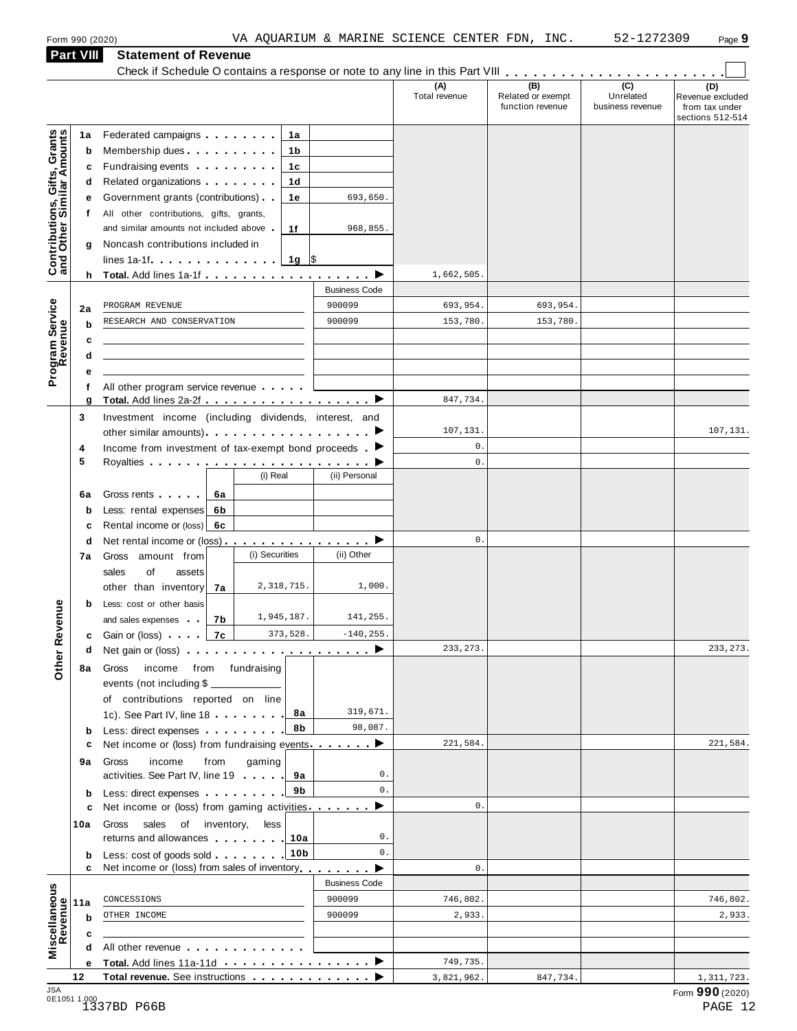Form 990 (2020) VA AQUARIUM & MARINE SCIENCE CENTER FDN, INC. 52-1272309

## Part VIII Statement of Revenue

Check if Schedule O contains a response or note to any line in this Part VIII . . . . . . . . . . . . . . . . . . . . . . . ☐

| | | | | (A) Total revenue | (B) Related or exempt function revenue | (C) Unrelated business revenue | (D) Revenue excluded from tax under sections 512-514 |
|---|---|---|---|---|---|---|---|
| **Contributions, Gifts, Grants and Other Similar Amounts** | 1a | Federated campaigns . . . . . . . . **1a** | | | | | |
| | b | Membership dues . . . . . . . . . . **1b** | | | | | |
| | c | Fundraising events . . . . . . . . . **1c** | | | | | |
| | d | Related organizations . . . . . . . . **1d** | | | | | |
| | e | Government grants (contributions) . . **1e** | 693,650. | | | | |
| | f | All other contributions, gifts, grants, and similar amounts not included above . **1f** | 968,855. | | | | |
| | g | Noncash contributions included in lines 1a-1f . . . . . . . . . . . . . **1g** | $ | | | | |
| | h | **Total.** Add lines 1a-1f . . . . . . . . . . . . . . . . . . ▶ | | 1,662,505. | | | |
| **Program Service Revenue** | | | Business Code | | | | |
| | 2a | PROGRAM REVENUE | 900099 | 693,954. | 693,954. | | |
| | b | RESEARCH AND CONSERVATION | 900099 | 153,780. | 153,780. | | |
| | c | | | | | | |
| | d | | | | | | |
| | e | | | | | | |
| | f | All other program service revenue . . . . . | | | | | |
| | g | **Total.** Add lines 2a-2f . . . . . . . . . . . . . . . . . . ▶ | | 847,734. | | | |
| **Other Revenue** | 3 | Investment income (including dividends, interest, and other similar amounts) . . . . . . . . . . . . . . . . . . ▶ | | 107,131. | | | 107,131. |
| | 4 | Income from investment of tax-exempt bond proceeds . ▶ | | 0. | | | |
| | 5 | Royalties . . . . . . . . . . . . . . . . . . . . . . . . ▶ | | 0. | | | |
| | | | (i) Real / (ii) Personal | | | | |
| | 6a | Gross rents . . . . . **6a** | | | | | |
| | b | Less: rental expenses **6b** | | | | | |
| | c | Rental income or (loss) **6c** | | | | | |
| | d | Net rental income or (loss) . . . . . . . . . . . . . . . . ▶ | | 0. | | | |
| | 7a | Gross amount from sales of assets other than inventory **7a** | (i) Securities: 2,318,715. / (ii) Other: 1,000. | | | | |
| | b | Less: cost or other basis and sales expenses . . **7b** | (i) Securities: 1,945,187. / (ii) Other: 141,255. | | | | |
| | c | Gain or (loss) . . . . **7c** | (i) Securities: 373,528. / (ii) Other: -140,255. | | | | |
| | d | Net gain or (loss) . . . . . . . . . . . . . . . . . . . . ▶ | | 233,273. | | | 233,273. |
| | 8a | Gross income from fundraising events (not including $ ___ of contributions reported on line 1c). See Part IV, line 18 . . . . . . . . **8a** | 319,671. | | | | |
| | b | Less: direct expenses . . . . . . . . . **8b** | 98,087. | | | | |
| | c | Net income or (loss) from fundraising events . . . . . . . ▶ | | 221,584. | | | 221,584. |
| | 9a | Gross income from gaming activities. See Part IV, line 19 . . . . . **9a** | 0. | | | | |
| | b | Less: direct expenses . . . . . . . . . **9b** | 0. | | | | |
| | c | Net income or (loss) from gaming activities . . . . . . . ▶ | | 0. | | | |
| | 10a | Gross sales of inventory, less returns and allowances . . . . . . . . **10a** | 0. | | | | |
| | b | Less: cost of goods sold . . . . . . . . **10b** | 0. | | | | |
| | c | Net income or (loss) from sales of inventory . . . . . . . . ▶ | | 0. | | | |
| **Miscellaneous Revenue** | | | Business Code | | | | |
| | 11a | CONCESSIONS | 900099 | 746,802. | | | 746,802. |
| | b | OTHER INCOME | 900099 | 2,933. | | | 2,933. |
| | c | | | | | | |
| | d | All other revenue . . . . . . . . . . . . . | | | | | |
| | e | **Total.** Add lines 11a-11d . . . . . . . . . . . . . . . . ▶ | | 749,735. | | | |
| | 12 | **Total revenue.** See instructions . . . . . . . . . . . . . ▶ | | 3,821,962. | 847,734. | | 1,311,723. |

JSA 0E1051 1.000

1337BD P66B

Form **990** (2020)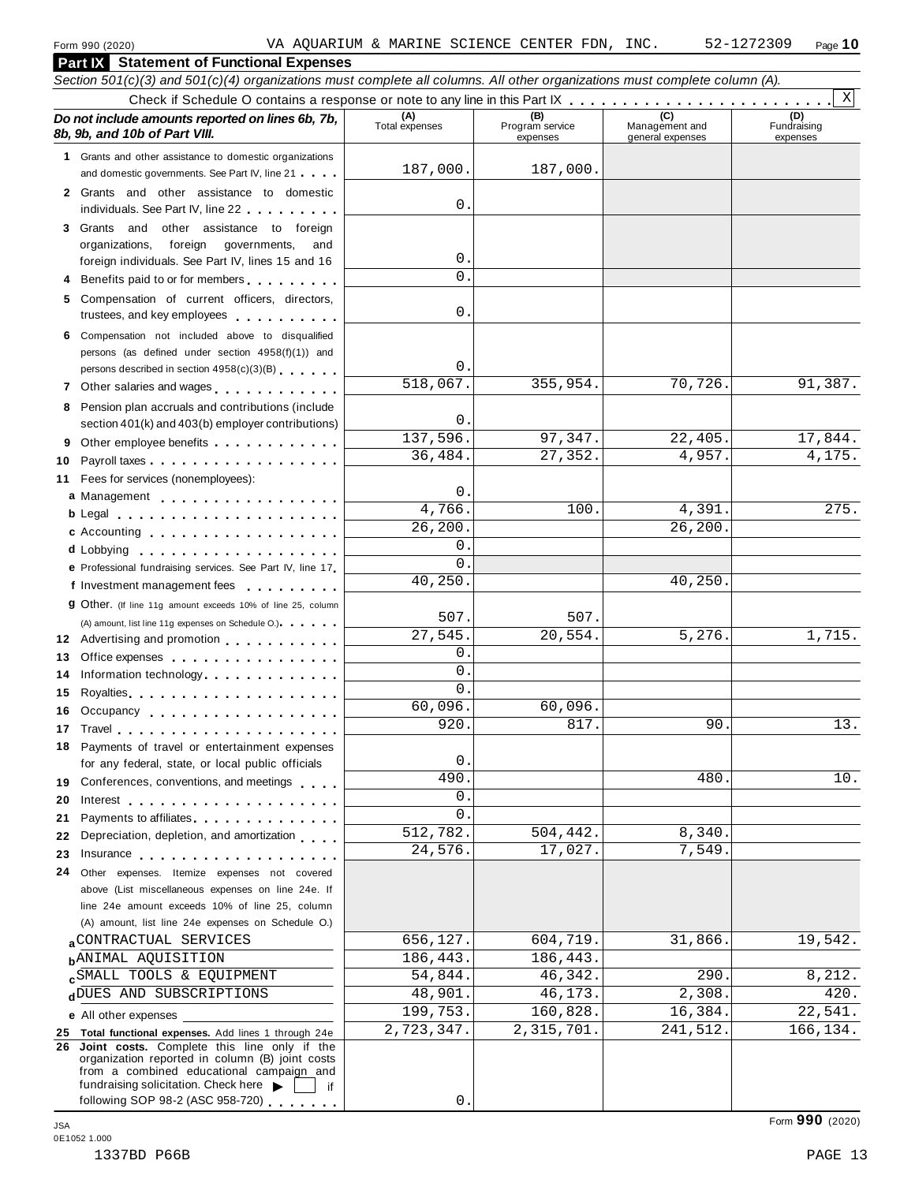Form 990 (2020) VA AQUARIUM & MARINE SCIENCE CENTER FDN, INC. 52-1272309

## Part IX Statement of Functional Expenses

*Section 501(c)(3) and 501(c)(4) organizations must complete all columns. All other organizations must complete column (A).*

Check if Schedule O contains a response or note to any line in this Part IX . . . . . . . . . . . . . . . . . . . . . . . . X

| *Do not include amounts reported on lines 6b, 7b, 8b, 9b, and 10b of Part VIII.* | (A) Total expenses | (B) Program service expenses | (C) Management and general expenses | (D) Fundraising expenses |
|---|---|---|---|---|
| **1** Grants and other assistance to domestic organizations and domestic governments. See Part IV, line 21 | 187,000. | 187,000. | | |
| **2** Grants and other assistance to domestic individuals. See Part IV, line 22 | 0. | | | |
| **3** Grants and other assistance to foreign organizations, foreign governments, and foreign individuals. See Part IV, lines 15 and 16 | 0. | | | |
| **4** Benefits paid to or for members | 0. | | | |
| **5** Compensation of current officers, directors, trustees, and key employees | 0. | | | |
| **6** Compensation not included above to disqualified persons (as defined under section 4958(f)(1)) and persons described in section 4958(c)(3)(B) | 0. | | | |
| **7** Other salaries and wages | 518,067. | 355,954. | 70,726. | 91,387. |
| **8** Pension plan accruals and contributions (include section 401(k) and 403(b) employer contributions) | 0. | | | |
| **9** Other employee benefits | 137,596. | 97,347. | 22,405. | 17,844. |
| **10** Payroll taxes | 36,484. | 27,352. | 4,957. | 4,175. |
| **11** Fees for services (nonemployees): | | | | |
| **a** Management | 0. | | | |
| **b** Legal | 4,766. | 100. | 4,391. | 275. |
| **c** Accounting | 26,200. | | 26,200. | |
| **d** Lobbying | 0. | | | |
| **e** Professional fundraising services. See Part IV, line 17 | 0. | | | |
| **f** Investment management fees | 40,250. | | 40,250. | |
| **g** Other. (If line 11g amount exceeds 10% of line 25, column (A) amount, list line 11g expenses on Schedule O.) | 507. | 507. | | |
| **12** Advertising and promotion | 27,545. | 20,554. | 5,276. | 1,715. |
| **13** Office expenses | 0. | | | |
| **14** Information technology | 0. | | | |
| **15** Royalties | 0. | | | |
| **16** Occupancy | 60,096. | 60,096. | | |
| **17** Travel | 920. | 817. | 90. | 13. |
| **18** Payments of travel or entertainment expenses for any federal, state, or local public officials | 0. | | | |
| **19** Conferences, conventions, and meetings | 490. | | 480. | 10. |
| **20** Interest | 0. | | | |
| **21** Payments to affiliates | 0. | | | |
| **22** Depreciation, depletion, and amortization | 512,782. | 504,442. | 8,340. | |
| **23** Insurance | 24,576. | 17,027. | 7,549. | |
| **24** Other expenses. Itemize expenses not covered above (List miscellaneous expenses on line 24e. If line 24e amount exceeds 10% of line 25, column (A) amount, list line 24e expenses on Schedule O.) | | | | |
| **a** CONTRACTUAL SERVICES | 656,127. | 604,719. | 31,866. | 19,542. |
| **b** ANIMAL AQUISITION | 186,443. | 186,443. | | |
| **c** SMALL TOOLS & EQUIPMENT | 54,844. | 46,342. | 290. | 8,212. |
| **d** DUES AND SUBSCRIPTIONS | 48,901. | 46,173. | 2,308. | 420. |
| **e** All other expenses | 199,753. | 160,828. | 16,384. | 22,541. |
| **25 Total functional expenses.** Add lines 1 through 24e | 2,723,347. | 2,315,701. | 241,512. | 166,134. |
| **26 Joint costs.** Complete this line only if the organization reported in column (B) joint costs from a combined educational campaign and fundraising solicitation. Check here ▶ ☐ if following SOP 98-2 (ASC 958-720) | 0. | | | |

Form **990** (2020)

JSA 0E1052 1.000

1337BD P66B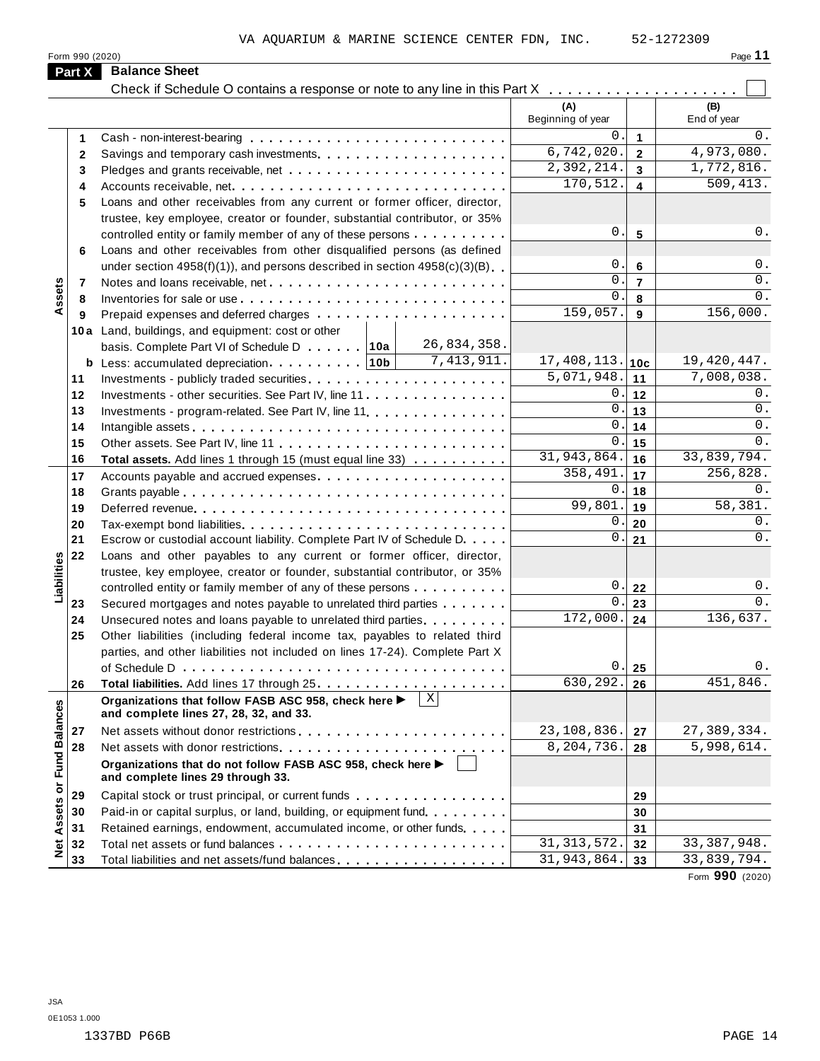VA AQUARIUM & MARINE SCIENCE CENTER FDN, INC. 52-1272309

Form 990 (2020) Page **11**

## Part X Balance Sheet

Check if Schedule O contains a response or note to any line in this Part X . . . . . . . . . . . . . . . . . . . . ☐

| Section | Line | Description | | (A) Beginning of year | | (B) End of year |
|---|---|---|---|---|---|---|
| Assets | 1 | Cash - non-interest-bearing | | 0. | 1 | 0. |
| | 2 | Savings and temporary cash investments | | 6,742,020. | 2 | 4,973,080. |
| | 3 | Pledges and grants receivable, net | | 2,392,214. | 3 | 1,772,816. |
| | 4 | Accounts receivable, net | | 170,512. | 4 | 509,413. |
| | 5 | Loans and other receivables from any current or former officer, director, trustee, key employee, creator or founder, substantial contributor, or 35% controlled entity or family member of any of these persons | | 0. | 5 | 0. |
| | 6 | Loans and other receivables from other disqualified persons (as defined under section 4958(f)(1)), and persons described in section 4958(c)(3)(B) | | 0. | 6 | 0. |
| | 7 | Notes and loans receivable, net | | 0. | 7 | 0. |
| | 8 | Inventories for sale or use | | 0. | 8 | 0. |
| | 9 | Prepaid expenses and deferred charges | | 159,057. | 9 | 156,000. |
| | 10a | Land, buildings, and equipment: cost or other basis. Complete Part VI of Schedule D . . . 10a | 26,834,358. | | | |
| | b | Less: accumulated depreciation . . . 10b | 7,413,911. | 17,408,113. | 10c | 19,420,447. |
| | 11 | Investments - publicly traded securities | | 5,071,948. | 11 | 7,008,038. |
| | 12 | Investments - other securities. See Part IV, line 11 | | 0. | 12 | 0. |
| | 13 | Investments - program-related. See Part IV, line 11 | | 0. | 13 | 0. |
| | 14 | Intangible assets | | 0. | 14 | 0. |
| | 15 | Other assets. See Part IV, line 11 | | 0. | 15 | 0. |
| | 16 | **Total assets.** Add lines 1 through 15 (must equal line 33) | | 31,943,864. | 16 | 33,839,794. |
| Liabilities | 17 | Accounts payable and accrued expenses | | 358,491. | 17 | 256,828. |
| | 18 | Grants payable | | 0. | 18 | 0. |
| | 19 | Deferred revenue | | 99,801. | 19 | 58,381. |
| | 20 | Tax-exempt bond liabilities | | 0. | 20 | 0. |
| | 21 | Escrow or custodial account liability. Complete Part IV of Schedule D | | 0. | 21 | 0. |
| | 22 | Loans and other payables to any current or former officer, director, trustee, key employee, creator or founder, substantial contributor, or 35% controlled entity or family member of any of these persons | | 0. | 22 | 0. |
| | 23 | Secured mortgages and notes payable to unrelated third parties | | 0. | 23 | 0. |
| | 24 | Unsecured notes and loans payable to unrelated third parties | | 172,000. | 24 | 136,637. |
| | 25 | Other liabilities (including federal income tax, payables to related third parties, and other liabilities not included on lines 17-24). Complete Part X of Schedule D | | 0. | 25 | 0. |
| | 26 | **Total liabilities.** Add lines 17 through 25 | | 630,292. | 26 | 451,846. |
| Net Assets or Fund Balances | | **Organizations that follow FASB ASC 958, check here ▶ ☒ and complete lines 27, 28, 32, and 33.** | | | | |
| | 27 | Net assets without donor restrictions | | 23,108,836. | 27 | 27,389,334. |
| | 28 | Net assets with donor restrictions | | 8,204,736. | 28 | 5,998,614. |
| | | **Organizations that do not follow FASB ASC 958, check here ▶ ☐ and complete lines 29 through 33.** | | | | |
| | 29 | Capital stock or trust principal, or current funds | | | 29 | |
| | 30 | Paid-in or capital surplus, or land, building, or equipment fund | | | 30 | |
| | 31 | Retained earnings, endowment, accumulated income, or other funds | | | 31 | |
| | 32 | Total net assets or fund balances | | 31,313,572. | 32 | 33,387,948. |
| | 33 | Total liabilities and net assets/fund balances | | 31,943,864. | 33 | 33,839,794. |

Form **990** (2020)

JSA
0E1053 1.000

1337BD P66B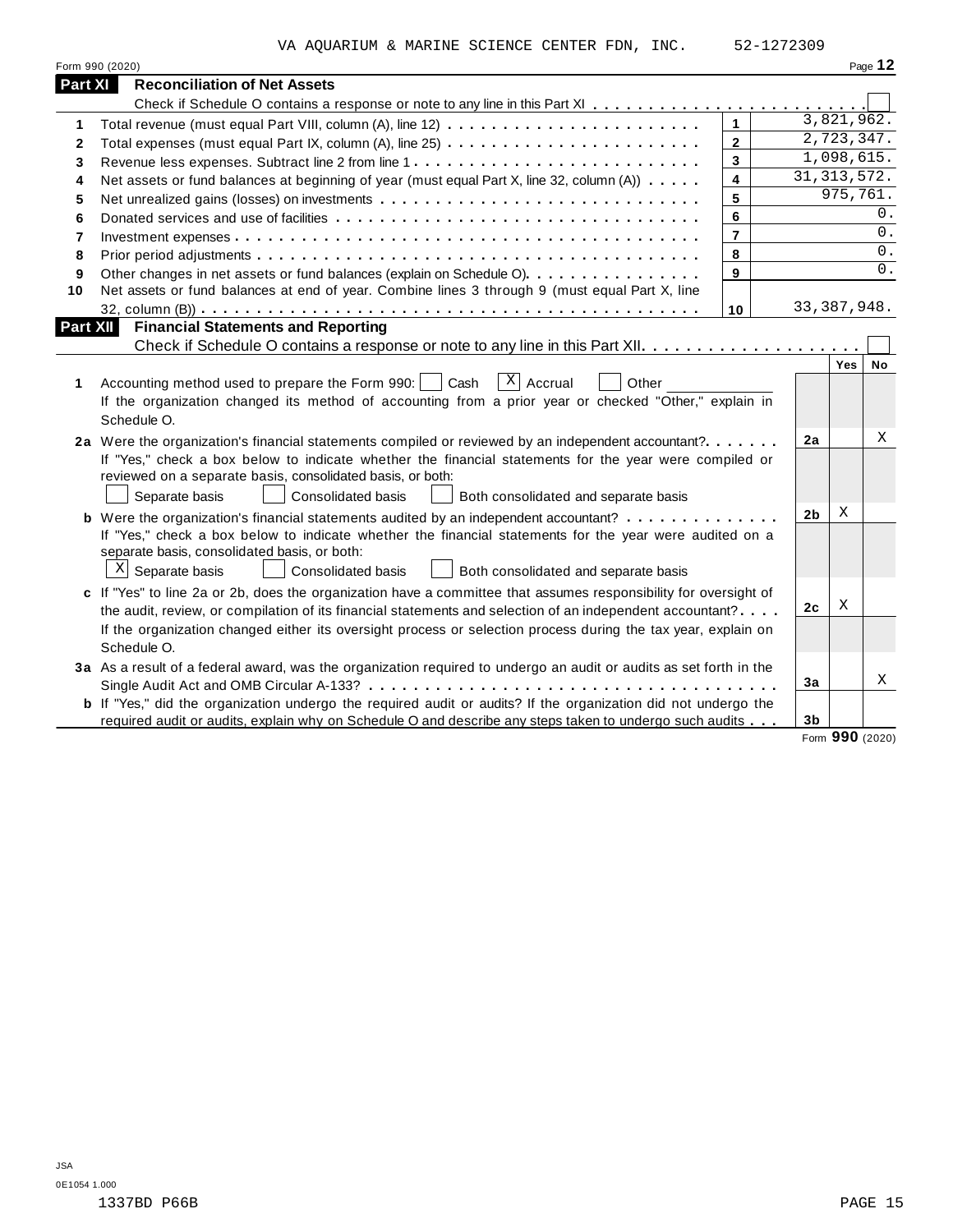VA AQUARIUM & MARINE SCIENCE CENTER FDN, INC. 52-1272309

Form 990 (2020)

## Part XI Reconciliation of Net Assets

Check if Schedule O contains a response or note to any line in this Part XI . . . . . . . . . . . . . . . . . . . . . . . . ☐

| | | | |
|---|---|---|---|
| 1 | Total revenue (must equal Part VIII, column (A), line 12) | 1 | 3,821,962. |
| 2 | Total expenses (must equal Part IX, column (A), line 25) | 2 | 2,723,347. |
| 3 | Revenue less expenses. Subtract line 2 from line 1 | 3 | 1,098,615. |
| 4 | Net assets or fund balances at beginning of year (must equal Part X, line 32, column (A)) | 4 | 31,313,572. |
| 5 | Net unrealized gains (losses) on investments | 5 | 975,761. |
| 6 | Donated services and use of facilities | 6 | 0. |
| 7 | Investment expenses | 7 | 0. |
| 8 | Prior period adjustments | 8 | 0. |
| 9 | Other changes in net assets or fund balances (explain on Schedule O) | 9 | 0. |
| 10 | Net assets or fund balances at end of year. Combine lines 3 through 9 (must equal Part X, line 32, column (B)) | 10 | 33,387,948. |

## Part XII Financial Statements and Reporting

Check if Schedule O contains a response or note to any line in this Part XII . . . . . . . . . . . . . . . . . . . . ☐

| | | | Yes | No |
|---|---|---|---|---|
| 1 | Accounting method used to prepare the Form 990: ☐ Cash ☒ Accrual ☐ Other ____________<br>If the organization changed its method of accounting from a prior year or checked "Other," explain in Schedule O. | | | |
| 2a | Were the organization's financial statements compiled or reviewed by an independent accountant?<br>If "Yes," check a box below to indicate whether the financial statements for the year were compiled or reviewed on a separate basis, consolidated basis, or both:<br>☐ Separate basis ☐ Consolidated basis ☐ Both consolidated and separate basis | 2a | | X |
| b | Were the organization's financial statements audited by an independent accountant?<br>If "Yes," check a box below to indicate whether the financial statements for the year were audited on a separate basis, consolidated basis, or both:<br>☒ Separate basis ☐ Consolidated basis ☐ Both consolidated and separate basis | 2b | X | |
| c | If "Yes" to line 2a or 2b, does the organization have a committee that assumes responsibility for oversight of the audit, review, or compilation of its financial statements and selection of an independent accountant?<br>If the organization changed either its oversight process or selection process during the tax year, explain on Schedule O. | 2c | X | |
| 3a | As a result of a federal award, was the organization required to undergo an audit or audits as set forth in the Single Audit Act and OMB Circular A-133? | 3a | | X |
| b | If "Yes," did the organization undergo the required audit or audits? If the organization did not undergo the required audit or audits, explain why on Schedule O and describe any steps taken to undergo such audits | 3b | | |

Form **990** (2020)

JSA
0E1054 1.000
1337BD P66B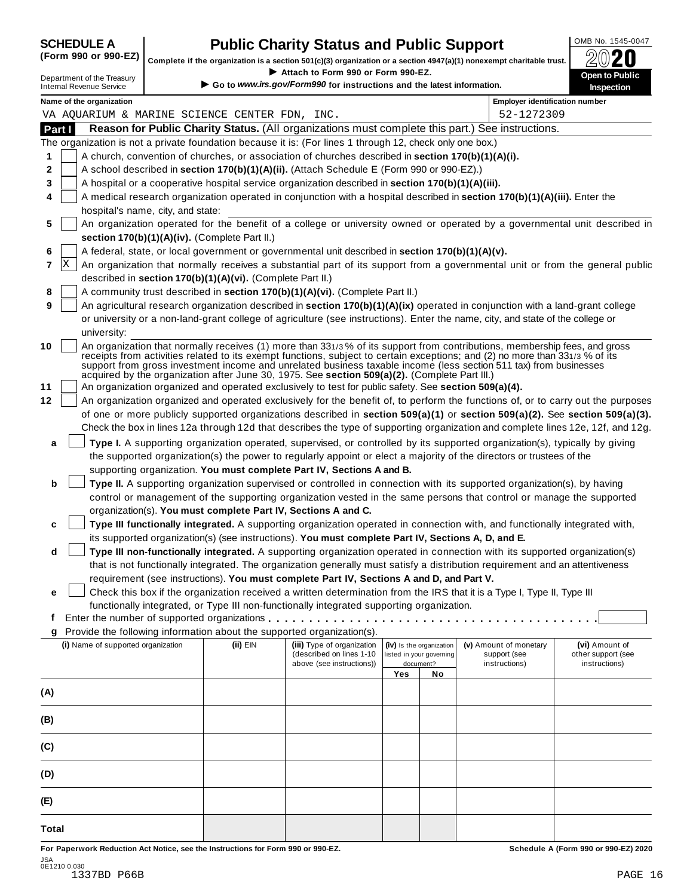**SCHEDULE A**
**(Form 990 or 990-EZ)**

Department of the Treasury
Internal Revenue Service

# Public Charity Status and Public Support

**Complete if the organization is a section 501(c)(3) organization or a section 4947(a)(1) nonexempt charitable trust.**
▶ **Attach to Form 990 or Form 990-EZ.**
▶ **Go to *www.irs.gov/Form990* for instructions and the latest information.**

OMB No. 1545-0047
**2020**
**Open to Public Inspection**

**Name of the organization**
VA AQUARIUM & MARINE SCIENCE CENTER FDN, INC.

**Employer identification number**
52-1272309

**Part I** **Reason for Public Charity Status.** (All organizations must complete this part.) See instructions.

The organization is not a private foundation because it is: (For lines 1 through 12, check only one box.)

1 [ ] A church, convention of churches, or association of churches described in **section 170(b)(1)(A)(i).**

2 [ ] A school described in **section 170(b)(1)(A)(ii).** (Attach Schedule E (Form 990 or 990-EZ).)

3 [ ] A hospital or a cooperative hospital service organization described in **section 170(b)(1)(A)(iii).**

4 [ ] A medical research organization operated in conjunction with a hospital described in **section 170(b)(1)(A)(iii).** Enter the hospital's name, city, and state:

5 [ ] An organization operated for the benefit of a college or university owned or operated by a governmental unit described in **section 170(b)(1)(A)(iv).** (Complete Part II.)

6 [ ] A federal, state, or local government or governmental unit described in **section 170(b)(1)(A)(v).**

7 [X] An organization that normally receives a substantial part of its support from a governmental unit or from the general public described in **section 170(b)(1)(A)(vi).** (Complete Part II.)

8 [ ] A community trust described in **section 170(b)(1)(A)(vi).** (Complete Part II.)

9 [ ] An agricultural research organization described in **section 170(b)(1)(A)(ix)** operated in conjunction with a land-grant college or university or a non-land-grant college of agriculture (see instructions). Enter the name, city, and state of the college or university:

10 [ ] An organization that normally receives (1) more than 33 1/3 % of its support from contributions, membership fees, and gross receipts from activities related to its exempt functions, subject to certain exceptions; and (2) no more than 33 1/3 % of its support from gross investment income and unrelated business taxable income (less section 511 tax) from businesses acquired by the organization after June 30, 1975. See **section 509(a)(2).** (Complete Part III.)

11 [ ] An organization organized and operated exclusively to test for public safety. See **section 509(a)(4).**

12 [ ] An organization organized and operated exclusively for the benefit of, to perform the functions of, or to carry out the purposes of one or more publicly supported organizations described in **section 509(a)(1)** or **section 509(a)(2).** See **section 509(a)(3).** Check the box in lines 12a through 12d that describes the type of supporting organization and complete lines 12e, 12f, and 12g.

a [ ] **Type I.** A supporting organization operated, supervised, or controlled by its supported organization(s), typically by giving the supported organization(s) the power to regularly appoint or elect a majority of the directors or trustees of the supporting organization. **You must complete Part IV, Sections A and B.**

b [ ] **Type II.** A supporting organization supervised or controlled in connection with its supported organization(s), by having control or management of the supporting organization vested in the same persons that control or manage the supported organization(s). **You must complete Part IV, Sections A and C.**

c [ ] **Type III functionally integrated.** A supporting organization operated in connection with, and functionally integrated with, its supported organization(s) (see instructions). **You must complete Part IV, Sections A, D, and E.**

d [ ] **Type III non-functionally integrated.** A supporting organization operated in connection with its supported organization(s) that is not functionally integrated. The organization generally must satisfy a distribution requirement and an attentiveness requirement (see instructions). **You must complete Part IV, Sections A and D, and Part V.**

e [ ] Check this box if the organization received a written determination from the IRS that it is a Type I, Type II, Type III functionally integrated, or Type III non-functionally integrated supporting organization.

f Enter the number of supported organizations . . . . . . . . . . . . . . . . . . . . . . . . . . . . . . . . . . . . .

g Provide the following information about the supported organization(s).

| (i) Name of supported organization | (ii) EIN | (iii) Type of organization (described on lines 1-10 above (see instructions)) | (iv) Is the organization listed in your governing document? Yes | No | (v) Amount of monetary support (see instructions) | (vi) Amount of other support (see instructions) |
|---|---|---|---|---|---|---|
| (A) | | | | | | |
| (B) | | | | | | |
| (C) | | | | | | |
| (D) | | | | | | |
| (E) | | | | | | |
| Total | | | | | | |

**For Paperwork Reduction Act Notice, see the Instructions for Form 990 or 990-EZ.** **Schedule A (Form 990 or 990-EZ) 2020**

JSA
0E1210 0.030
1337BD P66B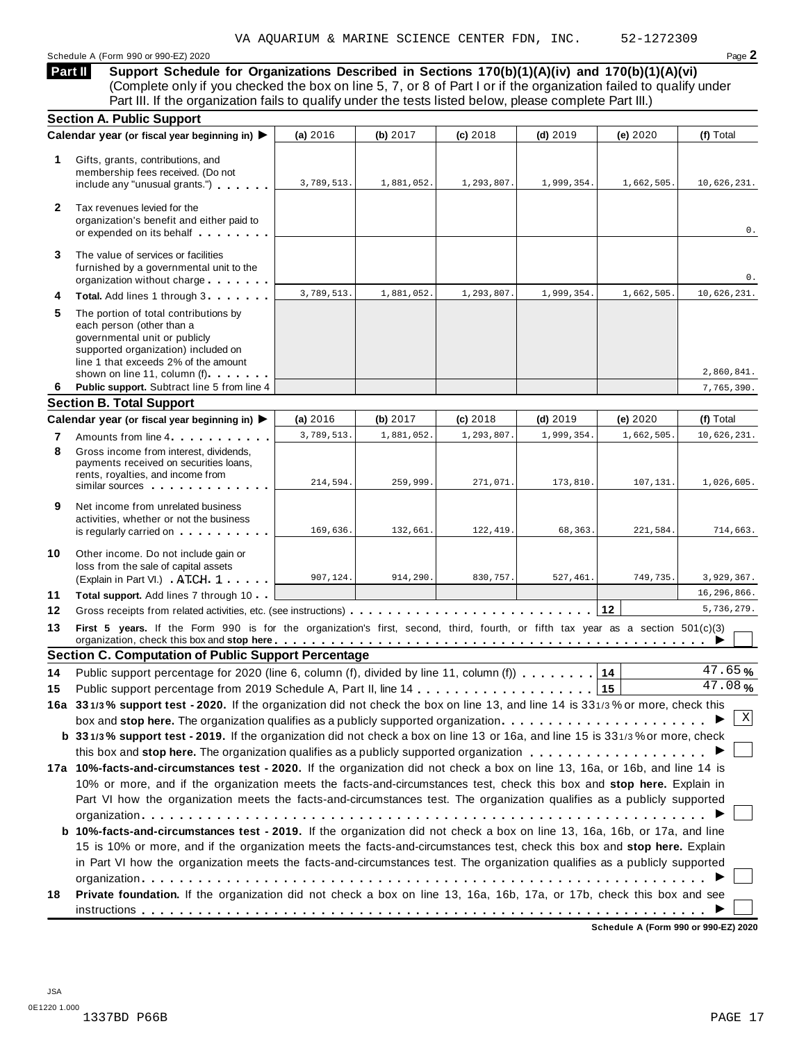VA AQUARIUM & MARINE SCIENCE CENTER FDN, INC. 52-1272309

Schedule A (Form 990 or 990-EZ) 2020

## Part II Support Schedule for Organizations Described in Sections 170(b)(1)(A)(iv) and 170(b)(1)(A)(vi)

(Complete only if you checked the box on line 5, 7, or 8 of Part I or if the organization failed to qualify under Part III. If the organization fails to qualify under the tests listed below, please complete Part III.)

### Section A. Public Support

| Calendar year (or fiscal year beginning in) ▶ | (a) 2016 | (b) 2017 | (c) 2018 | (d) 2019 | (e) 2020 | (f) Total |
|---|---|---|---|---|---|---|
| **1** Gifts, grants, contributions, and membership fees received. (Do not include any "unusual grants.") | 3,789,513. | 1,881,052. | 1,293,807. | 1,999,354. | 1,662,505. | 10,626,231. |
| **2** Tax revenues levied for the organization's benefit and either paid to or expended on its behalf | | | | | | 0. |
| **3** The value of services or facilities furnished by a governmental unit to the organization without charge | | | | | | 0. |
| **4** **Total.** Add lines 1 through 3 | 3,789,513. | 1,881,052. | 1,293,807. | 1,999,354. | 1,662,505. | 10,626,231. |
| **5** The portion of total contributions by each person (other than a governmental unit or publicly supported organization) included on line 1 that exceeds 2% of the amount shown on line 11, column (f) | | | | | | 2,860,841. |
| **6** **Public support.** Subtract line 5 from line 4 | | | | | | 7,765,390. |

### Section B. Total Support

| Calendar year (or fiscal year beginning in) ▶ | (a) 2016 | (b) 2017 | (c) 2018 | (d) 2019 | (e) 2020 | (f) Total |
|---|---|---|---|---|---|---|
| **7** Amounts from line 4 | 3,789,513. | 1,881,052. | 1,293,807. | 1,999,354. | 1,662,505. | 10,626,231. |
| **8** Gross income from interest, dividends, payments received on securities loans, rents, royalties, and income from similar sources | 214,594. | 259,999. | 271,071. | 173,810. | 107,131. | 1,026,605. |
| **9** Net income from unrelated business activities, whether or not the business is regularly carried on | 169,636. | 132,661. | 122,419. | 68,363. | 221,584. | 714,663. |
| **10** Other income. Do not include gain or loss from the sale of capital assets (Explain in Part VI.) ATCH 1 | 907,124. | 914,290. | 830,757. | 527,461. | 749,735. | 3,929,367. |
| **11** **Total support.** Add lines 7 through 10 | | | | | | 16,296,866. |
| **12** Gross receipts from related activities, etc. (see instructions) | | | | | **12** | 5,736,279. |

**13** **First 5 years.** If the Form 990 is for the organization's first, second, third, fourth, or fifth tax year as a section 501(c)(3) organization, check this box and **stop here** ▶ ☐

### Section C. Computation of Public Support Percentage

**14** Public support percentage for 2020 (line 6, column (f), divided by line 11, column (f)) **14** 47.65 %

**15** Public support percentage from 2019 Schedule A, Part II, line 14 **15** 47.08 %

**16a 33 1/3% support test - 2020.** If the organization did not check the box on line 13, and line 14 is 33 1/3% or more, check this box and **stop here.** The organization qualifies as a publicly supported organization ▶ ☒

**b 33 1/3% support test - 2019.** If the organization did not check a box on line 13 or 16a, and line 15 is 33 1/3% or more, check this box and **stop here.** The organization qualifies as a publicly supported organization ▶ ☐

**17a 10%-facts-and-circumstances test - 2020.** If the organization did not check a box on line 13, 16a, or 16b, and line 14 is 10% or more, and if the organization meets the facts-and-circumstances test, check this box and **stop here.** Explain in Part VI how the organization meets the facts-and-circumstances test. The organization qualifies as a publicly supported organization ▶ ☐

**b 10%-facts-and-circumstances test - 2019.** If the organization did not check a box on line 13, 16a, 16b, or 17a, and line 15 is 10% or more, and if the organization meets the facts-and-circumstances test, check this box and **stop here.** Explain in Part VI how the organization meets the facts-and-circumstances test. The organization qualifies as a publicly supported organization ▶ ☐

**18** **Private foundation.** If the organization did not check a box on line 13, 16a, 16b, 17a, or 17b, check this box and see instructions ▶ ☐

**Schedule A (Form 990 or 990-EZ) 2020**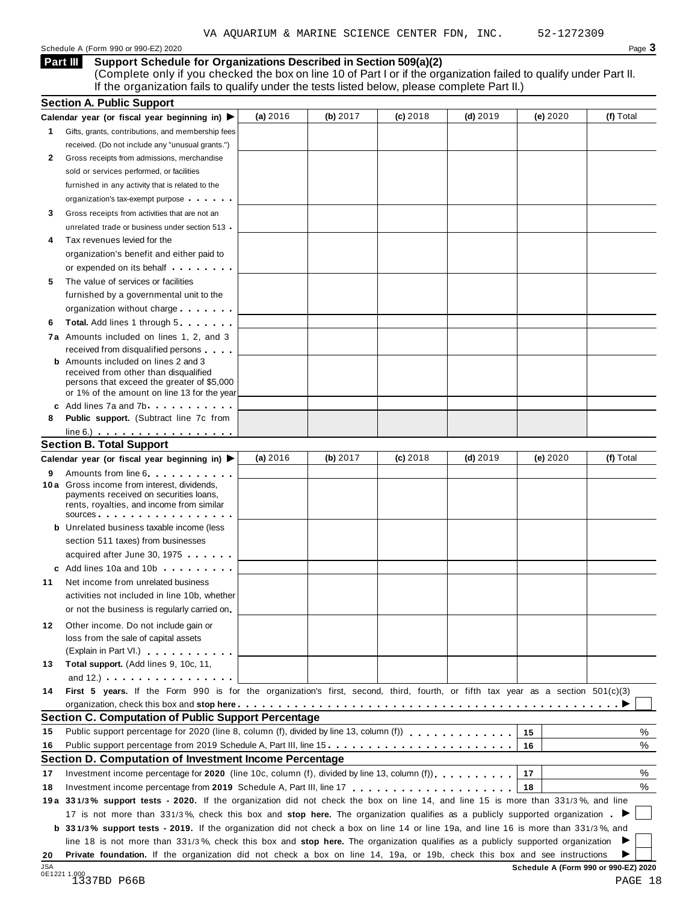VA AQUARIUM & MARINE SCIENCE CENTER FDN, INC. 52-1272309

Schedule A (Form 990 or 990-EZ) 2020 Page **3**

## Part III Support Schedule for Organizations Described in Section 509(a)(2)

(Complete only if you checked the box on line 10 of Part I or if the organization failed to qualify under Part II. If the organization fails to qualify under the tests listed below, please complete Part II.)

### Section A. Public Support

| Calendar year (or fiscal year beginning in) ▶ | (a) 2016 | (b) 2017 | (c) 2018 | (d) 2019 | (e) 2020 | (f) Total |
|---|---|---|---|---|---|---|
| **1** Gifts, grants, contributions, and membership fees received. (Do not include any "unusual grants.") | | | | | | |
| **2** Gross receipts from admissions, merchandise sold or services performed, or facilities furnished in any activity that is related to the organization's tax-exempt purpose | | | | | | |
| **3** Gross receipts from activities that are not an unrelated trade or business under section 513 | | | | | | |
| **4** Tax revenues levied for the organization's benefit and either paid to or expended on its behalf | | | | | | |
| **5** The value of services or facilities furnished by a governmental unit to the organization without charge | | | | | | |
| **6** **Total.** Add lines 1 through 5 | | | | | | |
| **7a** Amounts included on lines 1, 2, and 3 received from disqualified persons | | | | | | |
| **b** Amounts included on lines 2 and 3 received from other than disqualified persons that exceed the greater of $5,000 or 1% of the amount on line 13 for the year | | | | | | |
| **c** Add lines 7a and 7b | | | | | | |
| **8** **Public support.** (Subtract line 7c from line 6.) | | | | | | |

### Section B. Total Support

| Calendar year (or fiscal year beginning in) ▶ | (a) 2016 | (b) 2017 | (c) 2018 | (d) 2019 | (e) 2020 | (f) Total |
|---|---|---|---|---|---|---|
| **9** Amounts from line 6 | | | | | | |
| **10a** Gross income from interest, dividends, payments received on securities loans, rents, royalties, and income from similar sources | | | | | | |
| **b** Unrelated business taxable income (less section 511 taxes) from businesses acquired after June 30, 1975 | | | | | | |
| **c** Add lines 10a and 10b | | | | | | |
| **11** Net income from unrelated business activities not included in line 10b, whether or not the business is regularly carried on | | | | | | |
| **12** Other income. Do not include gain or loss from the sale of capital assets (Explain in Part VI.) | | | | | | |
| **13** **Total support.** (Add lines 9, 10c, 11, and 12.) | | | | | | |

**14** **First 5 years.** If the Form 990 is for the organization's first, second, third, fourth, or fifth tax year as a section 501(c)(3) organization, check this box and **stop here** ▶ ☐

### Section C. Computation of Public Support Percentage

| | | | |
|---|---|---|---|
| **15** | Public support percentage for 2020 (line 8, column (f), divided by line 13, column (f)) | 15 | % |
| **16** | Public support percentage from 2019 Schedule A, Part III, line 15 | 16 | % |

### Section D. Computation of Investment Income Percentage

| | | | |
|---|---|---|---|
| **17** | Investment income percentage for **2020** (line 10c, column (f), divided by line 13, column (f)) | 17 | % |
| **18** | Investment income percentage from **2019** Schedule A, Part III, line 17 | 18 | % |

**19a** **33 1/3% support tests - 2020.** If the organization did not check the box on line 14, and line 15 is more than 33 1/3%, and line 17 is not more than 33 1/3%, check this box and **stop here.** The organization qualifies as a publicly supported organization ▶ ☐

**b** **33 1/3% support tests - 2019.** If the organization did not check a box on line 14 or line 19a, and line 16 is more than 33 1/3%, and line 18 is not more than 33 1/3%, check this box and **stop here.** The organization qualifies as a publicly supported organization ▶ ☐

**20** **Private foundation.** If the organization did not check a box on line 14, 19a, or 19b, check this box and see instructions ▶ ☐

**Schedule A (Form 990 or 990-EZ) 2020**

JSA 0E1221 1.000 1337BD P66B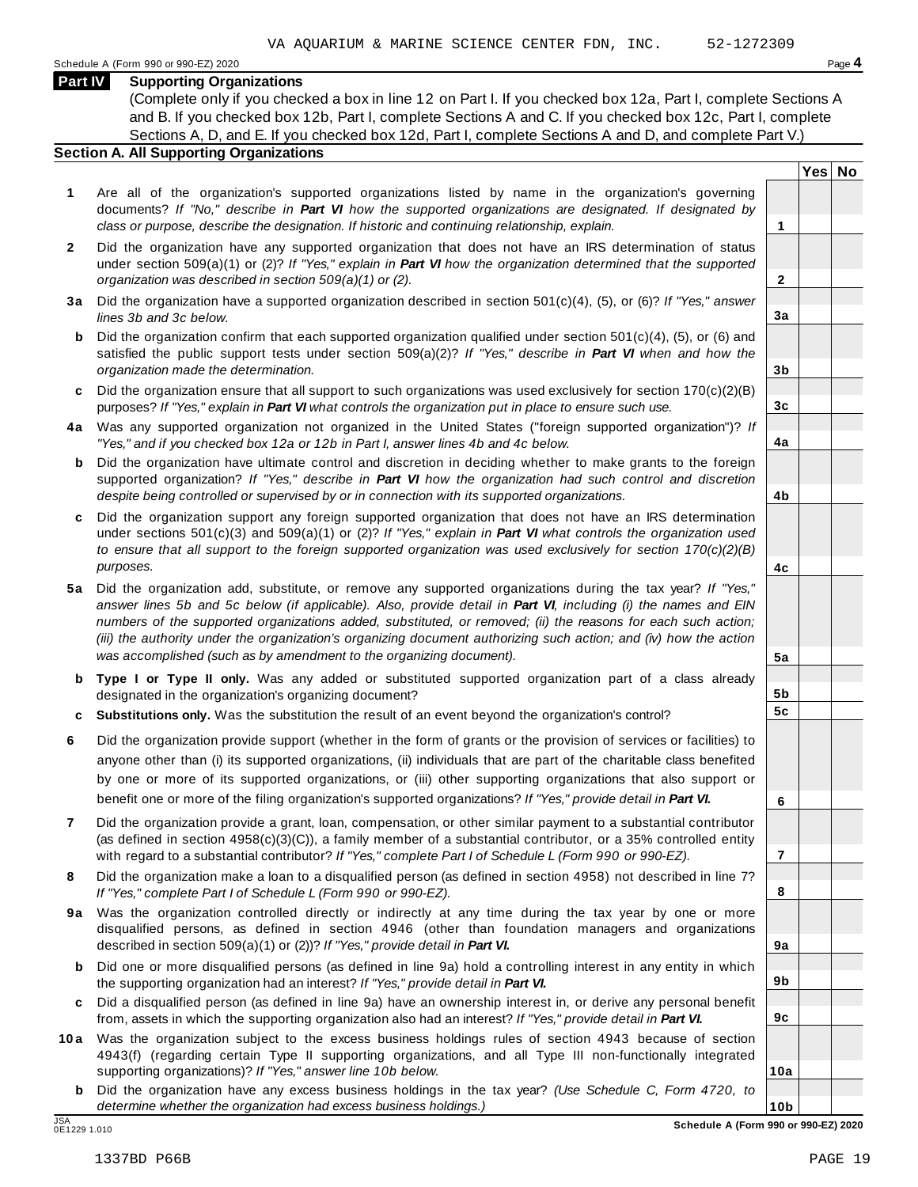VA AQUARIUM & MARINE SCIENCE CENTER FDN, INC. 52-1272309

Schedule A (Form 990 or 990-EZ) 2020

## Part IV Supporting Organizations

(Complete only if you checked a box in line 12 on Part I. If you checked box 12a, Part I, complete Sections A and B. If you checked box 12b, Part I, complete Sections A and C. If you checked box 12c, Part I, complete Sections A, D, and E. If you checked box 12d, Part I, complete Sections A and D, and complete Part V.)

### Section A. All Supporting Organizations

| | | | Yes | No |
|---|---|---|---|---|
| **1** | Are all of the organization's supported organizations listed by name in the organization's governing documents? *If "No," describe in* ***Part VI*** *how the supported organizations are designated. If designated by class or purpose, describe the designation. If historic and continuing relationship, explain.* | **1** | | |
| **2** | Did the organization have any supported organization that does not have an IRS determination of status under section 509(a)(1) or (2)? *If "Yes," explain in* ***Part VI*** *how the organization determined that the supported organization was described in section 509(a)(1) or (2).* | **2** | | |
| **3a** | Did the organization have a supported organization described in section 501(c)(4), (5), or (6)? *If "Yes," answer lines 3b and 3c below.* | **3a** | | |
| **b** | Did the organization confirm that each supported organization qualified under section 501(c)(4), (5), or (6) and satisfied the public support tests under section 509(a)(2)? *If "Yes," describe in* ***Part VI*** *when and how the organization made the determination.* | **3b** | | |
| **c** | Did the organization ensure that all support to such organizations was used exclusively for section 170(c)(2)(B) purposes? *If "Yes," explain in* ***Part VI*** *what controls the organization put in place to ensure such use.* | **3c** | | |
| **4a** | Was any supported organization not organized in the United States ("foreign supported organization")? *If "Yes," and if you checked box 12a or 12b in Part I, answer lines 4b and 4c below.* | **4a** | | |
| **b** | Did the organization have ultimate control and discretion in deciding whether to make grants to the foreign supported organization? *If "Yes," describe in* ***Part VI*** *how the organization had such control and discretion despite being controlled or supervised by or in connection with its supported organizations.* | **4b** | | |
| **c** | Did the organization support any foreign supported organization that does not have an IRS determination under sections 501(c)(3) and 509(a)(1) or (2)? *If "Yes," explain in* ***Part VI*** *what controls the organization used to ensure that all support to the foreign supported organization was used exclusively for section 170(c)(2)(B) purposes.* | **4c** | | |
| **5a** | Did the organization add, substitute, or remove any supported organizations during the tax year? *If "Yes," answer lines 5b and 5c below (if applicable). Also, provide detail in* ***Part VI,*** *including (i) the names and EIN numbers of the supported organizations added, substituted, or removed; (ii) the reasons for each such action; (iii) the authority under the organization's organizing document authorizing such action; and (iv) how the action was accomplished (such as by amendment to the organizing document).* | **5a** | | |
| **b** | **Type I or Type II only.** Was any added or substituted supported organization part of a class already designated in the organization's organizing document? | **5b** | | |
| **c** | **Substitutions only.** Was the substitution the result of an event beyond the organization's control? | **5c** | | |
| **6** | Did the organization provide support (whether in the form of grants or the provision of services or facilities) to anyone other than (i) its supported organizations, (ii) individuals that are part of the charitable class benefited by one or more of its supported organizations, or (iii) other supporting organizations that also support or benefit one or more of the filing organization's supported organizations? *If "Yes," provide detail in* ***Part VI.*** | **6** | | |
| **7** | Did the organization provide a grant, loan, compensation, or other similar payment to a substantial contributor (as defined in section 4958(c)(3)(C)), a family member of a substantial contributor, or a 35% controlled entity with regard to a substantial contributor? *If "Yes," complete Part I of Schedule L (Form 990 or 990-EZ).* | **7** | | |
| **8** | Did the organization make a loan to a disqualified person (as defined in section 4958) not described in line 7? *If "Yes," complete Part I of Schedule L (Form 990 or 990-EZ).* | **8** | | |
| **9a** | Was the organization controlled directly or indirectly at any time during the tax year by one or more disqualified persons, as defined in section 4946 (other than foundation managers and organizations described in section 509(a)(1) or (2))? *If "Yes," provide detail in* ***Part VI.*** | **9a** | | |
| **b** | Did one or more disqualified persons (as defined in line 9a) hold a controlling interest in any entity in which the supporting organization had an interest? *If "Yes," provide detail in* ***Part VI.*** | **9b** | | |
| **c** | Did a disqualified person (as defined in line 9a) have an ownership interest in, or derive any personal benefit from, assets in which the supporting organization also had an interest? *If "Yes," provide detail in* ***Part VI.*** | **9c** | | |
| **10a** | Was the organization subject to the excess business holdings rules of section 4943 because of section 4943(f) (regarding certain Type II supporting organizations, and all Type III non-functionally integrated supporting organizations)? *If "Yes," answer line 10b below.* | **10a** | | |
| **b** | Did the organization have any excess business holdings in the tax year? *(Use Schedule C, Form 4720, to determine whether the organization had excess business holdings.)* | **10b** | | |

JSA 0E1229 1.010

**Schedule A (Form 990 or 990-EZ) 2020**

1337BD P66B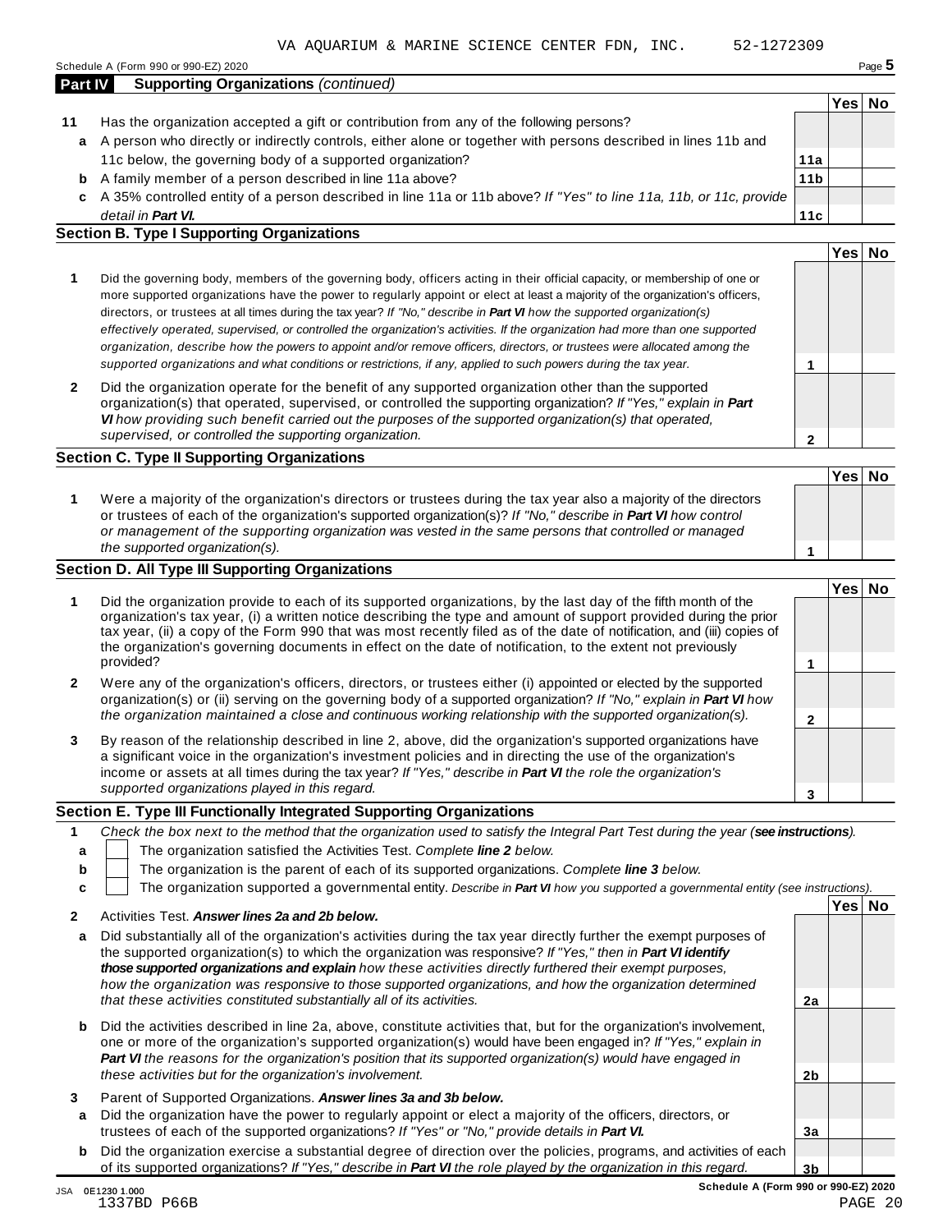VA AQUARIUM & MARINE SCIENCE CENTER FDN, INC. 52-1272309

Schedule A (Form 990 or 990-EZ) 2020

## Part IV Supporting Organizations *(continued)*

| | | | Yes | No |
|---|---|---|---|---|
| **11** | Has the organization accepted a gift or contribution from any of the following persons? | | | |
| **a** | A person who directly or indirectly controls, either alone or together with persons described in lines 11b and 11c below, the governing body of a supported organization? | **11a** | | |
| **b** | A family member of a person described in line 11a above? | **11b** | | |
| **c** | A 35% controlled entity of a person described in line 11a or 11b above? *If "Yes" to line 11a, 11b, or 11c, provide detail in **Part VI**.* | **11c** | | |

### Section B. Type I Supporting Organizations

| | | | Yes | No |
|---|---|---|---|---|
| **1** | Did the governing body, members of the governing body, officers acting in their official capacity, or membership of one or more supported organizations have the power to regularly appoint or elect at least a majority of the organization's officers, directors, or trustees at all times during the tax year? *If "No," describe in **Part VI** how the supported organization(s) effectively operated, supervised, or controlled the organization's activities. If the organization had more than one supported organization, describe how the powers to appoint and/or remove officers, directors, or trustees were allocated among the supported organizations and what conditions or restrictions, if any, applied to such powers during the tax year.* | **1** | | |
| **2** | Did the organization operate for the benefit of any supported organization other than the supported organization(s) that operated, supervised, or controlled the supporting organization? *If "Yes," explain in **Part VI** how providing such benefit carried out the purposes of the supported organization(s) that operated, supervised, or controlled the supporting organization.* | **2** | | |

### Section C. Type II Supporting Organizations

| | | | Yes | No |
|---|---|---|---|---|
| **1** | Were a majority of the organization's directors or trustees during the tax year also a majority of the directors or trustees of each of the organization's supported organization(s)? *If "No," describe in **Part VI** how control or management of the supporting organization was vested in the same persons that controlled or managed the supported organization(s).* | **1** | | |

### Section D. All Type III Supporting Organizations

| | | | Yes | No |
|---|---|---|---|---|
| **1** | Did the organization provide to each of its supported organizations, by the last day of the fifth month of the organization's tax year, (i) a written notice describing the type and amount of support provided during the prior tax year, (ii) a copy of the Form 990 that was most recently filed as of the date of notification, and (iii) copies of the organization's governing documents in effect on the date of notification, to the extent not previously provided? | **1** | | |
| **2** | Were any of the organization's officers, directors, or trustees either (i) appointed or elected by the supported organization(s) or (ii) serving on the governing body of a supported organization? *If "No," explain in **Part VI** how the organization maintained a close and continuous working relationship with the supported organization(s).* | **2** | | |
| **3** | By reason of the relationship described in line 2, above, did the organization's supported organizations have a significant voice in the organization's investment policies and in directing the use of the organization's income or assets at all times during the tax year? *If "Yes," describe in **Part VI** the role the organization's supported organizations played in this regard.* | **3** | | |

### Section E. Type III Functionally Integrated Supporting Organizations

**1** *Check the box next to the method that the organization used to satisfy the Integral Part Test during the year (**see instructions**).*

- **a** ☐ The organization satisfied the Activities Test. *Complete **line 2** below.*
- **b** ☐ The organization is the parent of each of its supported organizations. *Complete **line 3** below.*
- **c** ☐ The organization supported a governmental entity. *Describe in **Part VI** how you supported a governmental entity (see instructions).*

| | | | Yes | No |
|---|---|---|---|---|
| **2** | Activities Test. ***Answer lines 2a and 2b below.*** | | | |
| **a** | Did substantially all of the organization's activities during the tax year directly further the exempt purposes of the supported organization(s) to which the organization was responsive? *If "Yes," then in **Part VI identify those supported organizations and explain** how these activities directly furthered their exempt purposes, how the organization was responsive to those supported organizations, and how the organization determined that these activities constituted substantially all of its activities.* | **2a** | | |
| **b** | Did the activities described in line 2a, above, constitute activities that, but for the organization's involvement, one or more of the organization's supported organization(s) would have been engaged in? *If "Yes," explain in **Part VI** the reasons for the organization's position that its supported organization(s) would have engaged in these activities but for the organization's involvement.* | **2b** | | |
| **3** | Parent of Supported Organizations. ***Answer lines 3a and 3b below.*** | | | |
| **a** | Did the organization have the power to regularly appoint or elect a majority of the officers, directors, or trustees of each of the supported organizations? *If "Yes" or "No," provide details in **Part VI**.* | **3a** | | |
| **b** | Did the organization exercise a substantial degree of direction over the policies, programs, and activities of each of its supported organizations? *If "Yes," describe in **Part VI** the role played by the organization in this regard.* | **3b** | | |

Schedule A (Form 990 or 990-EZ) 2020

JSA 0E1230 1.000
1337BD P66B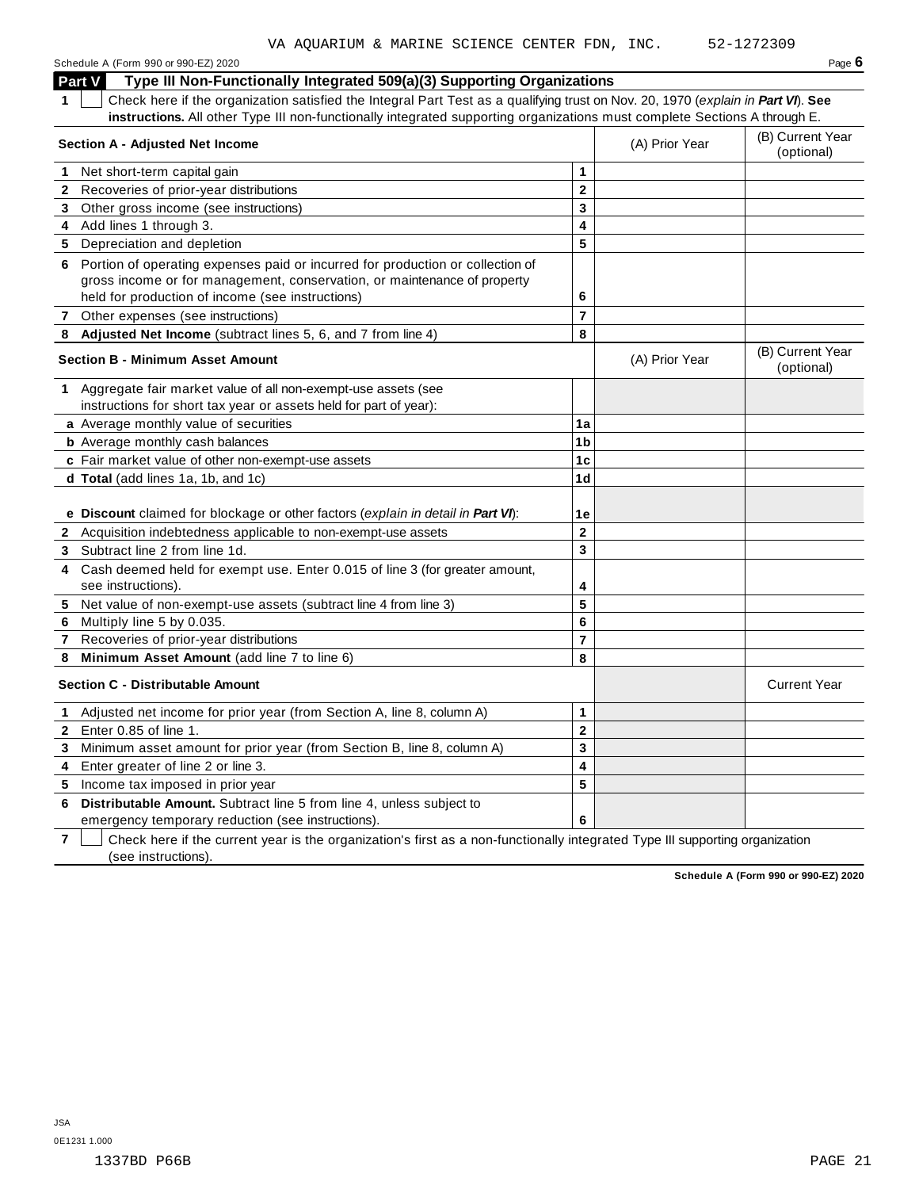VA AQUARIUM & MARINE SCIENCE CENTER FDN, INC. 52-1272309

Schedule A (Form 990 or 990-EZ) 2020 Page **6**

## Part V Type III Non-Functionally Integrated 509(a)(3) Supporting Organizations

**1** ☐ Check here if the organization satisfied the Integral Part Test as a qualifying trust on Nov. 20, 1970 (*explain in **Part VI***). **See instructions.** All other Type III non-functionally integrated supporting organizations must complete Sections A through E.

| **Section A - Adjusted Net Income** | | (A) Prior Year | (B) Current Year (optional) |
|---|---|---|---|
| **1** Net short-term capital gain | **1** | | |
| **2** Recoveries of prior-year distributions | **2** | | |
| **3** Other gross income (see instructions) | **3** | | |
| **4** Add lines 1 through 3. | **4** | | |
| **5** Depreciation and depletion | **5** | | |
| **6** Portion of operating expenses paid or incurred for production or collection of gross income or for management, conservation, or maintenance of property held for production of income (see instructions) | **6** | | |
| **7** Other expenses (see instructions) | **7** | | |
| **8** **Adjusted Net Income** (subtract lines 5, 6, and 7 from line 4) | **8** | | |

| **Section B - Minimum Asset Amount** | | (A) Prior Year | (B) Current Year (optional) |
|---|---|---|---|
| **1** Aggregate fair market value of all non-exempt-use assets (see instructions for short tax year or assets held for part of year): | | | |
| **a** Average monthly value of securities | **1a** | | |
| **b** Average monthly cash balances | **1b** | | |
| **c** Fair market value of other non-exempt-use assets | **1c** | | |
| **d** **Total** (add lines 1a, 1b, and 1c) | **1d** | | |
| **e** **Discount** claimed for blockage or other factors (*explain in detail in **Part VI***): | **1e** | | |
| **2** Acquisition indebtedness applicable to non-exempt-use assets | **2** | | |
| **3** Subtract line 2 from line 1d. | **3** | | |
| **4** Cash deemed held for exempt use. Enter 0.015 of line 3 (for greater amount, see instructions). | **4** | | |
| **5** Net value of non-exempt-use assets (subtract line 4 from line 3) | **5** | | |
| **6** Multiply line 5 by 0.035. | **6** | | |
| **7** Recoveries of prior-year distributions | **7** | | |
| **8** **Minimum Asset Amount** (add line 7 to line 6) | **8** | | |

| **Section C - Distributable Amount** | | | Current Year |
|---|---|---|---|
| **1** Adjusted net income for prior year (from Section A, line 8, column A) | **1** | | |
| **2** Enter 0.85 of line 1. | **2** | | |
| **3** Minimum asset amount for prior year (from Section B, line 8, column A) | **3** | | |
| **4** Enter greater of line 2 or line 3. | **4** | | |
| **5** Income tax imposed in prior year | **5** | | |
| **6** **Distributable Amount.** Subtract line 5 from line 4, unless subject to emergency temporary reduction (see instructions). | **6** | | |

**7** ☐ Check here if the current year is the organization's first as a non-functionally integrated Type III supporting organization (see instructions).

**Schedule A (Form 990 or 990-EZ) 2020**

JSA
0E1231 1.000

1337BD P66B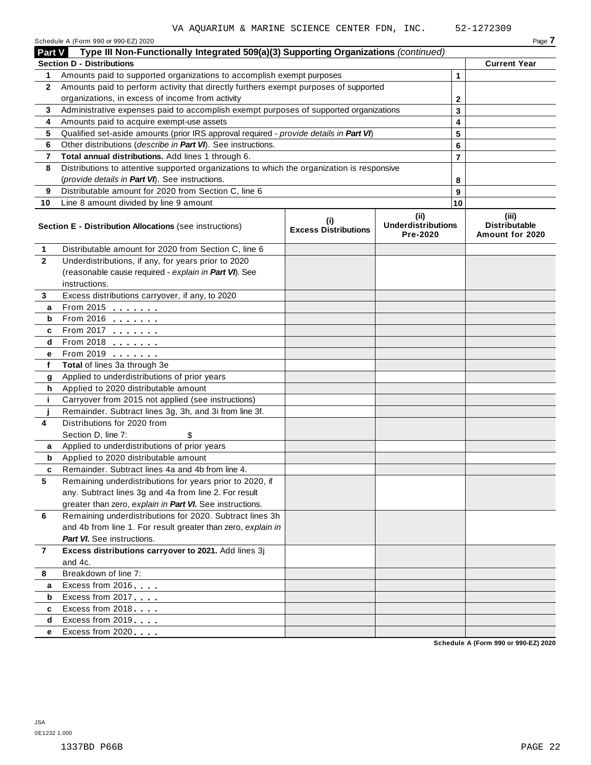VA AQUARIUM & MARINE SCIENCE CENTER FDN, INC. 52-1272309

Schedule A (Form 990 or 990-EZ) 2020

## Part V Type III Non-Functionally Integrated 509(a)(3) Supporting Organizations *(continued)*

| **Section D - Distributions** | | | **Current Year** |
|---|---|---|---|
| 1 | Amounts paid to supported organizations to accomplish exempt purposes | 1 | |
| 2 | Amounts paid to perform activity that directly furthers exempt purposes of supported organizations, in excess of income from activity | 2 | |
| 3 | Administrative expenses paid to accomplish exempt purposes of supported organizations | 3 | |
| 4 | Amounts paid to acquire exempt-use assets | 4 | |
| 5 | Qualified set-aside amounts (prior IRS approval required - *provide details in **Part VI***) | 5 | |
| 6 | Other distributions (*describe in **Part VI***). See instructions. | 6 | |
| 7 | **Total annual distributions.** Add lines 1 through 6. | 7 | |
| 8 | Distributions to attentive supported organizations to which the organization is responsive (*provide details in **Part VI***). See instructions. | 8 | |
| 9 | Distributable amount for 2020 from Section C, line 6 | 9 | |
| 10 | Line 8 amount divided by line 9 amount | 10 | |

| | **Section E - Distribution Allocations** (see instructions) | **(i) Excess Distributions** | **(ii) Underdistributions Pre-2020** | **(iii) Distributable Amount for 2020** |
|---|---|---|---|---|
| 1 | Distributable amount for 2020 from Section C, line 6 | | | |
| 2 | Underdistributions, if any, for years prior to 2020 (reasonable cause required - *explain in **Part VI***). See instructions. | | | |
| 3 | Excess distributions carryover, if any, to 2020 | | | |
| a | From 2015 | | | |
| b | From 2016 | | | |
| c | From 2017 | | | |
| d | From 2018 | | | |
| e | From 2019 | | | |
| f | **Total** of lines 3a through 3e | | | |
| g | Applied to underdistributions of prior years | | | |
| h | Applied to 2020 distributable amount | | | |
| i | Carryover from 2015 not applied (see instructions) | | | |
| j | Remainder. Subtract lines 3g, 3h, and 3i from line 3f. | | | |
| 4 | Distributions for 2020 from Section D, line 7: $ | | | |
| a | Applied to underdistributions of prior years | | | |
| b | Applied to 2020 distributable amount | | | |
| c | Remainder. Subtract lines 4a and 4b from line 4. | | | |
| 5 | Remaining underdistributions for years prior to 2020, if any. Subtract lines 3g and 4a from line 2. For result greater than zero, *explain in **Part VI***. See instructions. | | | |
| 6 | Remaining underdistributions for 2020. Subtract lines 3h and 4b from line 1. For result greater than zero, *explain in **Part VI***. See instructions. | | | |
| 7 | **Excess distributions carryover to 2021.** Add lines 3j and 4c. | | | |
| 8 | Breakdown of line 7: | | | |
| a | Excess from 2016 | | | |
| b | Excess from 2017 | | | |
| c | Excess from 2018 | | | |
| d | Excess from 2019 | | | |
| e | Excess from 2020 | | | |

Schedule A (Form 990 or 990-EZ) 2020

JSA
0E1232 1.000

1337BD P66B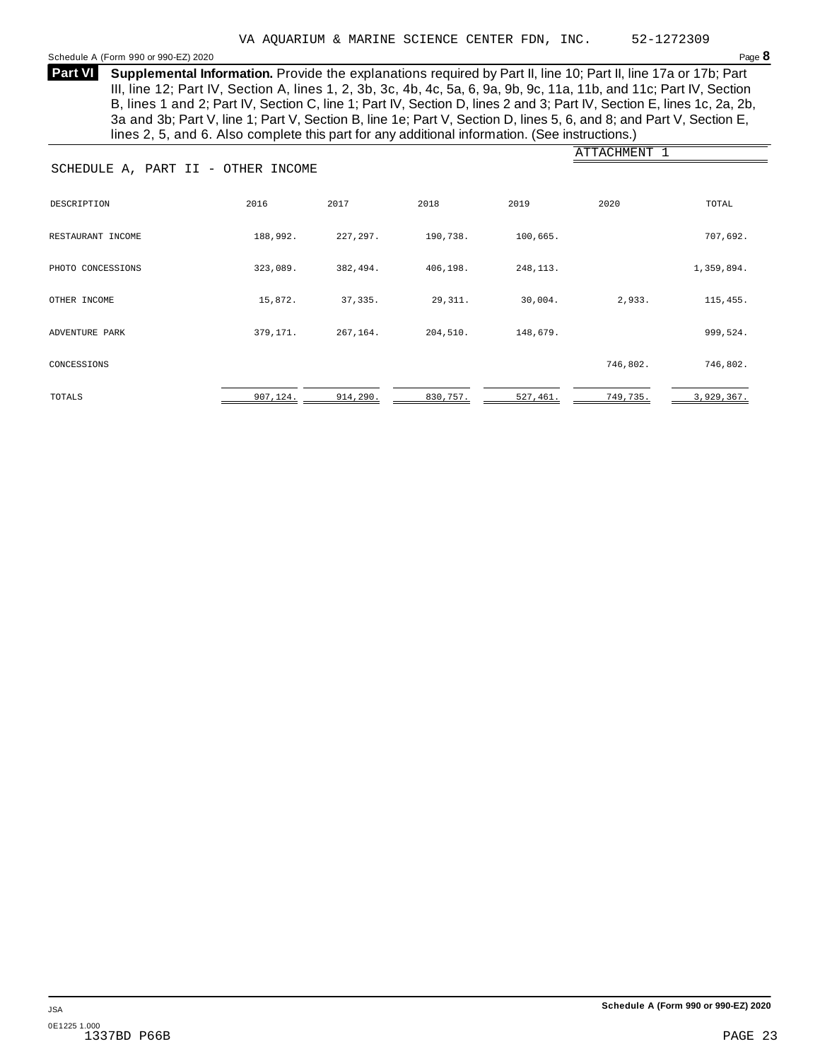VA AQUARIUM & MARINE SCIENCE CENTER FDN, INC. 52-1272309

Schedule A (Form 990 or 990-EZ) 2020

**Part VI** **Supplemental Information.** Provide the explanations required by Part II, line 10; Part II, line 17a or 17b; Part III, line 12; Part IV, Section A, lines 1, 2, 3b, 3c, 4b, 4c, 5a, 6, 9a, 9b, 9c, 11a, 11b, and 11c; Part IV, Section B, lines 1 and 2; Part IV, Section C, line 1; Part IV, Section D, lines 2 and 3; Part IV, Section E, lines 1c, 2a, 2b, 3a and 3b; Part V, line 1; Part V, Section B, line 1e; Part V, Section D, lines 5, 6, and 8; and Part V, Section E, lines 2, 5, and 6. Also complete this part for any additional information. (See instructions.)

ATTACHMENT 1

SCHEDULE A, PART II - OTHER INCOME

| DESCRIPTION | 2016 | 2017 | 2018 | 2019 | 2020 | TOTAL |
|---|---|---|---|---|---|---|
| RESTAURANT INCOME | 188,992. | 227,297. | 190,738. | 100,665. | | 707,692. |
| PHOTO CONCESSIONS | 323,089. | 382,494. | 406,198. | 248,113. | | 1,359,894. |
| OTHER INCOME | 15,872. | 37,335. | 29,311. | 30,004. | 2,933. | 115,455. |
| ADVENTURE PARK | 379,171. | 267,164. | 204,510. | 148,679. | | 999,524. |
| CONCESSIONS | | | | | 746,802. | 746,802. |
| TOTALS | 907,124. | 914,290. | 830,757. | 527,461. | 749,735. | 3,929,367. |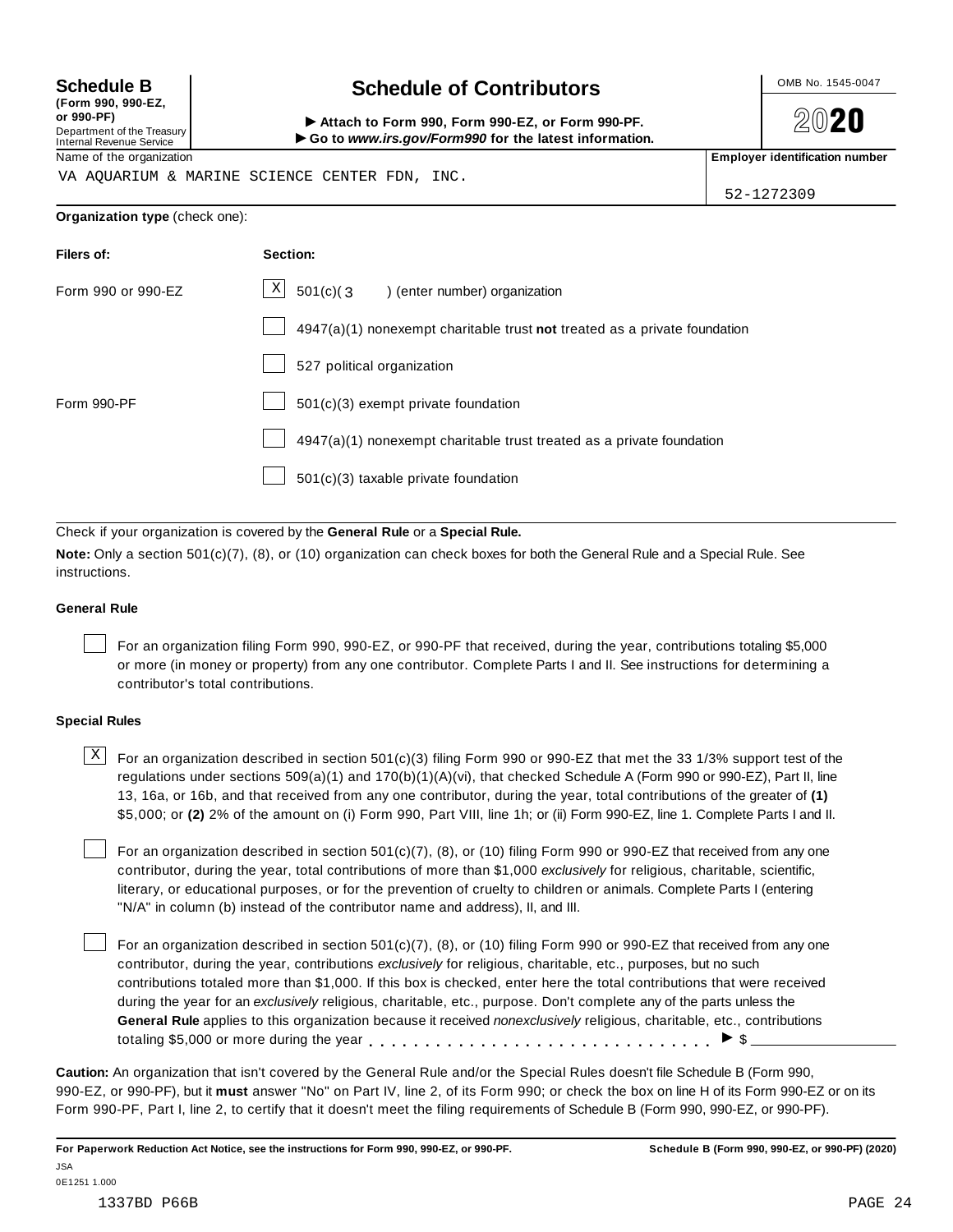**Schedule B**
**(Form 990, 990-EZ, or 990-PF)**
Department of the Treasury
Internal Revenue Service

# Schedule of Contributors

► **Attach to Form 990, Form 990-EZ, or Form 990-PF.**
► **Go to *www.irs.gov/Form990* for the latest information.**

OMB No. 1545-0047

**2020**

| Name of the organization | Employer identification number |
|---|---|
| VA AQUARIUM & MARINE SCIENCE CENTER FDN, INC. | 52-1272309 |

**Organization type** (check one):

| Filers of: | Section: |
|---|---|
| Form 990 or 990-EZ | [X] 501(c)( 3 ) (enter number) organization |
| | [ ] 4947(a)(1) nonexempt charitable trust **not** treated as a private foundation |
| | [ ] 527 political organization |
| Form 990-PF | [ ] 501(c)(3) exempt private foundation |
| | [ ] 4947(a)(1) nonexempt charitable trust treated as a private foundation |
| | [ ] 501(c)(3) taxable private foundation |

Check if your organization is covered by the **General Rule** or a **Special Rule.**

**Note:** Only a section 501(c)(7), (8), or (10) organization can check boxes for both the General Rule and a Special Rule. See instructions.

**General Rule**

[ ] For an organization filing Form 990, 990-EZ, or 990-PF that received, during the year, contributions totaling $5,000 or more (in money or property) from any one contributor. Complete Parts I and II. See instructions for determining a contributor's total contributions.

**Special Rules**

[X] For an organization described in section 501(c)(3) filing Form 990 or 990-EZ that met the 33 1/3% support test of the regulations under sections 509(a)(1) and 170(b)(1)(A)(vi), that checked Schedule A (Form 990 or 990-EZ), Part II, line 13, 16a, or 16b, and that received from any one contributor, during the year, total contributions of the greater of **(1)** $5,000; or **(2)** 2% of the amount on (i) Form 990, Part VIII, line 1h; or (ii) Form 990-EZ, line 1. Complete Parts I and II.

[ ] For an organization described in section 501(c)(7), (8), or (10) filing Form 990 or 990-EZ that received from any one contributor, during the year, total contributions of more than $1,000 *exclusively* for religious, charitable, scientific, literary, or educational purposes, or for the prevention of cruelty to children or animals. Complete Parts I (entering "N/A" in column (b) instead of the contributor name and address), II, and III.

[ ] For an organization described in section 501(c)(7), (8), or (10) filing Form 990 or 990-EZ that received from any one contributor, during the year, contributions *exclusively* for religious, charitable, etc., purposes, but no such contributions totaled more than $1,000. If this box is checked, enter here the total contributions that were received during the year for an *exclusively* religious, charitable, etc., purpose. Don't complete any of the parts unless the **General Rule** applies to this organization because it received *nonexclusively* religious, charitable, etc., contributions totaling $5,000 or more during the year . . . . . . . . . . . . . . . . . . . . . . . . . . . . . ► $ \_\_\_\_\_\_\_\_\_\_

**Caution:** An organization that isn't covered by the General Rule and/or the Special Rules doesn't file Schedule B (Form 990, 990-EZ, or 990-PF), but it **must** answer "No" on Part IV, line 2, of its Form 990; or check the box on line H of its Form 990-EZ or on its Form 990-PF, Part I, line 2, to certify that it doesn't meet the filing requirements of Schedule B (Form 990, 990-EZ, or 990-PF).

**For Paperwork Reduction Act Notice, see the instructions for Form 990, 990-EZ, or 990-PF.** **Schedule B (Form 990, 990-EZ, or 990-PF) (2020)**

JSA
0E1251 1.000
1337BD P66B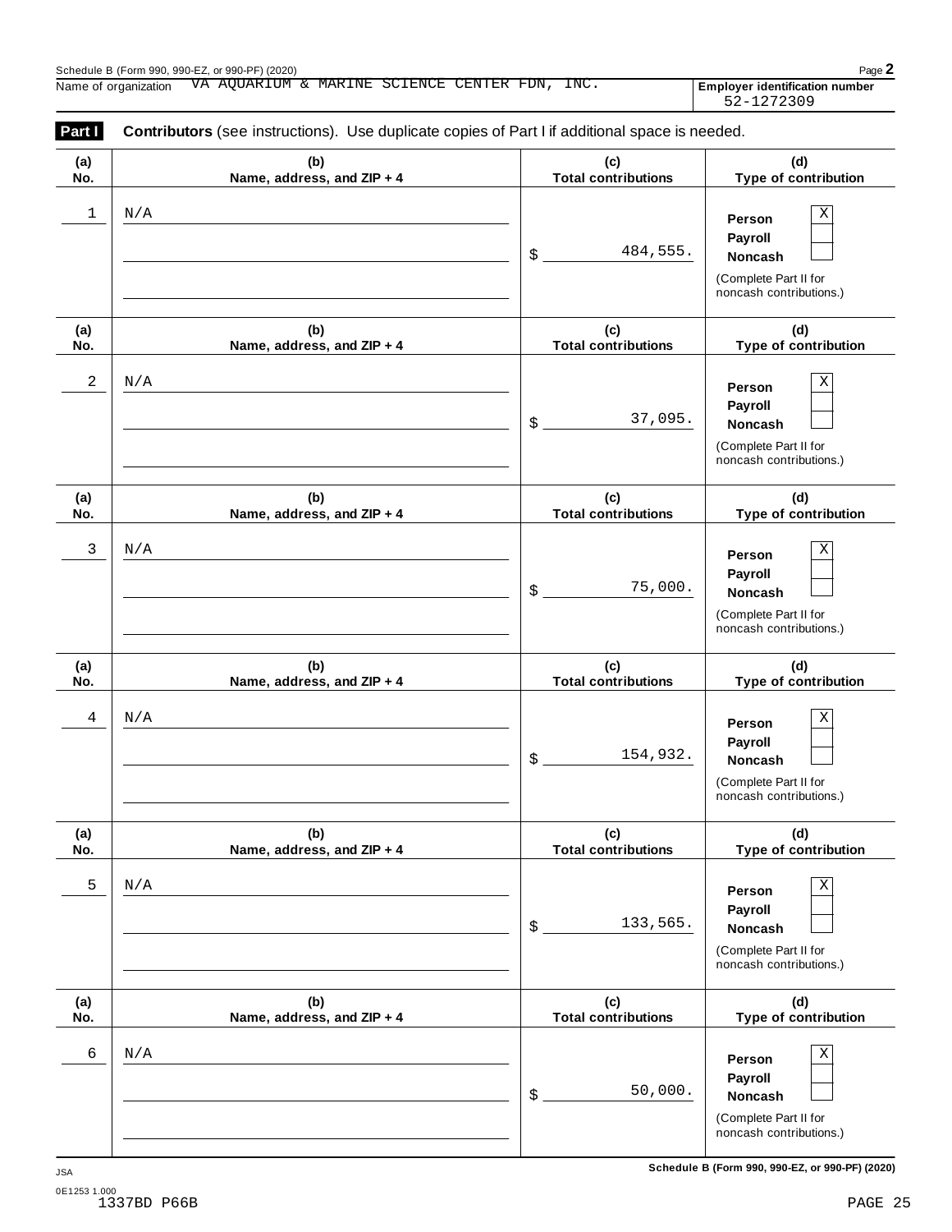Name of organization VA AQUARIUM & MARINE SCIENCE CENTER FDN, INC.

**Employer identification number** 52-1272309

**Part I** **Contributors** (see instructions). Use duplicate copies of Part I if additional space is needed.

| (a) No. | (b) Name, address, and ZIP + 4 | (c) Total contributions | (d) Type of contribution |
|---|---|---|---|
| 1 | N/A | $ 484,555. | Person [X] Payroll [ ] Noncash [ ] (Complete Part II for noncash contributions.) |
| 2 | N/A | $ 37,095. | Person [X] Payroll [ ] Noncash [ ] (Complete Part II for noncash contributions.) |
| 3 | N/A | $ 75,000. | Person [X] Payroll [ ] Noncash [ ] (Complete Part II for noncash contributions.) |
| 4 | N/A | $ 154,932. | Person [X] Payroll [ ] Noncash [ ] (Complete Part II for noncash contributions.) |
| 5 | N/A | $ 133,565. | Person [X] Payroll [ ] Noncash [ ] (Complete Part II for noncash contributions.) |
| 6 | N/A | $ 50,000. | Person [X] Payroll [ ] Noncash [ ] (Complete Part II for noncash contributions.) |

JSA
0E1253 1.000
1337BD P66B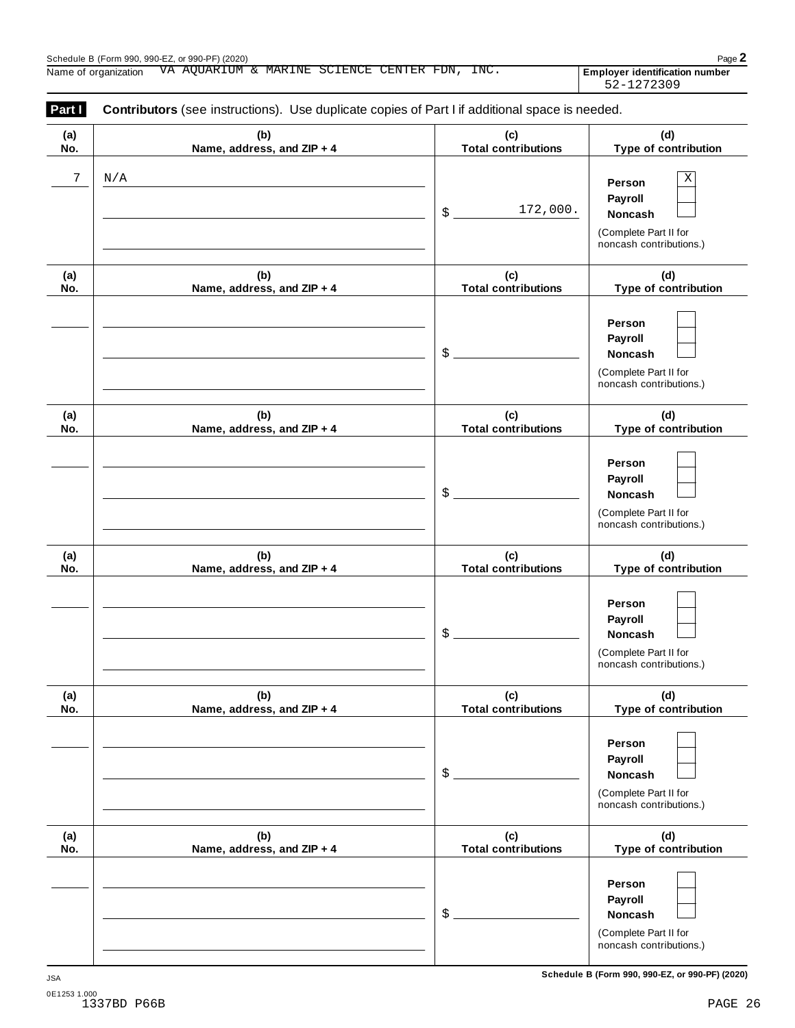Schedule B (Form 990, 990-EZ, or 990-PF) (2020)

Name of organization VA AQUARIUM & MARINE SCIENCE CENTER FDN, INC.

Employer identification number 52-1272309

**Part I** **Contributors** (see instructions). Use duplicate copies of Part I if additional space is needed.

| (a) No. | (b) Name, address, and ZIP + 4 | (c) Total contributions | (d) Type of contribution |
|---|---|---|---|
| 7 | N/A | $ 172,000. | Person [X] Payroll [ ] Noncash [ ] (Complete Part II for noncash contributions.) |
| | | $ | Person [ ] Payroll [ ] Noncash [ ] (Complete Part II for noncash contributions.) |
| | | $ | Person [ ] Payroll [ ] Noncash [ ] (Complete Part II for noncash contributions.) |
| | | $ | Person [ ] Payroll [ ] Noncash [ ] (Complete Part II for noncash contributions.) |
| | | $ | Person [ ] Payroll [ ] Noncash [ ] (Complete Part II for noncash contributions.) |
| | | $ | Person [ ] Payroll [ ] Noncash [ ] (Complete Part II for noncash contributions.) |

Schedule B (Form 990, 990-EZ, or 990-PF) (2020)

JSA
0E1253 1.000
1337BD P66B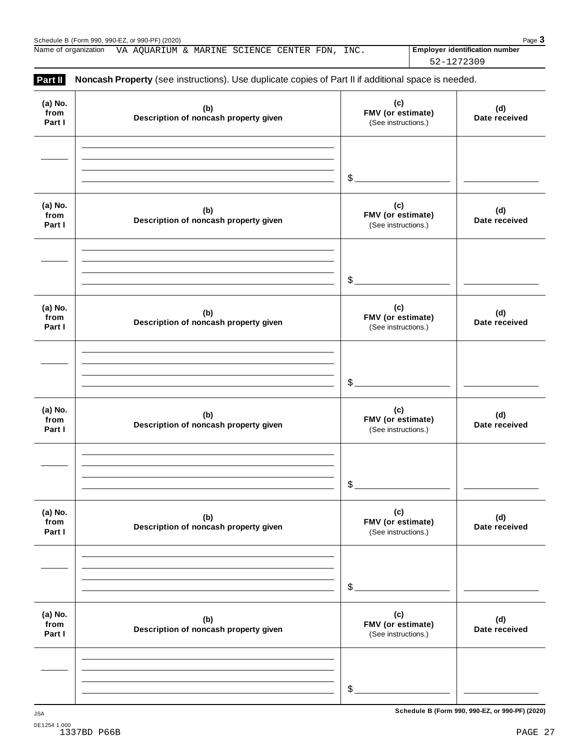Name of organization VA AQUARIUM & MARINE SCIENCE CENTER FDN, INC.

**Employer identification number** 52-1272309

## Part II Noncash Property (see instructions). Use duplicate copies of Part II if additional space is needed.

| (a) No. from Part I | (b) Description of noncash property given | (c) FMV (or estimate) (See instructions.) | (d) Date received |
|---|---|---|---|
| | | $ | |

| (a) No. from Part I | (b) Description of noncash property given | (c) FMV (or estimate) (See instructions.) | (d) Date received |
|---|---|---|---|
| | | $ | |

| (a) No. from Part I | (b) Description of noncash property given | (c) FMV (or estimate) (See instructions.) | (d) Date received |
|---|---|---|---|
| | | $ | |

| (a) No. from Part I | (b) Description of noncash property given | (c) FMV (or estimate) (See instructions.) | (d) Date received |
|---|---|---|---|
| | | $ | |

| (a) No. from Part I | (b) Description of noncash property given | (c) FMV (or estimate) (See instructions.) | (d) Date received |
|---|---|---|---|
| | | $ | |

| (a) No. from Part I | (b) Description of noncash property given | (c) FMV (or estimate) (See instructions.) | (d) Date received |
|---|---|---|---|
| | | $ | |

JSA

0E1254 1.000
1337BD P66B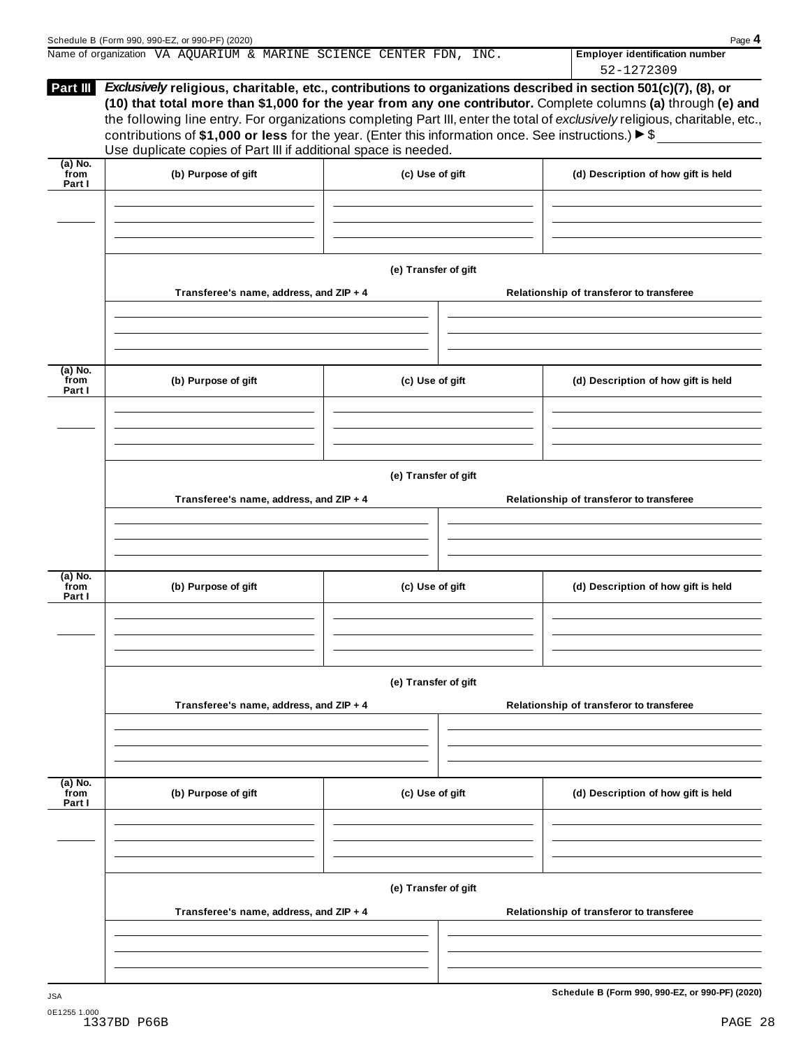Name of organization VA AQUARIUM & MARINE SCIENCE CENTER FDN, INC.

**Employer identification number** 52-1272309

## Part III

***Exclusively*** **religious, charitable, etc., contributions to organizations described in section 501(c)(7), (8), or (10) that total more than $1,000 for the year from any one contributor.** Complete columns **(a)** through **(e) and** the following line entry. For organizations completing Part III, enter the total of *exclusively* religious, charitable, etc., contributions of **$1,000 or less** for the year. (Enter this information once. See instructions.) ▶ $

Use duplicate copies of Part III if additional space is needed.

| (a) No. from Part I | (b) Purpose of gift | (c) Use of gift | (d) Description of how gift is held |
|---|---|---|---|
| | | | |

**(e) Transfer of gift**

| Transferee's name, address, and ZIP + 4 | Relationship of transferor to transferee |
|---|---|
| | |

| (a) No. from Part I | (b) Purpose of gift | (c) Use of gift | (d) Description of how gift is held |
|---|---|---|---|
| | | | |

**(e) Transfer of gift**

| Transferee's name, address, and ZIP + 4 | Relationship of transferor to transferee |
|---|---|
| | |

| (a) No. from Part I | (b) Purpose of gift | (c) Use of gift | (d) Description of how gift is held |
|---|---|---|---|
| | | | |

**(e) Transfer of gift**

| Transferee's name, address, and ZIP + 4 | Relationship of transferor to transferee |
|---|---|
| | |

| (a) No. from Part I | (b) Purpose of gift | (c) Use of gift | (d) Description of how gift is held |
|---|---|---|---|
| | | | |

**(e) Transfer of gift**

| Transferee's name, address, and ZIP + 4 | Relationship of transferor to transferee |
|---|---|
| | |

**Schedule B (Form 990, 990-EZ, or 990-PF) (2020)**

JSA
0E1255 1.000
1337BD P66B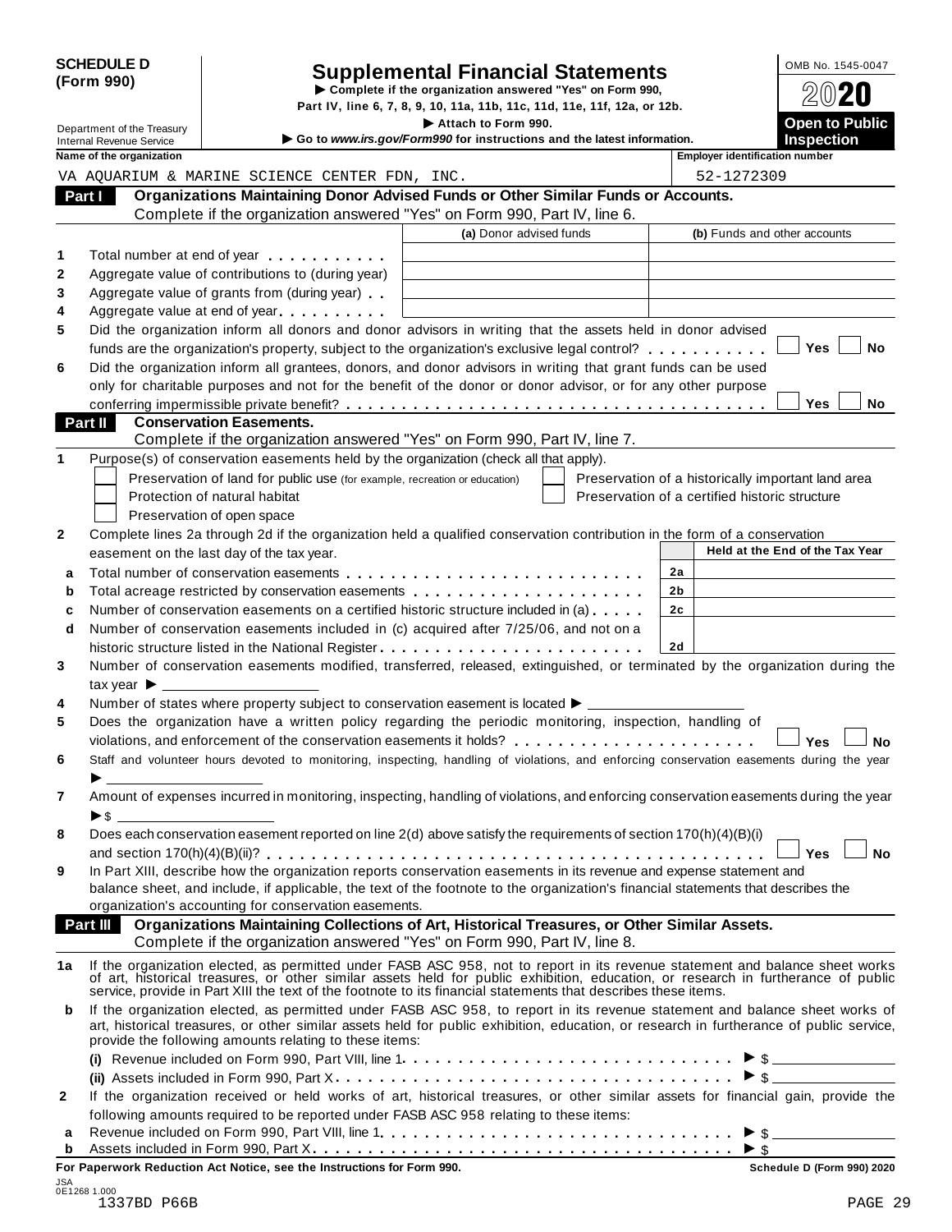**SCHEDULE D (Form 990)**

Department of the Treasury
Internal Revenue Service

# Supplemental Financial Statements

▶ Complete if the organization answered "Yes" on Form 990, Part IV, line 6, 7, 8, 9, 10, 11a, 11b, 11c, 11d, 11e, 11f, 12a, or 12b.

▶ Attach to Form 990.

▶ Go to *www.irs.gov/Form990* for instructions and the latest information.

OMB No. 1545-0047

**2020**

**Open to Public Inspection**

| Name of the organization | Employer identification number |
|---|---|
| VA AQUARIUM & MARINE SCIENCE CENTER FDN, INC. | 52-1272309 |

## Part I Organizations Maintaining Donor Advised Funds or Other Similar Funds or Accounts.

Complete if the organization answered "Yes" on Form 990, Part IV, line 6.

| | | (a) Donor advised funds | (b) Funds and other accounts |
|---|---|---|---|
| 1 | Total number at end of year | | |
| 2 | Aggregate value of contributions to (during year) | | |
| 3 | Aggregate value of grants from (during year) | | |
| 4 | Aggregate value at end of year | | |

5 Did the organization inform all donors and donor advisors in writing that the assets held in donor advised funds are the organization's property, subject to the organization's exclusive legal control? ☐ Yes ☐ No

6 Did the organization inform all grantees, donors, and donor advisors in writing that grant funds can be used only for charitable purposes and not for the benefit of the donor or donor advisor, or for any other purpose conferring impermissible private benefit? ☐ Yes ☐ No

## Part II Conservation Easements.

Complete if the organization answered "Yes" on Form 990, Part IV, line 7.

1 Purpose(s) of conservation easements held by the organization (check all that apply).

- ☐ Preservation of land for public use (for example, recreation or education)
- ☐ Protection of natural habitat
- ☐ Preservation of open space
- ☐ Preservation of a historically important land area
- ☐ Preservation of a certified historic structure

2 Complete lines 2a through 2d if the organization held a qualified conservation contribution in the form of a conservation easement on the last day of the tax year.

| | | | Held at the End of the Tax Year |
|---|---|---|---|
| a | Total number of conservation easements | 2a | |
| b | Total acreage restricted by conservation easements | 2b | |
| c | Number of conservation easements on a certified historic structure included in (a) | 2c | |
| d | Number of conservation easements included in (c) acquired after 7/25/06, and not on a historic structure listed in the National Register | 2d | |

3 Number of conservation easements modified, transferred, released, extinguished, or terminated by the organization during the tax year ▶ ____________

4 Number of states where property subject to conservation easement is located ▶ ____________

5 Does the organization have a written policy regarding the periodic monitoring, inspection, handling of violations, and enforcement of the conservation easements it holds? ☐ Yes ☐ No

6 Staff and volunteer hours devoted to monitoring, inspecting, handling of violations, and enforcing conservation easements during the year ▶ ____________

7 Amount of expenses incurred in monitoring, inspecting, handling of violations, and enforcing conservation easements during the year ▶ $ ____________

8 Does each conservation easement reported on line 2(d) above satisfy the requirements of section 170(h)(4)(B)(i) and section 170(h)(4)(B)(ii)? ☐ Yes ☐ No

9 In Part XIII, describe how the organization reports conservation easements in its revenue and expense statement and balance sheet, and include, if applicable, the text of the footnote to the organization's financial statements that describes the organization's accounting for conservation easements.

## Part III Organizations Maintaining Collections of Art, Historical Treasures, or Other Similar Assets.

Complete if the organization answered "Yes" on Form 990, Part IV, line 8.

1a If the organization elected, as permitted under FASB ASC 958, not to report in its revenue statement and balance sheet works of art, historical treasures, or other similar assets held for public exhibition, education, or research in furtherance of public service, provide in Part XIII the text of the footnote to its financial statements that describes these items.

b If the organization elected, as permitted under FASB ASC 958, to report in its revenue statement and balance sheet works of art, historical treasures, or other similar assets held for public exhibition, education, or research in furtherance of public service, provide the following amounts relating to these items:

(i) Revenue included on Form 990, Part VIII, line 1 ▶ $ ____________

(ii) Assets included in Form 990, Part X ▶ $ ____________

2 If the organization received or held works of art, historical treasures, or other similar assets for financial gain, provide the following amounts required to be reported under FASB ASC 958 relating to these items:

a Revenue included on Form 990, Part VIII, line 1 ▶ $ ____________

b Assets included in Form 990, Part X ▶ $ ____________

**For Paperwork Reduction Act Notice, see the Instructions for Form 990.** **Schedule D (Form 990) 2020**

JSA 0E1268 1.000
1337BD P66B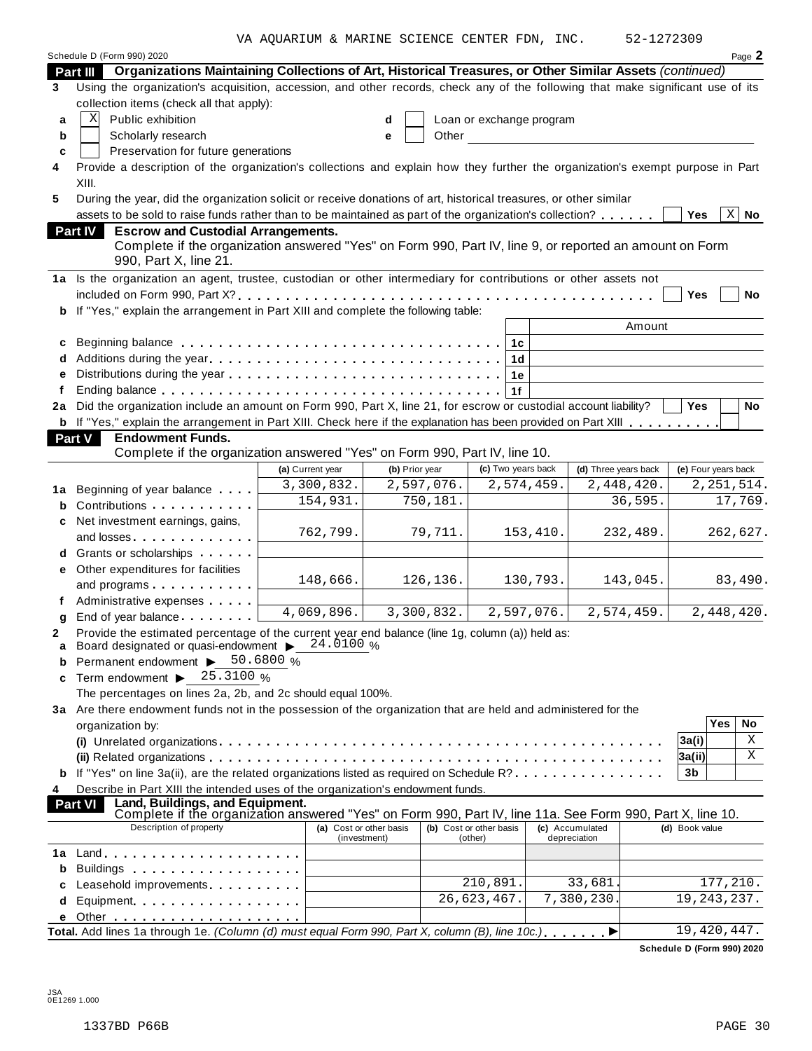VA AQUARIUM & MARINE SCIENCE CENTER FDN, INC. 52-1272309

Schedule D (Form 990) 2020 Page **2**

**Part III — Organizations Maintaining Collections of Art, Historical Treasures, or Other Similar Assets** *(continued)*

**3** Using the organization's acquisition, accession, and other records, check any of the following that make significant use of its collection items (check all that apply):

- **a** [X] Public exhibition
- **b** [ ] Scholarly research
- **c** [ ] Preservation for future generations
- **d** [ ] Loan or exchange program
- **e** [ ] Other

**4** Provide a description of the organization's collections and explain how they further the organization's exempt purpose in Part XIII.

**5** During the year, did the organization solicit or receive donations of art, historical treasures, or other similar assets to be sold to raise funds rather than to be maintained as part of the organization's collection? [ ] Yes [X] No

**Part IV — Escrow and Custodial Arrangements.**
Complete if the organization answered "Yes" on Form 990, Part IV, line 9, or reported an amount on Form 990, Part X, line 21.

**1a** Is the organization an agent, trustee, custodian or other intermediary for contributions or other assets not included on Form 990, Part X? [ ] Yes [ ] No

**b** If "Yes," explain the arrangement in Part XIII and complete the following table:

| | | | Amount |
|---|---|---|---|
| **c** | Beginning balance | 1c | |
| **d** | Additions during the year | 1d | |
| **e** | Distributions during the year | 1e | |
| **f** | Ending balance | 1f | |

**2a** Did the organization include an amount on Form 990, Part X, line 21, for escrow or custodial account liability? [ ] Yes [ ] No

**b** If "Yes," explain the arrangement in Part XIII. Check here if the explanation has been provided on Part XIII [ ]

**Part V — Endowment Funds.**
Complete if the organization answered "Yes" on Form 990, Part IV, line 10.

| | | (a) Current year | (b) Prior year | (c) Two years back | (d) Three years back | (e) Four years back |
|---|---|---|---|---|---|---|
| **1a** | Beginning of year balance | 3,300,832. | 2,597,076. | 2,574,459. | 2,448,420. | 2,251,514. |
| **b** | Contributions | 154,931. | 750,181. | | 36,595. | 17,769. |
| **c** | Net investment earnings, gains, and losses | 762,799. | 79,711. | 153,410. | 232,489. | 262,627. |
| **d** | Grants or scholarships | | | | | |
| **e** | Other expenditures for facilities and programs | 148,666. | 126,136. | 130,793. | 143,045. | 83,490. |
| **f** | Administrative expenses | | | | | |
| **g** | End of year balance | 4,069,896. | 3,300,832. | 2,597,076. | 2,574,459. | 2,448,420. |

**2** Provide the estimated percentage of the current year end balance (line 1g, column (a)) held as:

- **a** Board designated or quasi-endowment ▶ 24.0100 %
- **b** Permanent endowment ▶ 50.6800 %
- **c** Term endowment ▶ 25.3100 %

The percentages on lines 2a, 2b, and 2c should equal 100%.

**3a** Are there endowment funds not in the possession of the organization that are held and administered for the organization by:

| | | Yes | No |
|---|---|---|---|
| **(i)** Unrelated organizations | 3a(i) | | X |
| **(ii)** Related organizations | 3a(ii) | | X |
| **b** If "Yes" on line 3a(ii), are the related organizations listed as required on Schedule R? | 3b | | |

**4** Describe in Part XIII the intended uses of the organization's endowment funds.

**Part VI — Land, Buildings, and Equipment.**
Complete if the organization answered "Yes" on Form 990, Part IV, line 11a. See Form 990, Part X, line 10.

| | Description of property | (a) Cost or other basis (investment) | (b) Cost or other basis (other) | (c) Accumulated depreciation | (d) Book value |
|---|---|---|---|---|---|
| **1a** | Land | | | | |
| **b** | Buildings | | | | |
| **c** | Leasehold improvements | | 210,891. | 33,681. | 177,210. |
| **d** | Equipment | | 26,623,467. | 7,380,230. | 19,243,237. |
| **e** | Other | | | | |

**Total.** Add lines 1a through 1e. *(Column (d) must equal Form 990, Part X, column (B), line 10c.)* ▶ 19,420,447.

**Schedule D (Form 990) 2020**

JSA
0E1269 1.000

1337BD P66B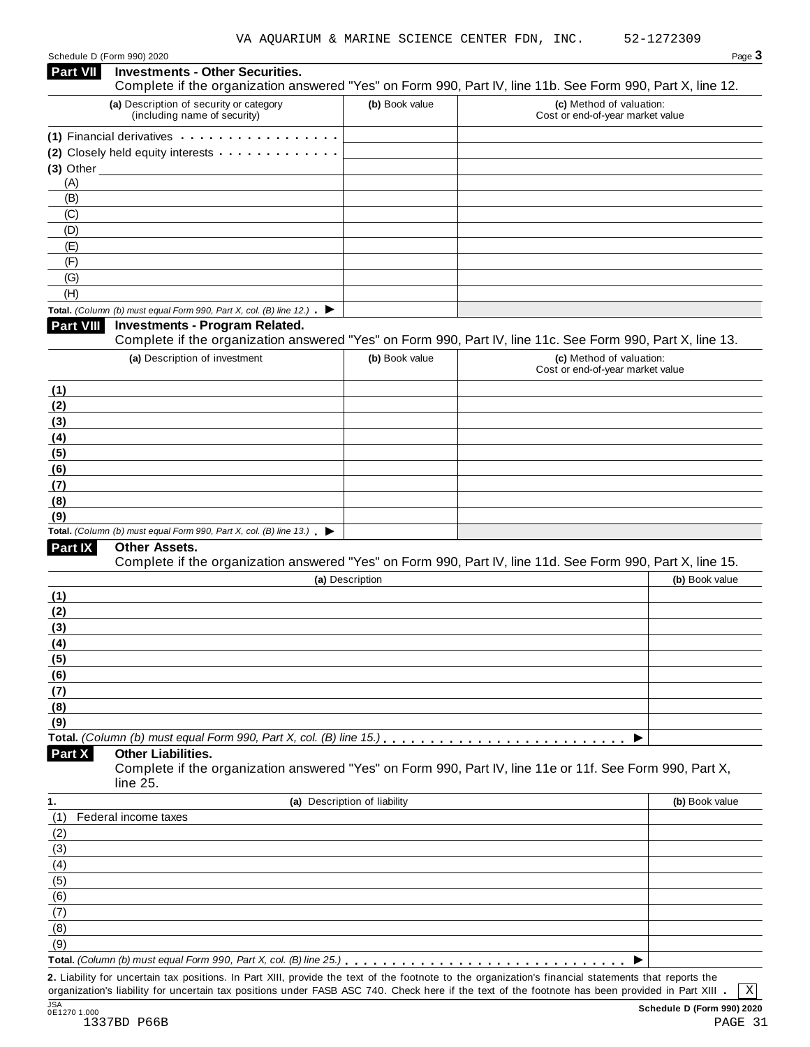VA AQUARIUM & MARINE SCIENCE CENTER FDN, INC. 52-1272309

Schedule D (Form 990) 2020

## Part VII Investments - Other Securities.

Complete if the organization answered "Yes" on Form 990, Part IV, line 11b. See Form 990, Part X, line 12.

| (a) Description of security or category (including name of security) | (b) Book value | (c) Method of valuation: Cost or end-of-year market value |
|---|---|---|
| (1) Financial derivatives | | |
| (2) Closely held equity interests | | |
| (3) Other | | |
| (A) | | |
| (B) | | |
| (C) | | |
| (D) | | |
| (E) | | |
| (F) | | |
| (G) | | |
| (H) | | |
| **Total.** *(Column (b) must equal Form 990, Part X, col. (B) line 12.)* ▶ | | |

## Part VIII Investments - Program Related.

Complete if the organization answered "Yes" on Form 990, Part IV, line 11c. See Form 990, Part X, line 13.

| (a) Description of investment | (b) Book value | (c) Method of valuation: Cost or end-of-year market value |
|---|---|---|
| (1) | | |
| (2) | | |
| (3) | | |
| (4) | | |
| (5) | | |
| (6) | | |
| (7) | | |
| (8) | | |
| (9) | | |
| **Total.** *(Column (b) must equal Form 990, Part X, col. (B) line 13.)* ▶ | | |

## Part IX Other Assets.

Complete if the organization answered "Yes" on Form 990, Part IV, line 11d. See Form 990, Part X, line 15.

| (a) Description | (b) Book value |
|---|---|
| (1) | |
| (2) | |
| (3) | |
| (4) | |
| (5) | |
| (6) | |
| (7) | |
| (8) | |
| (9) | |
| **Total.** *(Column (b) must equal Form 990, Part X, col. (B) line 15.)* ▶ | |

## Part X Other Liabilities.

Complete if the organization answered "Yes" on Form 990, Part IV, line 11e or 11f. See Form 990, Part X, line 25.

| 1. (a) Description of liability | (b) Book value |
|---|---|
| (1) Federal income taxes | |
| (2) | |
| (3) | |
| (4) | |
| (5) | |
| (6) | |
| (7) | |
| (8) | |
| (9) | |
| **Total.** *(Column (b) must equal Form 990, Part X, col. (B) line 25.)* ▶ | |

**2.** Liability for uncertain tax positions. In Part XIII, provide the text of the footnote to the organization's financial statements that reports the organization's liability for uncertain tax positions under FASB ASC 740. Check here if the text of the footnote has been provided in Part XIII . [X]

JSA 0E1270 1.000

**Schedule D (Form 990) 2020**

1337BD P66B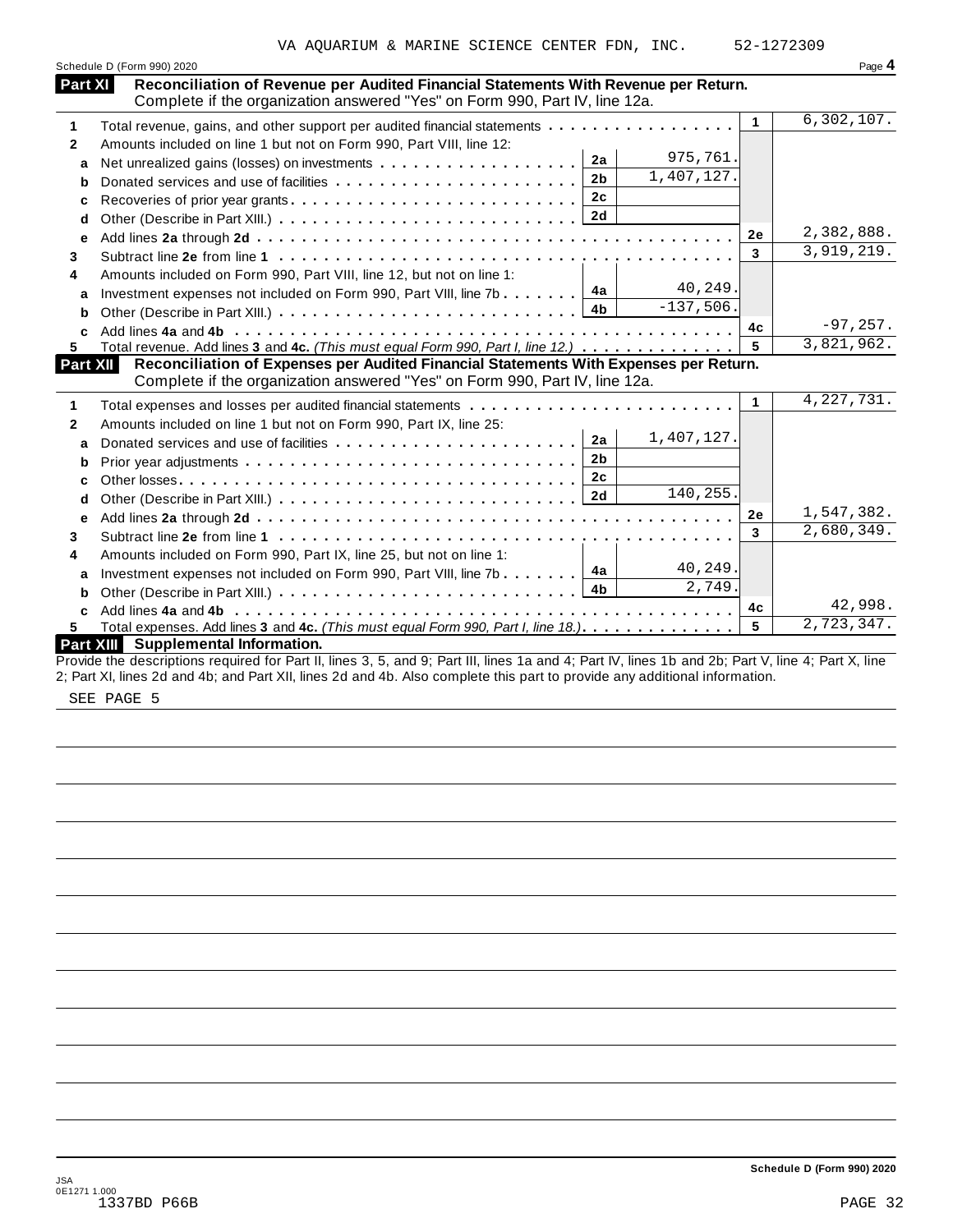VA AQUARIUM & MARINE SCIENCE CENTER FDN, INC. 52-1272309

Schedule D (Form 990) 2020 Page 4

## Part XI Reconciliation of Revenue per Audited Financial Statements With Revenue per Return.

Complete if the organization answered "Yes" on Form 990, Part IV, line 12a.

| | | | | | |
|---|---|---|---|---|---|
| 1 | Total revenue, gains, and other support per audited financial statements | | | 1 | 6,302,107. |
| 2 | Amounts included on line 1 but not on Form 990, Part VIII, line 12: | | | | |
| a | Net unrealized gains (losses) on investments | 2a | 975,761. | | |
| b | Donated services and use of facilities | 2b | 1,407,127. | | |
| c | Recoveries of prior year grants | 2c | | | |
| d | Other (Describe in Part XIII.) | 2d | | | |
| e | Add lines **2a** through **2d** | | | 2e | 2,382,888. |
| 3 | Subtract line **2e** from line **1** | | | 3 | 3,919,219. |
| 4 | Amounts included on Form 990, Part VIII, line 12, but not on line 1: | | | | |
| a | Investment expenses not included on Form 990, Part VIII, line 7b | 4a | 40,249. | | |
| b | Other (Describe in Part XIII.) | 4b | -137,506. | | |
| c | Add lines **4a** and **4b** | | | 4c | -97,257. |
| 5 | Total revenue. Add lines **3** and **4c.** *(This must equal Form 990, Part I, line 12.)* | | | 5 | 3,821,962. |

## Part XII Reconciliation of Expenses per Audited Financial Statements With Expenses per Return.

Complete if the organization answered "Yes" on Form 990, Part IV, line 12a.

| | | | | | |
|---|---|---|---|---|---|
| 1 | Total expenses and losses per audited financial statements | | | 1 | 4,227,731. |
| 2 | Amounts included on line 1 but not on Form 990, Part IX, line 25: | | | | |
| a | Donated services and use of facilities | 2a | 1,407,127. | | |
| b | Prior year adjustments | 2b | | | |
| c | Other losses | 2c | | | |
| d | Other (Describe in Part XIII.) | 2d | 140,255. | | |
| e | Add lines **2a** through **2d** | | | 2e | 1,547,382. |
| 3 | Subtract line **2e** from line **1** | | | 3 | 2,680,349. |
| 4 | Amounts included on Form 990, Part IX, line 25, but not on line 1: | | | | |
| a | Investment expenses not included on Form 990, Part VIII, line 7b | 4a | 40,249. | | |
| b | Other (Describe in Part XIII.) | 4b | 2,749. | | |
| c | Add lines **4a** and **4b** | | | 4c | 42,998. |
| 5 | Total expenses. Add lines **3** and **4c.** *(This must equal Form 990, Part I, line 18.)* | | | 5 | 2,723,347. |

## Part XIII Supplemental Information.

Provide the descriptions required for Part II, lines 3, 5, and 9; Part III, lines 1a and 4; Part IV, lines 1b and 2b; Part V, line 4; Part X, line 2; Part XI, lines 2d and 4b; and Part XII, lines 2d and 4b. Also complete this part to provide any additional information.

SEE PAGE 5

Schedule D (Form 990) 2020

JSA
0E1271 1.000
1337BD P66B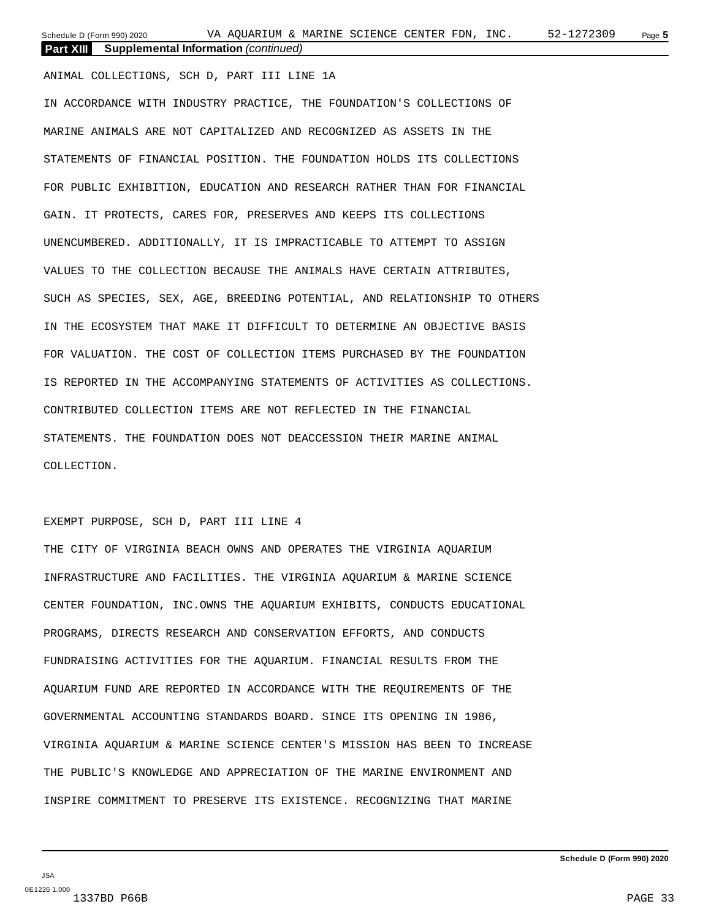**Part XIII Supplemental Information** *(continued)*

ANIMAL COLLECTIONS, SCH D, PART III LINE 1A

IN ACCORDANCE WITH INDUSTRY PRACTICE, THE FOUNDATION'S COLLECTIONS OF MARINE ANIMALS ARE NOT CAPITALIZED AND RECOGNIZED AS ASSETS IN THE STATEMENTS OF FINANCIAL POSITION. THE FOUNDATION HOLDS ITS COLLECTIONS FOR PUBLIC EXHIBITION, EDUCATION AND RESEARCH RATHER THAN FOR FINANCIAL GAIN. IT PROTECTS, CARES FOR, PRESERVES AND KEEPS ITS COLLECTIONS UNENCUMBERED. ADDITIONALLY, IT IS IMPRACTICABLE TO ATTEMPT TO ASSIGN VALUES TO THE COLLECTION BECAUSE THE ANIMALS HAVE CERTAIN ATTRIBUTES, SUCH AS SPECIES, SEX, AGE, BREEDING POTENTIAL, AND RELATIONSHIP TO OTHERS IN THE ECOSYSTEM THAT MAKE IT DIFFICULT TO DETERMINE AN OBJECTIVE BASIS FOR VALUATION. THE COST OF COLLECTION ITEMS PURCHASED BY THE FOUNDATION IS REPORTED IN THE ACCOMPANYING STATEMENTS OF ACTIVITIES AS COLLECTIONS. CONTRIBUTED COLLECTION ITEMS ARE NOT REFLECTED IN THE FINANCIAL STATEMENTS. THE FOUNDATION DOES NOT DEACCESSION THEIR MARINE ANIMAL COLLECTION.

EXEMPT PURPOSE, SCH D, PART III LINE 4

THE CITY OF VIRGINIA BEACH OWNS AND OPERATES THE VIRGINIA AQUARIUM INFRASTRUCTURE AND FACILITIES. THE VIRGINIA AQUARIUM & MARINE SCIENCE CENTER FOUNDATION, INC.OWNS THE AQUARIUM EXHIBITS, CONDUCTS EDUCATIONAL PROGRAMS, DIRECTS RESEARCH AND CONSERVATION EFFORTS, AND CONDUCTS FUNDRAISING ACTIVITIES FOR THE AQUARIUM. FINANCIAL RESULTS FROM THE AQUARIUM FUND ARE REPORTED IN ACCORDANCE WITH THE REQUIREMENTS OF THE GOVERNMENTAL ACCOUNTING STANDARDS BOARD. SINCE ITS OPENING IN 1986, VIRGINIA AQUARIUM & MARINE SCIENCE CENTER'S MISSION HAS BEEN TO INCREASE THE PUBLIC'S KNOWLEDGE AND APPRECIATION OF THE MARINE ENVIRONMENT AND INSPIRE COMMITMENT TO PRESERVE ITS EXISTENCE. RECOGNIZING THAT MARINE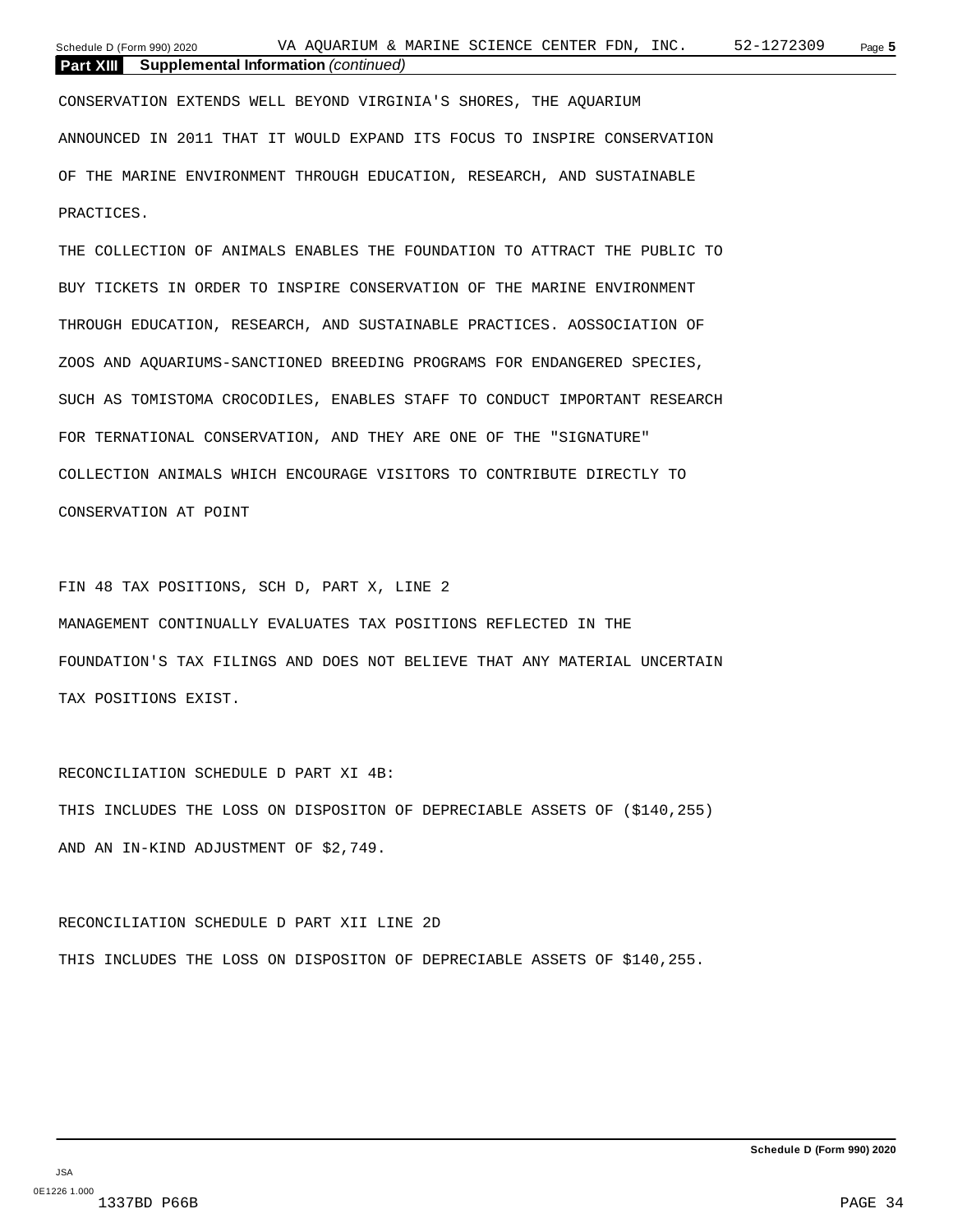**Part XIII Supplemental Information** *(continued)*

CONSERVATION EXTENDS WELL BEYOND VIRGINIA'S SHORES, THE AQUARIUM ANNOUNCED IN 2011 THAT IT WOULD EXPAND ITS FOCUS TO INSPIRE CONSERVATION OF THE MARINE ENVIRONMENT THROUGH EDUCATION, RESEARCH, AND SUSTAINABLE PRACTICES.

THE COLLECTION OF ANIMALS ENABLES THE FOUNDATION TO ATTRACT THE PUBLIC TO BUY TICKETS IN ORDER TO INSPIRE CONSERVATION OF THE MARINE ENVIRONMENT THROUGH EDUCATION, RESEARCH, AND SUSTAINABLE PRACTICES. AOSSOCIATION OF ZOOS AND AQUARIUMS-SANCTIONED BREEDING PROGRAMS FOR ENDANGERED SPECIES, SUCH AS TOMISTOMA CROCODILES, ENABLES STAFF TO CONDUCT IMPORTANT RESEARCH FOR TERNATIONAL CONSERVATION, AND THEY ARE ONE OF THE "SIGNATURE" COLLECTION ANIMALS WHICH ENCOURAGE VISITORS TO CONTRIBUTE DIRECTLY TO CONSERVATION AT POINT

FIN 48 TAX POSITIONS, SCH D, PART X, LINE 2

MANAGEMENT CONTINUALLY EVALUATES TAX POSITIONS REFLECTED IN THE FOUNDATION'S TAX FILINGS AND DOES NOT BELIEVE THAT ANY MATERIAL UNCERTAIN TAX POSITIONS EXIST.

RECONCILIATION SCHEDULE D PART XI 4B:

THIS INCLUDES THE LOSS ON DISPOSITON OF DEPRECIABLE ASSETS OF ($140,255) AND AN IN-KIND ADJUSTMENT OF $2,749.

RECONCILIATION SCHEDULE D PART XII LINE 2D

THIS INCLUDES THE LOSS ON DISPOSITON OF DEPRECIABLE ASSETS OF $140,255.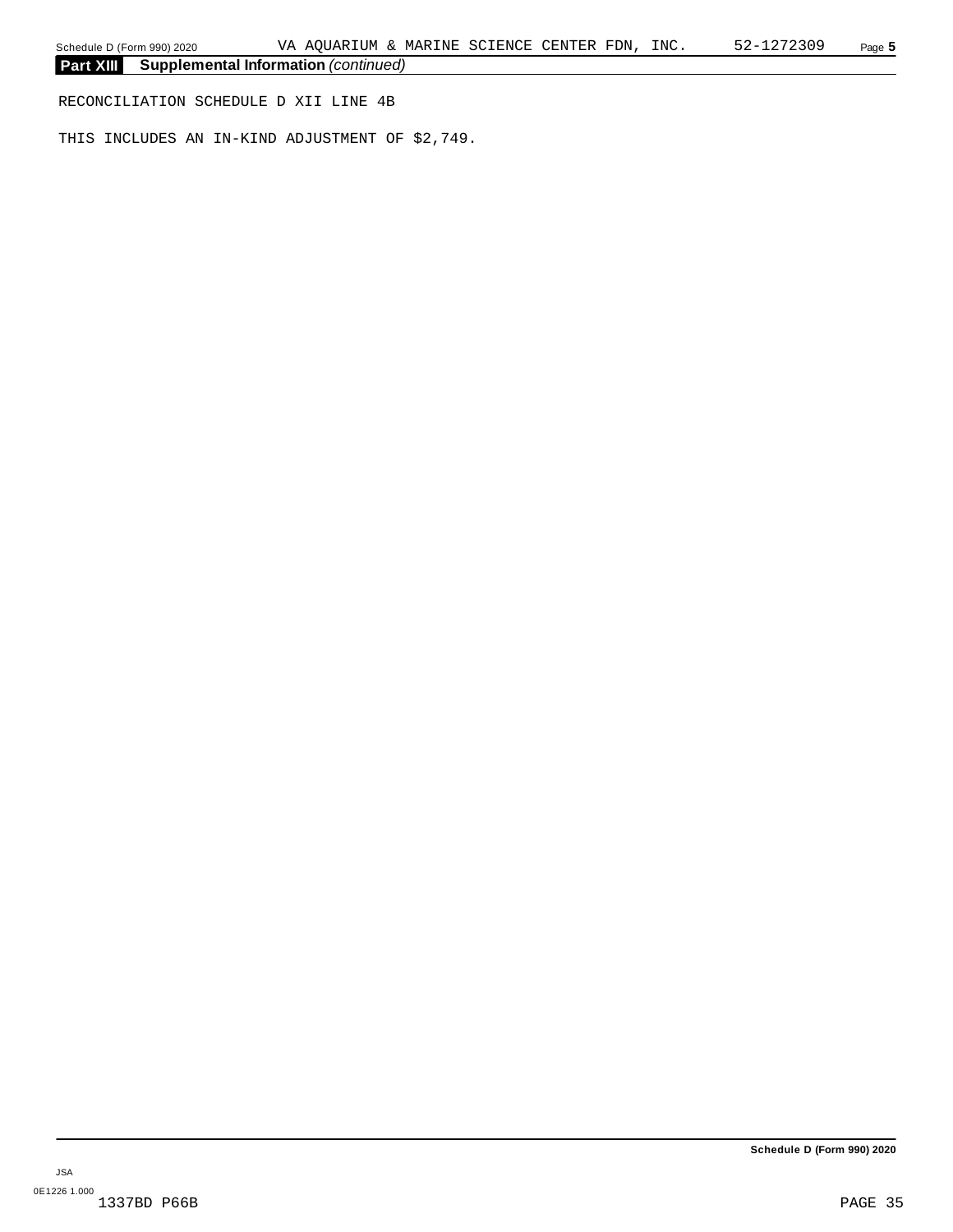**Part XIII** **Supplemental Information** *(continued)*

RECONCILIATION SCHEDULE D XII LINE 4B

THIS INCLUDES AN IN-KIND ADJUSTMENT OF $2,749.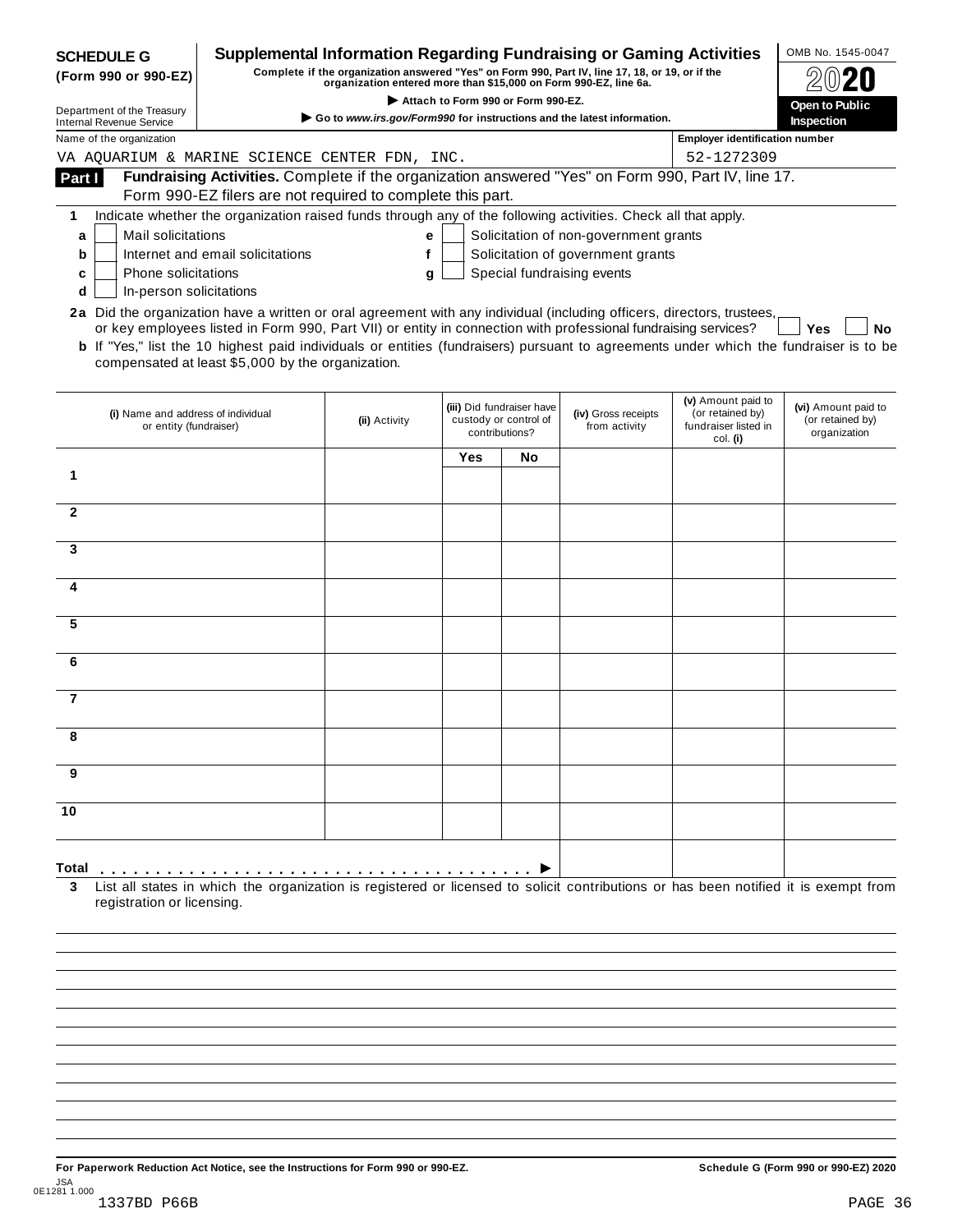**SCHEDULE G**
**(Form 990 or 990-EZ)**

Department of the Treasury
Internal Revenue Service

# Supplemental Information Regarding Fundraising or Gaming Activities

**Complete if the organization answered "Yes" on Form 990, Part IV, line 17, 18, or 19, or if the organization entered more than $15,000 on Form 990-EZ, line 6a.**

▶ **Attach to Form 990 or Form 990-EZ.**

▶ **Go to www.irs.gov/Form990 for instructions and the latest information.**

OMB No. 1545-0047

**2020**

**Open to Public Inspection**

Name of the organization: VA AQUARIUM & MARINE SCIENCE CENTER FDN, INC.

Employer identification number: 52-1272309

## Part I Fundraising Activities.

Complete if the organization answered "Yes" on Form 990, Part IV, line 17. Form 990-EZ filers are not required to complete this part.

**1** Indicate whether the organization raised funds through any of the following activities. Check all that apply.

- **a** ☐ Mail solicitations
- **b** ☐ Internet and email solicitations
- **c** ☐ Phone solicitations
- **d** ☐ In-person solicitations
- **e** ☐ Solicitation of non-government grants
- **f** ☐ Solicitation of government grants
- **g** ☐ Special fundraising events

**2a** Did the organization have a written or oral agreement with any individual (including officers, directors, trustees, or key employees listed in Form 990, Part VII) or entity in connection with professional fundraising services? ☐ **Yes** ☐ **No**

**b** If "Yes," list the 10 highest paid individuals or entities (fundraisers) pursuant to agreements under which the fundraiser is to be compensated at least $5,000 by the organization.

| | (i) Name and address of individual or entity (fundraiser) | (ii) Activity | (iii) Did fundraiser have custody or control of contributions? Yes | No | (iv) Gross receipts from activity | (v) Amount paid to (or retained by) fundraiser listed in col. (i) | (vi) Amount paid to (or retained by) organization |
|---|---|---|---|---|---|---|---|
| 1 | | | | | | | |
| 2 | | | | | | | |
| 3 | | | | | | | |
| 4 | | | | | | | |
| 5 | | | | | | | |
| 6 | | | | | | | |
| 7 | | | | | | | |
| 8 | | | | | | | |
| 9 | | | | | | | |
| 10 | | | | | | | |
| **Total** ▶ | | | | | | | |

**3** List all states in which the organization is registered or licensed to solicit contributions or has been notified it is exempt from registration or licensing.

**For Paperwork Reduction Act Notice, see the Instructions for Form 990 or 990-EZ.** **Schedule G (Form 990 or 990-EZ) 2020**

JSA
0E1281 1.000
1337BD P66B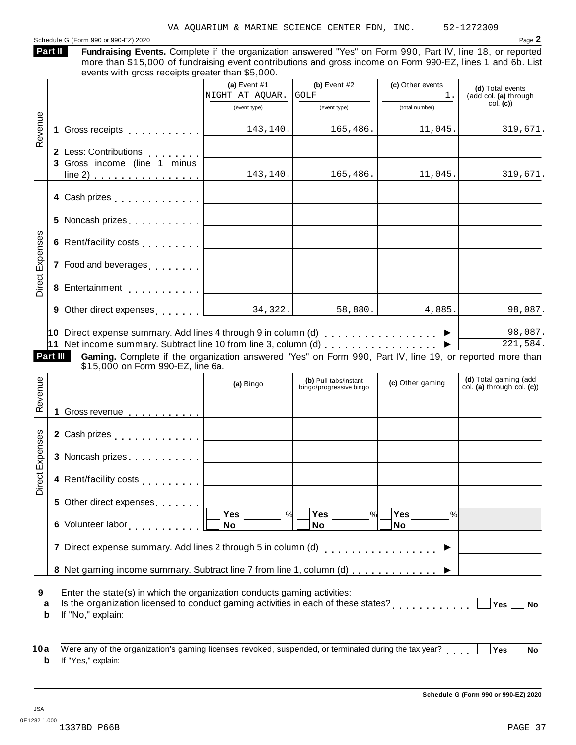VA AQUARIUM & MARINE SCIENCE CENTER FDN, INC. 52-1272309

Schedule G (Form 990 or 990-EZ) 2020

**Part II** **Fundraising Events.** Complete if the organization answered "Yes" on Form 990, Part IV, line 18, or reported more than $15,000 of fundraising event contributions and gross income on Form 990-EZ, lines 1 and 6b. List events with gross receipts greater than $5,000.

| | | (a) Event #1 NIGHT AT AQUAR. (event type) | (b) Event #2 GOLF (event type) | (c) Other events 1. (total number) | (d) Total events (add col. (a) through col. (c)) |
|---|---|---|---|---|---|
| Revenue | 1 Gross receipts | 143,140. | 165,486. | 11,045. | 319,671. |
| | 2 Less: Contributions | | | | |
| | 3 Gross income (line 1 minus line 2) | 143,140. | 165,486. | 11,045. | 319,671. |
| Direct Expenses | 4 Cash prizes | | | | |
| | 5 Noncash prizes | | | | |
| | 6 Rent/facility costs | | | | |
| | 7 Food and beverages | | | | |
| | 8 Entertainment | | | | |
| | 9 Other direct expenses | 34,322. | 58,880. | 4,885. | 98,087. |
| | 10 Direct expense summary. Add lines 4 through 9 in column (d) | | | | 98,087. |
| | 11 Net income summary. Subtract line 10 from line 3, column (d) | | | | 221,584. |

**Part III** **Gaming.** Complete if the organization answered "Yes" on Form 990, Part IV, line 19, or reported more than $15,000 on Form 990-EZ, line 6a.

| | | (a) Bingo | (b) Pull tabs/instant bingo/progressive bingo | (c) Other gaming | (d) Total gaming (add col. (a) through col. (c)) |
|---|---|---|---|---|---|
| Revenue | 1 Gross revenue | | | | |
| Direct Expenses | 2 Cash prizes | | | | |
| | 3 Noncash prizes | | | | |
| | 4 Rent/facility costs | | | | |
| | 5 Other direct expenses | | | | |
| | 6 Volunteer labor | Yes ___ % No | Yes ___ % No | Yes ___ % No | |
| | 7 Direct expense summary. Add lines 2 through 5 in column (d) | | | | |
| | 8 Net gaming income summary. Subtract line 7 from line 1, column (d) | | | | |

**9** Enter the state(s) in which the organization conducts gaming activities: ______

**a** Is the organization licensed to conduct gaming activities in each of these states? ☐ Yes ☐ No

**b** If "No," explain: ______

**10a** Were any of the organization's gaming licenses revoked, suspended, or terminated during the tax year? ☐ Yes ☐ No

**b** If "Yes," explain: ______

Schedule G (Form 990 or 990-EZ) 2020

JSA
0E1282 1.000
1337BD P66B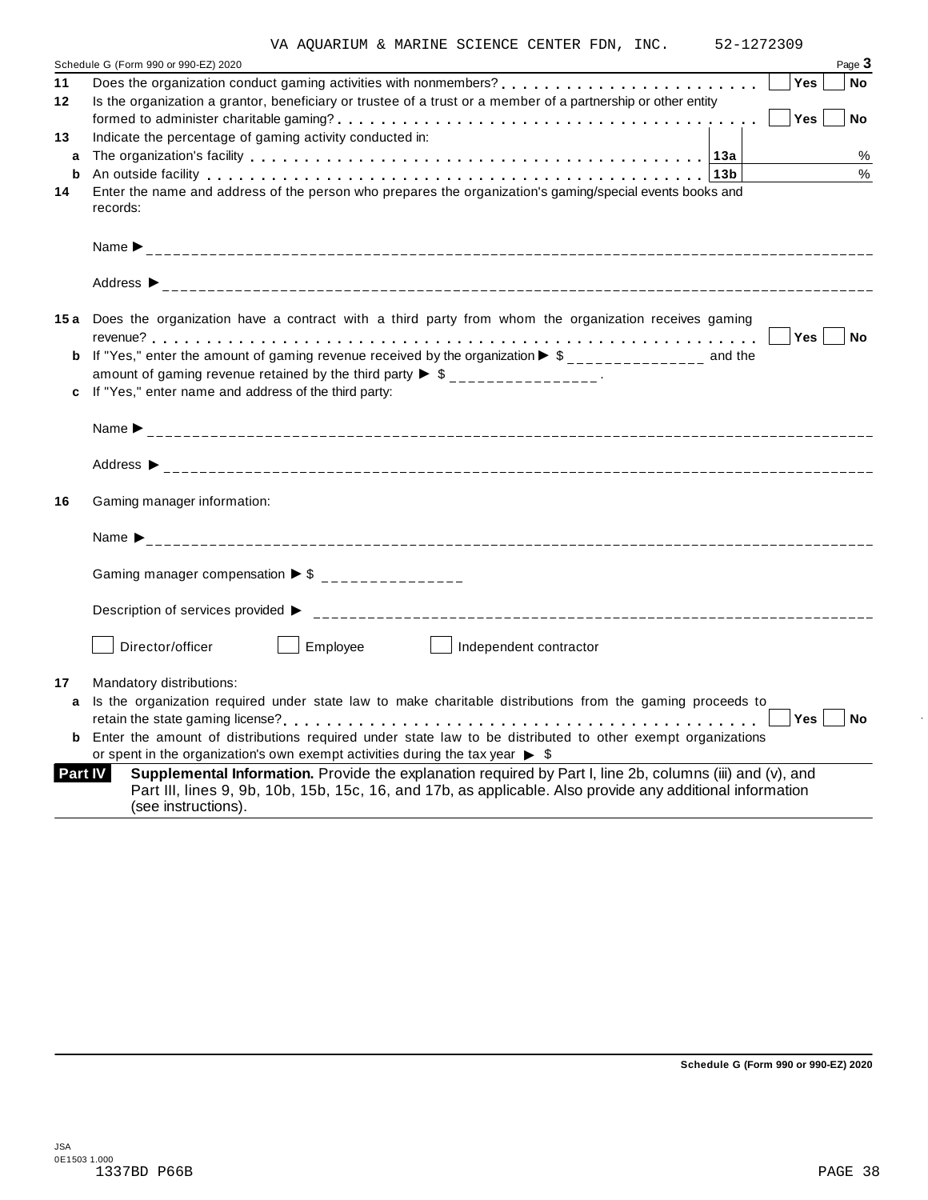VA AQUARIUM & MARINE SCIENCE CENTER FDN, INC. 52-1272309

Schedule G (Form 990 or 990-EZ) 2020

**11** Does the organization conduct gaming activities with nonmembers? ☐ Yes ☐ No

**12** Is the organization a grantor, beneficiary or trustee of a trust or a member of a partnership or other entity formed to administer charitable gaming? ☐ Yes ☐ No

**13** Indicate the percentage of gaming activity conducted in:

**a** The organization's facility . . . **13a** %

**b** An outside facility . . . **13b** %

**14** Enter the name and address of the person who prepares the organization's gaming/special events books and records:

Name ▶

Address ▶

**15a** Does the organization have a contract with a third party from whom the organization receives gaming revenue? ☐ Yes ☐ No

**b** If "Yes," enter the amount of gaming revenue received by the organization ▶ $ ______________ and the amount of gaming revenue retained by the third party ▶ $ ______________ .

**c** If "Yes," enter name and address of the third party:

Name ▶

Address ▶

**16** Gaming manager information:

Name ▶

Gaming manager compensation ▶ $ ______________

Description of services provided ▶

☐ Director/officer ☐ Employee ☐ Independent contractor

**17** Mandatory distributions:

**a** Is the organization required under state law to make charitable distributions from the gaming proceeds to retain the state gaming license? ☐ Yes ☐ No

**b** Enter the amount of distributions required under state law to be distributed to other exempt organizations or spent in the organization's own exempt activities during the tax year ▶ $

**Part IV** **Supplemental Information.** Provide the explanation required by Part I, line 2b, columns (iii) and (v), and Part III, lines 9, 9b, 10b, 15b, 15c, 16, and 17b, as applicable. Also provide any additional information (see instructions).

**Schedule G (Form 990 or 990-EZ) 2020**

JSA
0E1503 1.000
1337BD P66B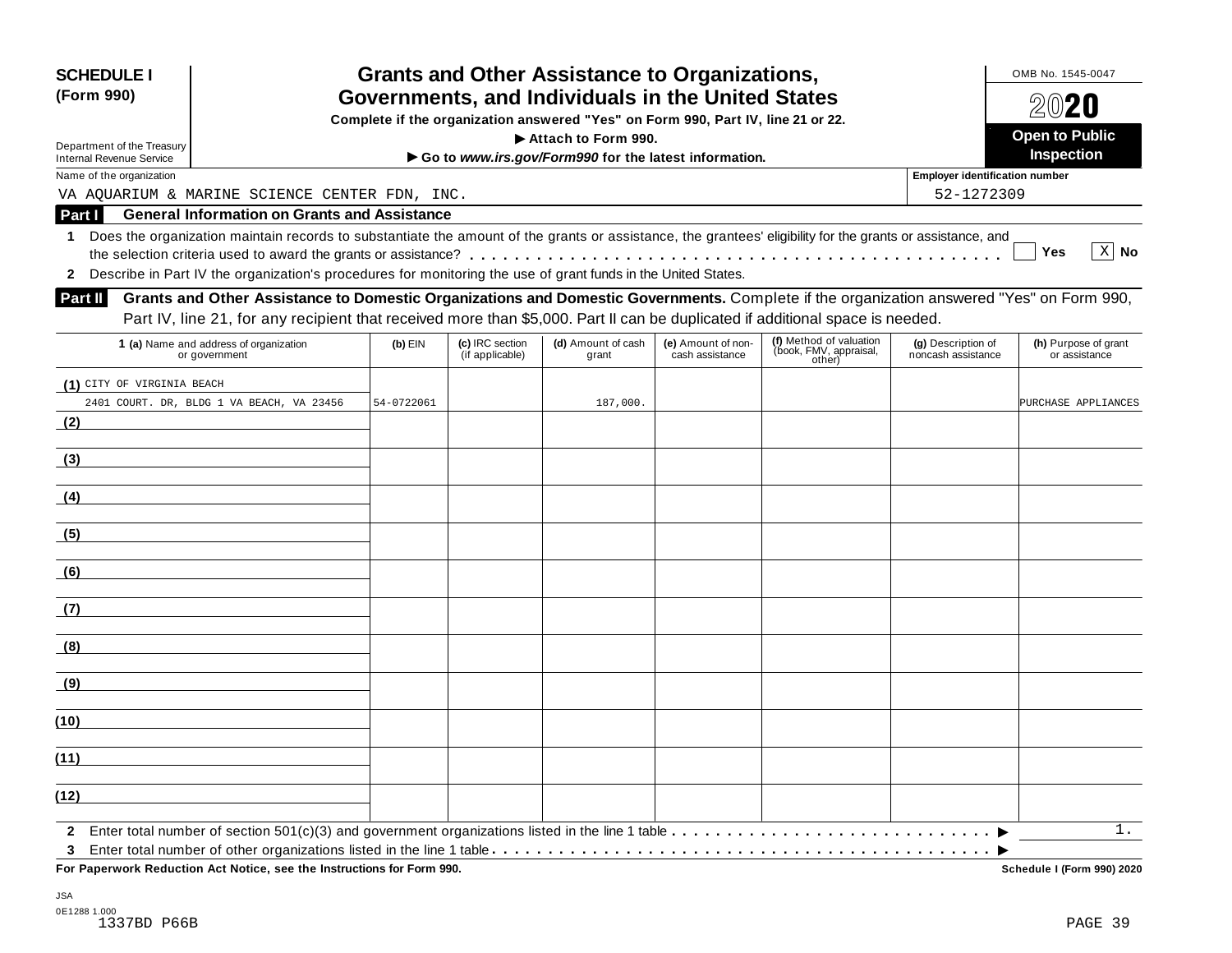**SCHEDULE I (Form 990)**

Department of the Treasury
Internal Revenue Service

# Grants and Other Assistance to Organizations, Governments, and Individuals in the United States

**Complete if the organization answered "Yes" on Form 990, Part IV, line 21 or 22.**
**▶ Attach to Form 990.**
**▶ Go to *www.irs.gov/Form990* for the latest information.**

OMB No. 1545-0047

**2020**

**Open to Public Inspection**

Name of the organization: VA AQUARIUM & MARINE SCIENCE CENTER FDN, INC.

Employer identification number: 52-1272309

## Part I General Information on Grants and Assistance

1 Does the organization maintain records to substantiate the amount of the grants or assistance, the grantees' eligibility for the grants or assistance, and the selection criteria used to award the grants or assistance? . . . . . . [ ] Yes [X] No

2 Describe in Part IV the organization's procedures for monitoring the use of grant funds in the United States.

## Part II Grants and Other Assistance to Domestic Organizations and Domestic Governments.

Complete if the organization answered "Yes" on Form 990, Part IV, line 21, for any recipient that received more than $5,000. Part II can be duplicated if additional space is needed.

| 1 (a) Name and address of organization or government | (b) EIN | (c) IRC section (if applicable) | (d) Amount of cash grant | (e) Amount of non-cash assistance | (f) Method of valuation (book, FMV, appraisal, other) | (g) Description of noncash assistance | (h) Purpose of grant or assistance |
|---|---|---|---|---|---|---|---|
| (1) CITY OF VIRGINIA BEACH 2401 COURT. DR, BLDG 1 VA BEACH, VA 23456 | 54-0722061 | | 187,000. | | | | PURCHASE APPLIANCES |
| (2) | | | | | | | |
| (3) | | | | | | | |
| (4) | | | | | | | |
| (5) | | | | | | | |
| (6) | | | | | | | |
| (7) | | | | | | | |
| (8) | | | | | | | |
| (9) | | | | | | | |
| (10) | | | | | | | |
| (11) | | | | | | | |
| (12) | | | | | | | |

2 Enter total number of section 501(c)(3) and government organizations listed in the line 1 table . . . . . . ▶ 1.

3 Enter total number of other organizations listed in the line 1 table . . . . . . ▶

**For Paperwork Reduction Act Notice, see the Instructions for Form 990.**

**Schedule I (Form 990) 2020**

JSA
0E1288 1.000
1337BD P66B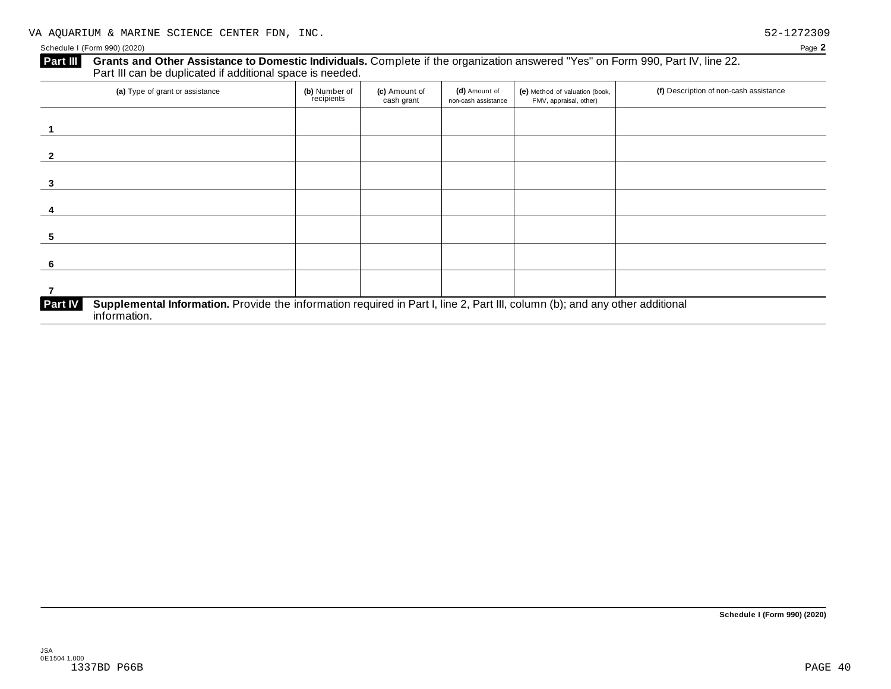VA AQUARIUM & MARINE SCIENCE CENTER FDN, INC. 52-1272309

Schedule I (Form 990) (2020)

**Part III** **Grants and Other Assistance to Domestic Individuals.** Complete if the organization answered "Yes" on Form 990, Part IV, line 22. Part III can be duplicated if additional space is needed.

| (a) Type of grant or assistance | (b) Number of recipients | (c) Amount of cash grant | (d) Amount of non-cash assistance | (e) Method of valuation (book, FMV, appraisal, other) | (f) Description of non-cash assistance |
|---|---|---|---|---|---|
| 1 | | | | | |
| 2 | | | | | |
| 3 | | | | | |
| 4 | | | | | |
| 5 | | | | | |
| 6 | | | | | |
| 7 | | | | | |

**Part IV** **Supplemental Information.** Provide the information required in Part I, line 2, Part III, column (b); and any other additional information.

Schedule I (Form 990) (2020)

JSA
0E1504 1.000
1337BD P66B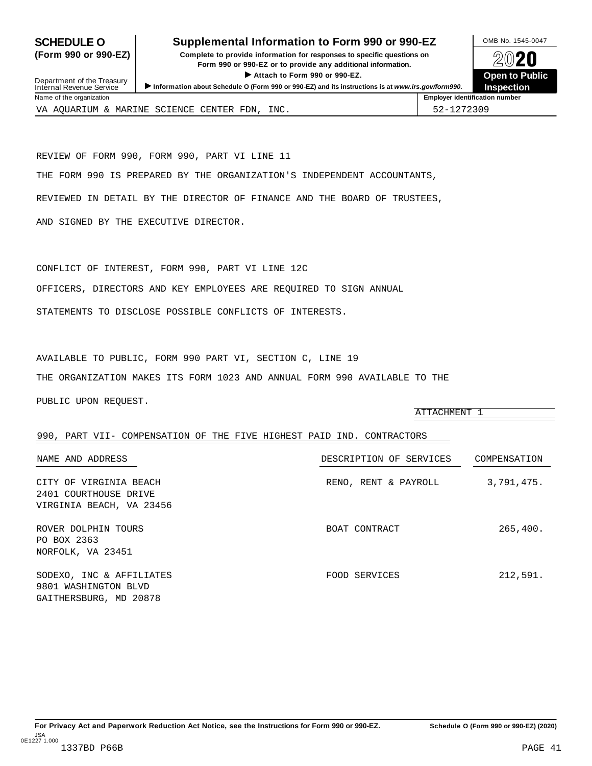**SCHEDULE O (Form 990 or 990-EZ)**

Department of the Treasury
Internal Revenue Service

# Supplemental Information to Form 990 or 990-EZ

**Complete to provide information for responses to specific questions on Form 990 or 990-EZ or to provide any additional information.**

▶ **Attach to Form 990 or 990-EZ.**

▶ **Information about Schedule O (Form 990 or 990-EZ) and its instructions is at** ***www.irs.gov/form990.***

OMB No. 1545-0047

**2020**

**Open to Public Inspection**

| Name of the organization | Employer identification number |
|---|---|
| VA AQUARIUM & MARINE SCIENCE CENTER FDN, INC. | 52-1272309 |

REVIEW OF FORM 990, FORM 990, PART VI LINE 11

THE FORM 990 IS PREPARED BY THE ORGANIZATION'S INDEPENDENT ACCOUNTANTS, REVIEWED IN DETAIL BY THE DIRECTOR OF FINANCE AND THE BOARD OF TRUSTEES, AND SIGNED BY THE EXECUTIVE DIRECTOR.

CONFLICT OF INTEREST, FORM 990, PART VI LINE 12C

OFFICERS, DIRECTORS AND KEY EMPLOYEES ARE REQUIRED TO SIGN ANNUAL STATEMENTS TO DISCLOSE POSSIBLE CONFLICTS OF INTERESTS.

AVAILABLE TO PUBLIC, FORM 990 PART VI, SECTION C, LINE 19

THE ORGANIZATION MAKES ITS FORM 1023 AND ANNUAL FORM 990 AVAILABLE TO THE PUBLIC UPON REQUEST.

ATTACHMENT 1

990, PART VII- COMPENSATION OF THE FIVE HIGHEST PAID IND. CONTRACTORS

| NAME AND ADDRESS | DESCRIPTION OF SERVICES | COMPENSATION |
|---|---|---|
| CITY OF VIRGINIA BEACH<br>2401 COURTHOUSE DRIVE<br>VIRGINIA BEACH, VA 23456 | RENO, RENT & PAYROLL | 3,791,475. |
| ROVER DOLPHIN TOURS<br>PO BOX 2363<br>NORFOLK, VA 23451 | BOAT CONTRACT | 265,400. |
| SODEXO, INC & AFFILIATES<br>9801 WASHINGTON BLVD<br>GAITHERSBURG, MD 20878 | FOOD SERVICES | 212,591. |

**For Privacy Act and Paperwork Reduction Act Notice, see the Instructions for Form 990 or 990-EZ.** **Schedule O (Form 990 or 990-EZ) (2020)**

JSA
0E1227 1.000
1337BD P66B